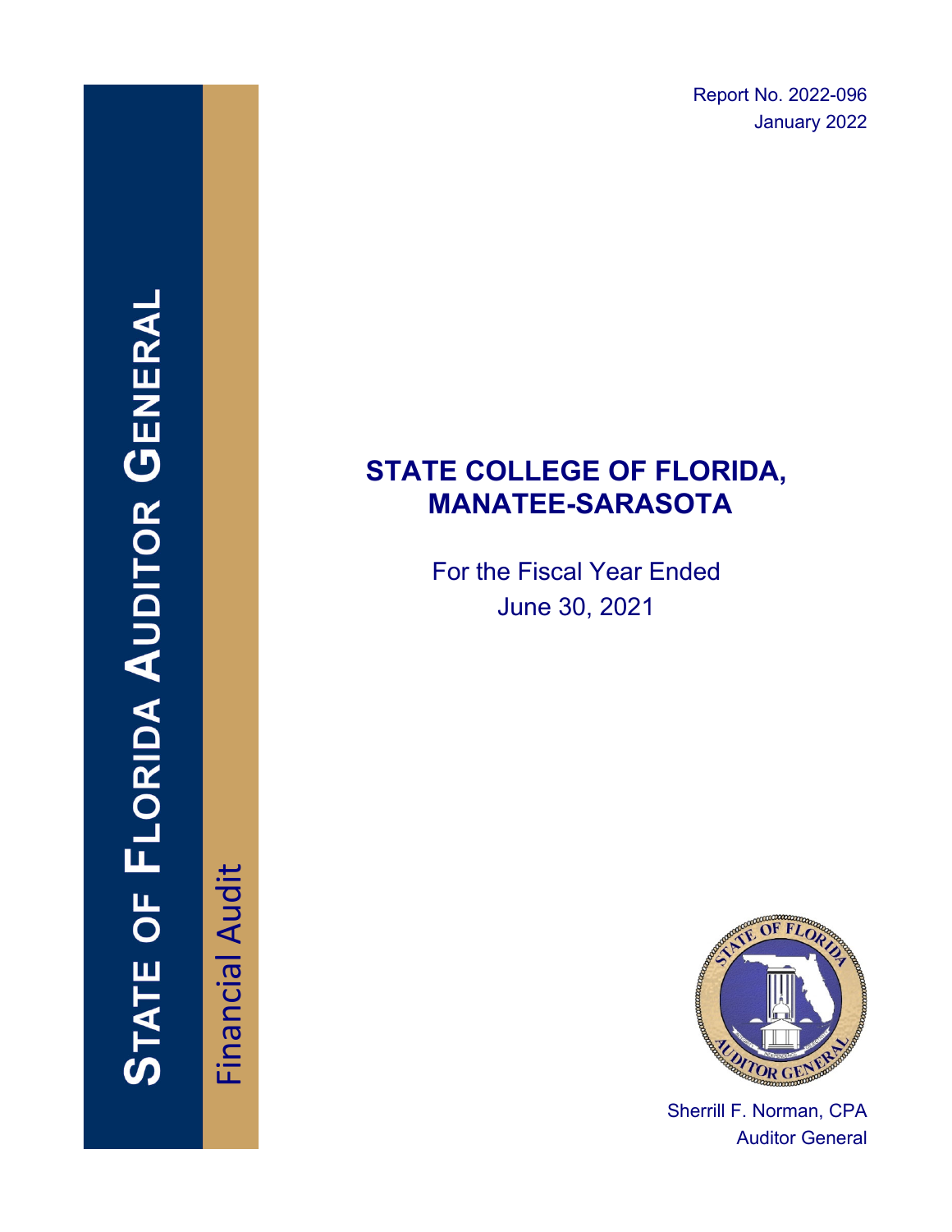STATE OF FLORIDA AUDITOR GENERAL

Financial Audit

Report No. 2022-096
January 2022

# STATE COLLEGE OF FLORIDA, MANATEE-SARASOTA

For the Fiscal Year Ended
June 30, 2021

Sherrill F. Norman, CPA
Auditor General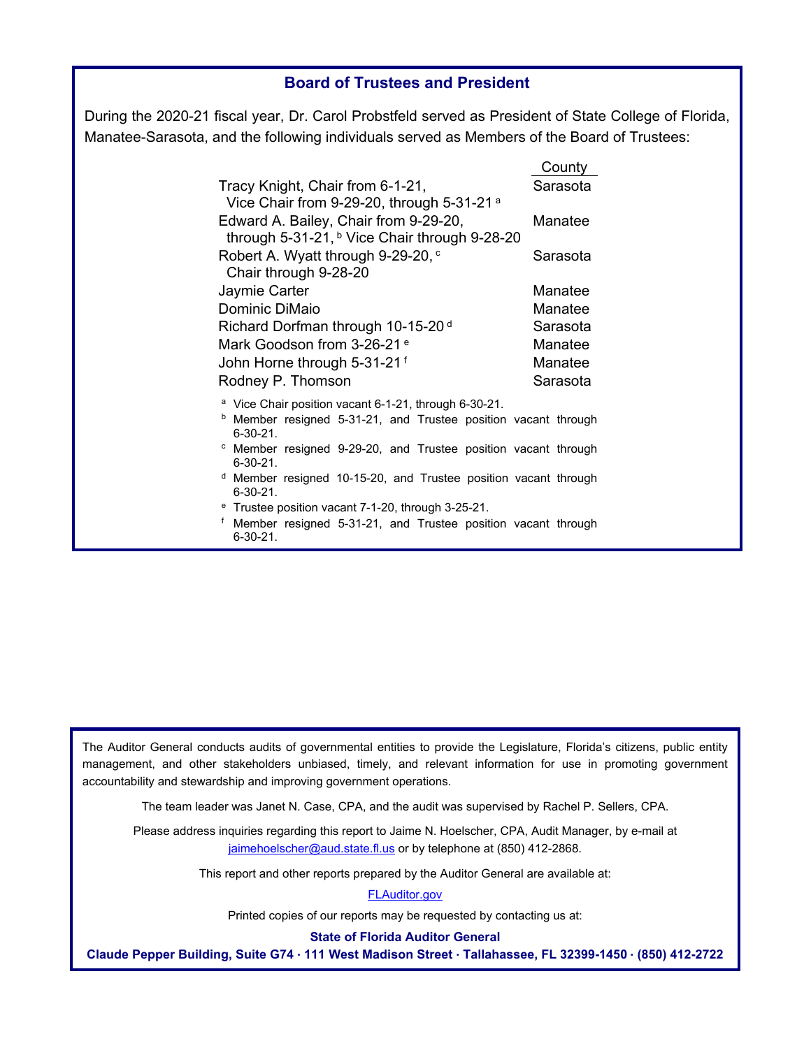## Board of Trustees and President

During the 2020-21 fiscal year, Dr. Carol Probstfeld served as President of State College of Florida, Manatee-Sarasota, and the following individuals served as Members of the Board of Trustees:

| | County |
|---|---|
| Tracy Knight, Chair from 6-1-21, Vice Chair from 9-29-20, through 5-31-21 [a] | Sarasota |
| Edward A. Bailey, Chair from 9-29-20, through 5-31-21, [b] Vice Chair through 9-28-20 | Manatee |
| Robert A. Wyatt through 9-29-20, [c] Chair through 9-28-20 | Sarasota |
| Jaymie Carter | Manatee |
| Dominic DiMaio | Manatee |
| Richard Dorfman through 10-15-20 [d] | Sarasota |
| Mark Goodson from 3-26-21 [e] | Manatee |
| John Horne through 5-31-21 [f] | Manatee |
| Rodney P. Thomson | Sarasota |

[a] Vice Chair position vacant 6-1-21, through 6-30-21.

[b] Member resigned 5-31-21, and Trustee position vacant through 6-30-21.

[c] Member resigned 9-29-20, and Trustee position vacant through 6-30-21.

[d] Member resigned 10-15-20, and Trustee position vacant through 6-30-21.

[e] Trustee position vacant 7-1-20, through 3-25-21.

[f] Member resigned 5-31-21, and Trustee position vacant through 6-30-21.

The Auditor General conducts audits of governmental entities to provide the Legislature, Florida's citizens, public entity management, and other stakeholders unbiased, timely, and relevant information for use in promoting government accountability and stewardship and improving government operations.

The team leader was Janet N. Case, CPA, and the audit was supervised by Rachel P. Sellers, CPA.

Please address inquiries regarding this report to Jaime N. Hoelscher, CPA, Audit Manager, by e-mail at jaimehoelscher@aud.state.fl.us or by telephone at (850) 412-2868.

This report and other reports prepared by the Auditor General are available at:

FLAuditor.gov

Printed copies of our reports may be requested by contacting us at:

**State of Florida Auditor General**

**Claude Pepper Building, Suite G74 · 111 West Madison Street · Tallahassee, FL 32399-1450 · (850) 412-2722**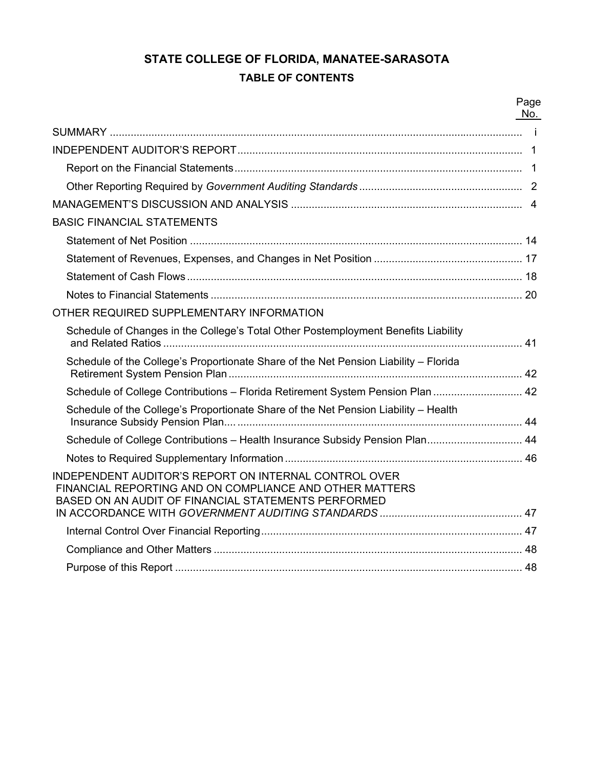# STATE COLLEGE OF FLORIDA, MANATEE-SARASOTA

## TABLE OF CONTENTS

| | Page No. |
|---|---|
| SUMMARY | i |
| INDEPENDENT AUDITOR'S REPORT | 1 |
| Report on the Financial Statements | 1 |
| Other Reporting Required by *Government Auditing Standards* | 2 |
| MANAGEMENT'S DISCUSSION AND ANALYSIS | 4 |
| BASIC FINANCIAL STATEMENTS | |
| Statement of Net Position | 14 |
| Statement of Revenues, Expenses, and Changes in Net Position | 17 |
| Statement of Cash Flows | 18 |
| Notes to Financial Statements | 20 |
| OTHER REQUIRED SUPPLEMENTARY INFORMATION | |
| Schedule of Changes in the College's Total Other Postemployment Benefits Liability and Related Ratios | 41 |
| Schedule of the College's Proportionate Share of the Net Pension Liability – Florida Retirement System Pension Plan | 42 |
| Schedule of College Contributions – Florida Retirement System Pension Plan | 42 |
| Schedule of the College's Proportionate Share of the Net Pension Liability – Health Insurance Subsidy Pension Plan | 44 |
| Schedule of College Contributions – Health Insurance Subsidy Pension Plan | 44 |
| Notes to Required Supplementary Information | 46 |
| INDEPENDENT AUDITOR'S REPORT ON INTERNAL CONTROL OVER FINANCIAL REPORTING AND ON COMPLIANCE AND OTHER MATTERS BASED ON AN AUDIT OF FINANCIAL STATEMENTS PERFORMED IN ACCORDANCE WITH *GOVERNMENT AUDITING STANDARDS* | 47 |
| Internal Control Over Financial Reporting | 47 |
| Compliance and Other Matters | 48 |
| Purpose of this Report | 48 |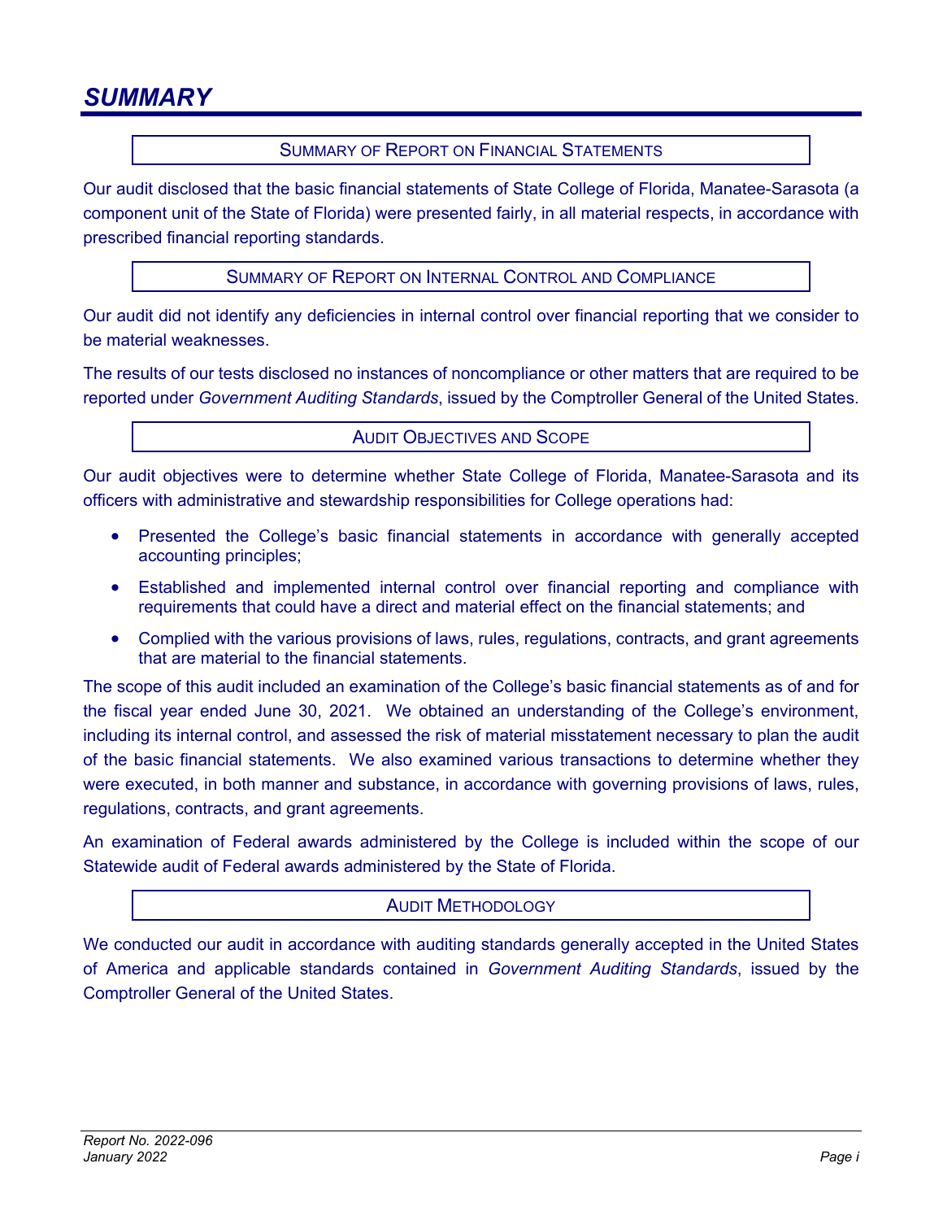# SUMMARY

## Summary of Report on Financial Statements

Our audit disclosed that the basic financial statements of State College of Florida, Manatee-Sarasota (a component unit of the State of Florida) were presented fairly, in all material respects, in accordance with prescribed financial reporting standards.

## Summary of Report on Internal Control and Compliance

Our audit did not identify any deficiencies in internal control over financial reporting that we consider to be material weaknesses.

The results of our tests disclosed no instances of noncompliance or other matters that are required to be reported under *Government Auditing Standards*, issued by the Comptroller General of the United States.

## Audit Objectives and Scope

Our audit objectives were to determine whether State College of Florida, Manatee-Sarasota and its officers with administrative and stewardship responsibilities for College operations had:

- Presented the College's basic financial statements in accordance with generally accepted accounting principles;
- Established and implemented internal control over financial reporting and compliance with requirements that could have a direct and material effect on the financial statements; and
- Complied with the various provisions of laws, rules, regulations, contracts, and grant agreements that are material to the financial statements.

The scope of this audit included an examination of the College's basic financial statements as of and for the fiscal year ended June 30, 2021. We obtained an understanding of the College's environment, including its internal control, and assessed the risk of material misstatement necessary to plan the audit of the basic financial statements. We also examined various transactions to determine whether they were executed, in both manner and substance, in accordance with governing provisions of laws, rules, regulations, contracts, and grant agreements.

An examination of Federal awards administered by the College is included within the scope of our Statewide audit of Federal awards administered by the State of Florida.

## Audit Methodology

We conducted our audit in accordance with auditing standards generally accepted in the United States of America and applicable standards contained in *Government Auditing Standards*, issued by the Comptroller General of the United States.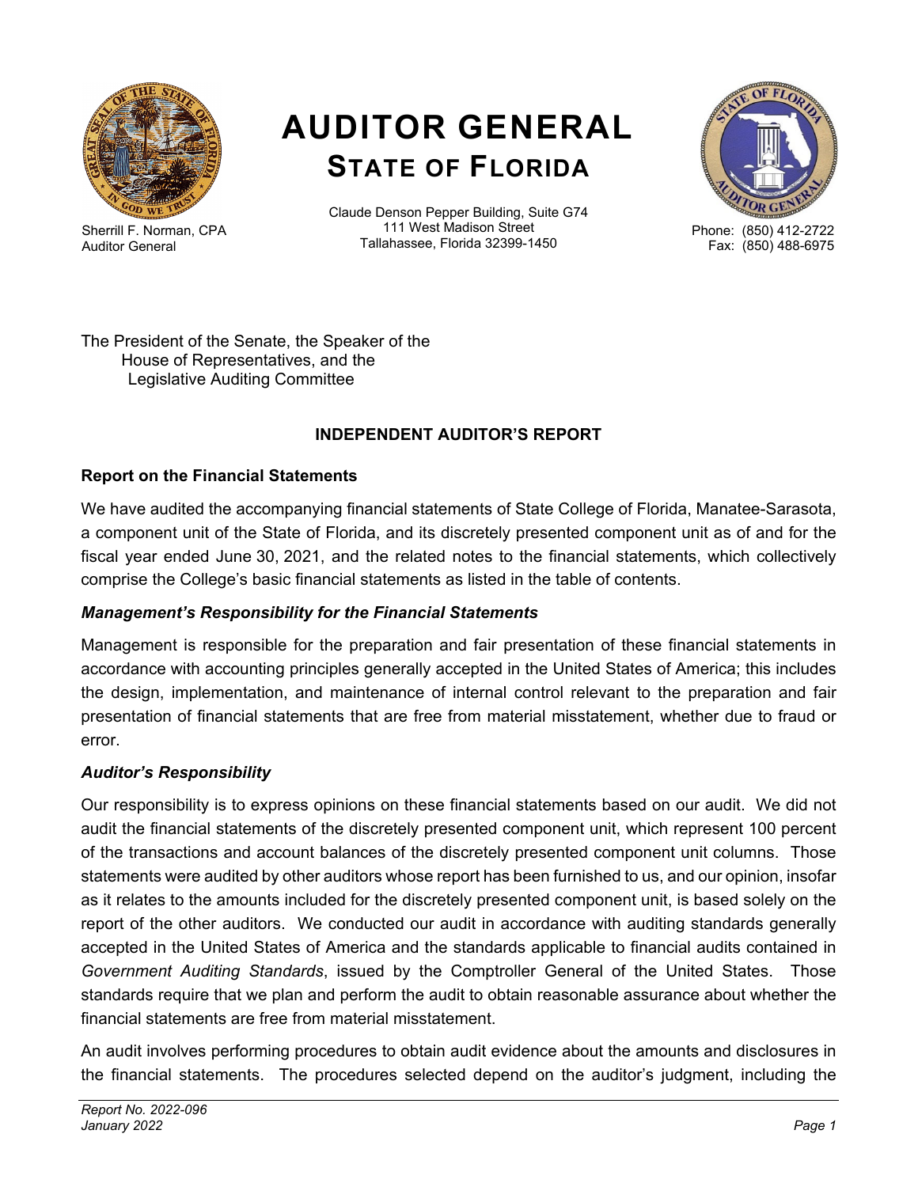# AUDITOR GENERAL
## STATE OF FLORIDA

Sherrill F. Norman, CPA
Auditor General

Claude Denson Pepper Building, Suite G74
111 West Madison Street
Tallahassee, Florida 32399-1450

Phone: (850) 412-2722
Fax: (850) 488-6975

The President of the Senate, the Speaker of the
House of Representatives, and the
Legislative Auditing Committee

### INDEPENDENT AUDITOR'S REPORT

**Report on the Financial Statements**

We have audited the accompanying financial statements of State College of Florida, Manatee-Sarasota, a component unit of the State of Florida, and its discretely presented component unit as of and for the fiscal year ended June 30, 2021, and the related notes to the financial statements, which collectively comprise the College's basic financial statements as listed in the table of contents.

***Management's Responsibility for the Financial Statements***

Management is responsible for the preparation and fair presentation of these financial statements in accordance with accounting principles generally accepted in the United States of America; this includes the design, implementation, and maintenance of internal control relevant to the preparation and fair presentation of financial statements that are free from material misstatement, whether due to fraud or error.

***Auditor's Responsibility***

Our responsibility is to express opinions on these financial statements based on our audit. We did not audit the financial statements of the discretely presented component unit, which represent 100 percent of the transactions and account balances of the discretely presented component unit columns. Those statements were audited by other auditors whose report has been furnished to us, and our opinion, insofar as it relates to the amounts included for the discretely presented component unit, is based solely on the report of the other auditors. We conducted our audit in accordance with auditing standards generally accepted in the United States of America and the standards applicable to financial audits contained in *Government Auditing Standards*, issued by the Comptroller General of the United States. Those standards require that we plan and perform the audit to obtain reasonable assurance about whether the financial statements are free from material misstatement.

An audit involves performing procedures to obtain audit evidence about the amounts and disclosures in the financial statements. The procedures selected depend on the auditor's judgment, including the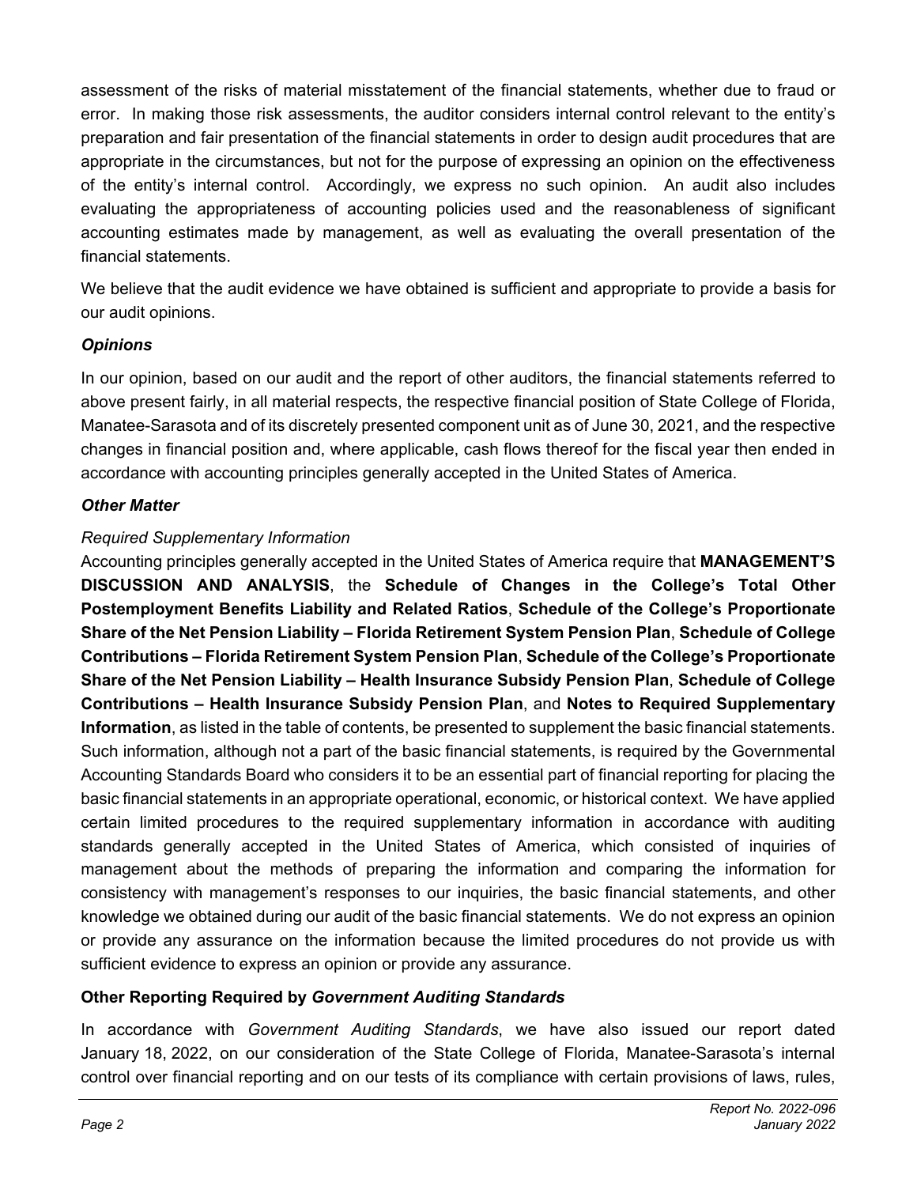assessment of the risks of material misstatement of the financial statements, whether due to fraud or error. In making those risk assessments, the auditor considers internal control relevant to the entity's preparation and fair presentation of the financial statements in order to design audit procedures that are appropriate in the circumstances, but not for the purpose of expressing an opinion on the effectiveness of the entity's internal control. Accordingly, we express no such opinion. An audit also includes evaluating the appropriateness of accounting policies used and the reasonableness of significant accounting estimates made by management, as well as evaluating the overall presentation of the financial statements.

We believe that the audit evidence we have obtained is sufficient and appropriate to provide a basis for our audit opinions.

***Opinions***

In our opinion, based on our audit and the report of other auditors, the financial statements referred to above present fairly, in all material respects, the respective financial position of State College of Florida, Manatee-Sarasota and of its discretely presented component unit as of June 30, 2021, and the respective changes in financial position and, where applicable, cash flows thereof for the fiscal year then ended in accordance with accounting principles generally accepted in the United States of America.

***Other Matter***

*Required Supplementary Information*

Accounting principles generally accepted in the United States of America require that **MANAGEMENT'S DISCUSSION AND ANALYSIS**, the **Schedule of Changes in the College's Total Other Postemployment Benefits Liability and Related Ratios**, **Schedule of the College's Proportionate Share of the Net Pension Liability – Florida Retirement System Pension Plan**, **Schedule of College Contributions – Florida Retirement System Pension Plan**, **Schedule of the College's Proportionate Share of the Net Pension Liability – Health Insurance Subsidy Pension Plan**, **Schedule of College Contributions – Health Insurance Subsidy Pension Plan**, and **Notes to Required Supplementary Information**, as listed in the table of contents, be presented to supplement the basic financial statements. Such information, although not a part of the basic financial statements, is required by the Governmental Accounting Standards Board who considers it to be an essential part of financial reporting for placing the basic financial statements in an appropriate operational, economic, or historical context. We have applied certain limited procedures to the required supplementary information in accordance with auditing standards generally accepted in the United States of America, which consisted of inquiries of management about the methods of preparing the information and comparing the information for consistency with management's responses to our inquiries, the basic financial statements, and other knowledge we obtained during our audit of the basic financial statements. We do not express an opinion or provide any assurance on the information because the limited procedures do not provide us with sufficient evidence to express an opinion or provide any assurance.

**Other Reporting Required by *Government Auditing Standards***

In accordance with *Government Auditing Standards*, we have also issued our report dated January 18, 2022, on our consideration of the State College of Florida, Manatee-Sarasota's internal control over financial reporting and on our tests of its compliance with certain provisions of laws, rules,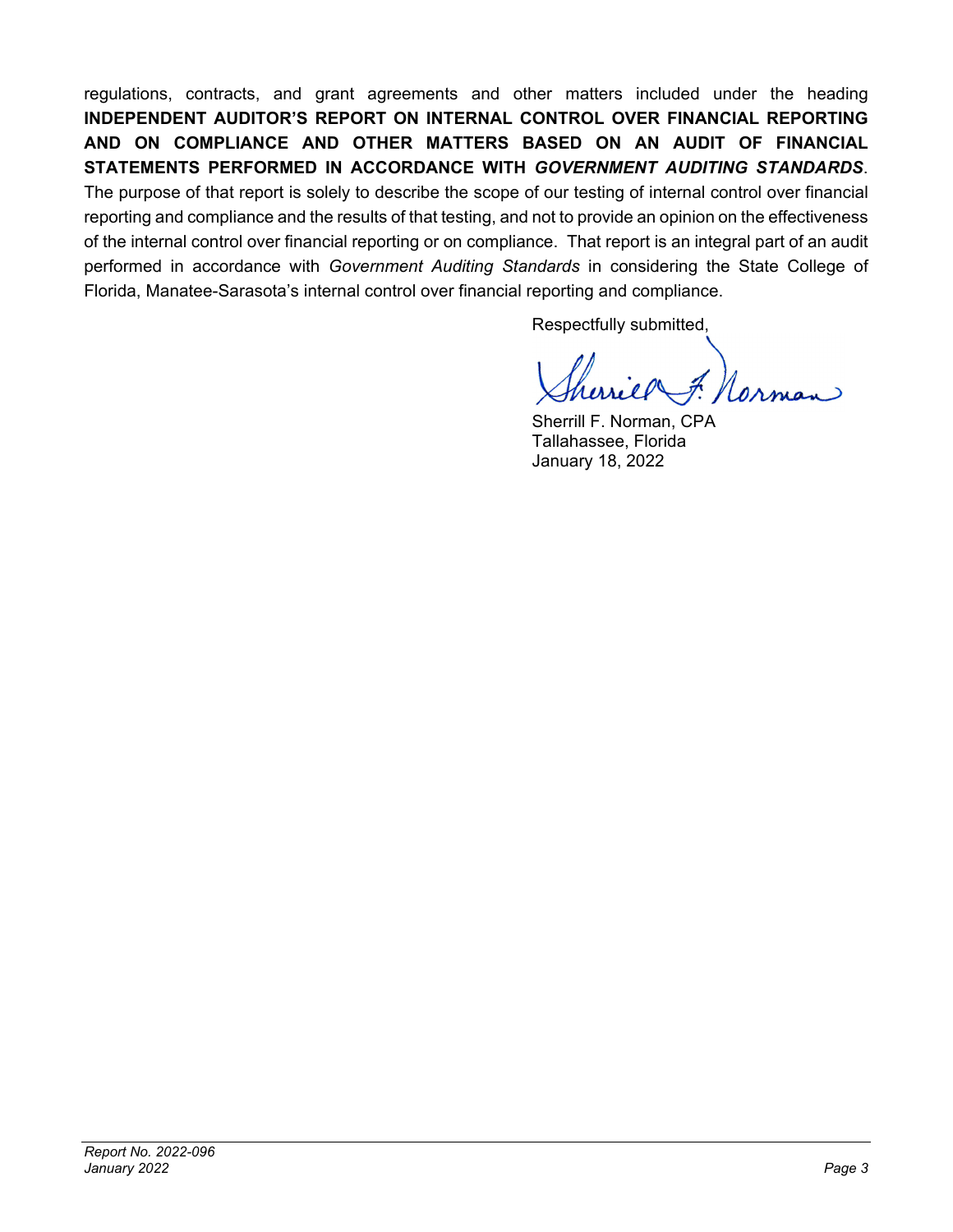regulations, contracts, and grant agreements and other matters included under the heading **INDEPENDENT AUDITOR'S REPORT ON INTERNAL CONTROL OVER FINANCIAL REPORTING AND ON COMPLIANCE AND OTHER MATTERS BASED ON AN AUDIT OF FINANCIAL STATEMENTS PERFORMED IN ACCORDANCE WITH *GOVERNMENT AUDITING STANDARDS***. The purpose of that report is solely to describe the scope of our testing of internal control over financial reporting and compliance and the results of that testing, and not to provide an opinion on the effectiveness of the internal control over financial reporting or on compliance. That report is an integral part of an audit performed in accordance with *Government Auditing Standards* in considering the State College of Florida, Manatee-Sarasota's internal control over financial reporting and compliance.

Respectfully submitted,

Sherrill F. Norman, CPA
Tallahassee, Florida
January 18, 2022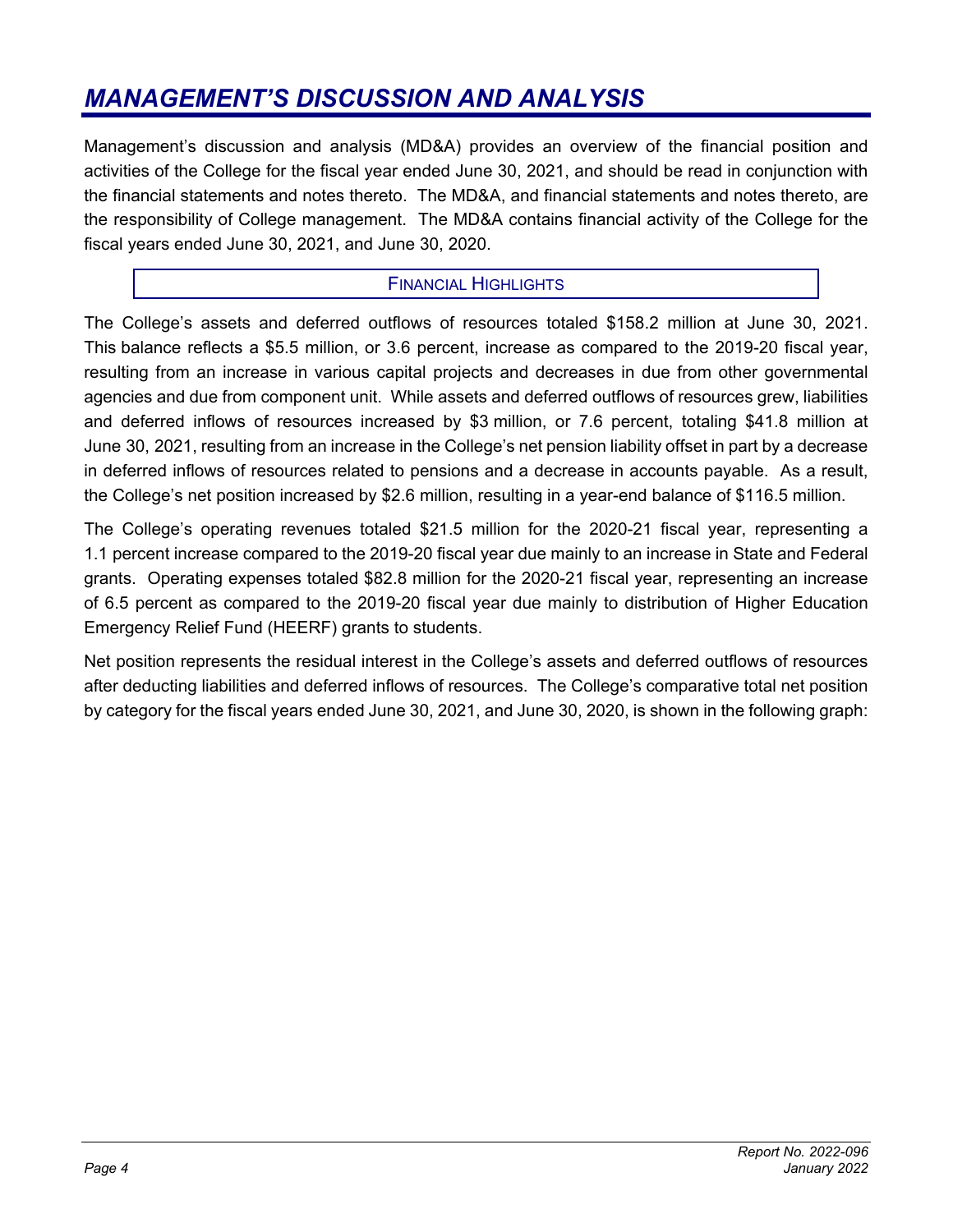# *MANAGEMENT'S DISCUSSION AND ANALYSIS*

Management's discussion and analysis (MD&A) provides an overview of the financial position and activities of the College for the fiscal year ended June 30, 2021, and should be read in conjunction with the financial statements and notes thereto. The MD&A, and financial statements and notes thereto, are the responsibility of College management. The MD&A contains financial activity of the College for the fiscal years ended June 30, 2021, and June 30, 2020.

## FINANCIAL HIGHLIGHTS

The College's assets and deferred outflows of resources totaled $158.2 million at June 30, 2021. This balance reflects a $5.5 million, or 3.6 percent, increase as compared to the 2019-20 fiscal year, resulting from an increase in various capital projects and decreases in due from other governmental agencies and due from component unit. While assets and deferred outflows of resources grew, liabilities and deferred inflows of resources increased by $3 million, or 7.6 percent, totaling $41.8 million at June 30, 2021, resulting from an increase in the College's net pension liability offset in part by a decrease in deferred inflows of resources related to pensions and a decrease in accounts payable. As a result, the College's net position increased by $2.6 million, resulting in a year-end balance of $116.5 million.

The College's operating revenues totaled $21.5 million for the 2020-21 fiscal year, representing a 1.1 percent increase compared to the 2019-20 fiscal year due mainly to an increase in State and Federal grants. Operating expenses totaled $82.8 million for the 2020-21 fiscal year, representing an increase of 6.5 percent as compared to the 2019-20 fiscal year due mainly to distribution of Higher Education Emergency Relief Fund (HEERF) grants to students.

Net position represents the residual interest in the College's assets and deferred outflows of resources after deducting liabilities and deferred inflows of resources. The College's comparative total net position by category for the fiscal years ended June 30, 2021, and June 30, 2020, is shown in the following graph: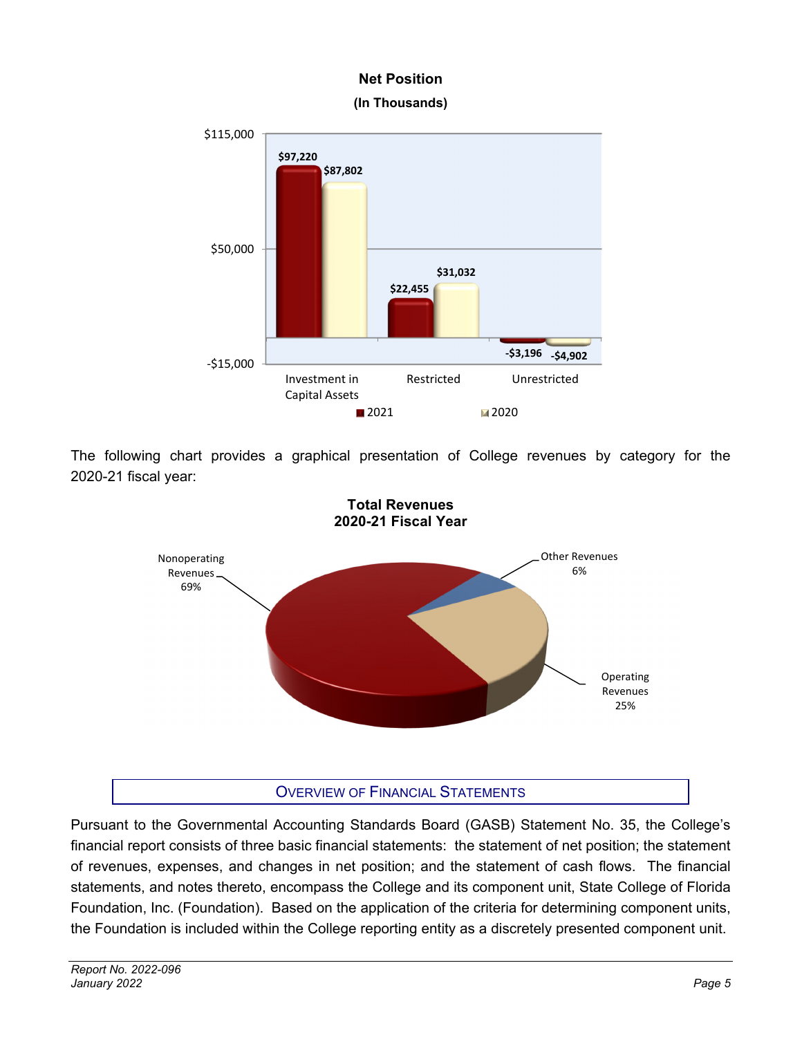**Net Position**
**(In Thousands)**

| | 2021 | 2020 |
|---|---|---|
| Investment in Capital Assets | $97,220 | $87,802 |
| Restricted | $22,455 | $31,032 |
| Unrestricted | -$3,196 | -$4,902 |

The following chart provides a graphical presentation of College revenues by category for the 2020-21 fiscal year:

**Total Revenues**
**2020-21 Fiscal Year**

| Category | Percentage |
|---|---|
| Nonoperating Revenues | 69% |
| Operating Revenues | 25% |
| Other Revenues | 6% |

## Overview of Financial Statements

Pursuant to the Governmental Accounting Standards Board (GASB) Statement No. 35, the College's financial report consists of three basic financial statements: the statement of net position; the statement of revenues, expenses, and changes in net position; and the statement of cash flows. The financial statements, and notes thereto, encompass the College and its component unit, State College of Florida Foundation, Inc. (Foundation). Based on the application of the criteria for determining component units, the Foundation is included within the College reporting entity as a discretely presented component unit.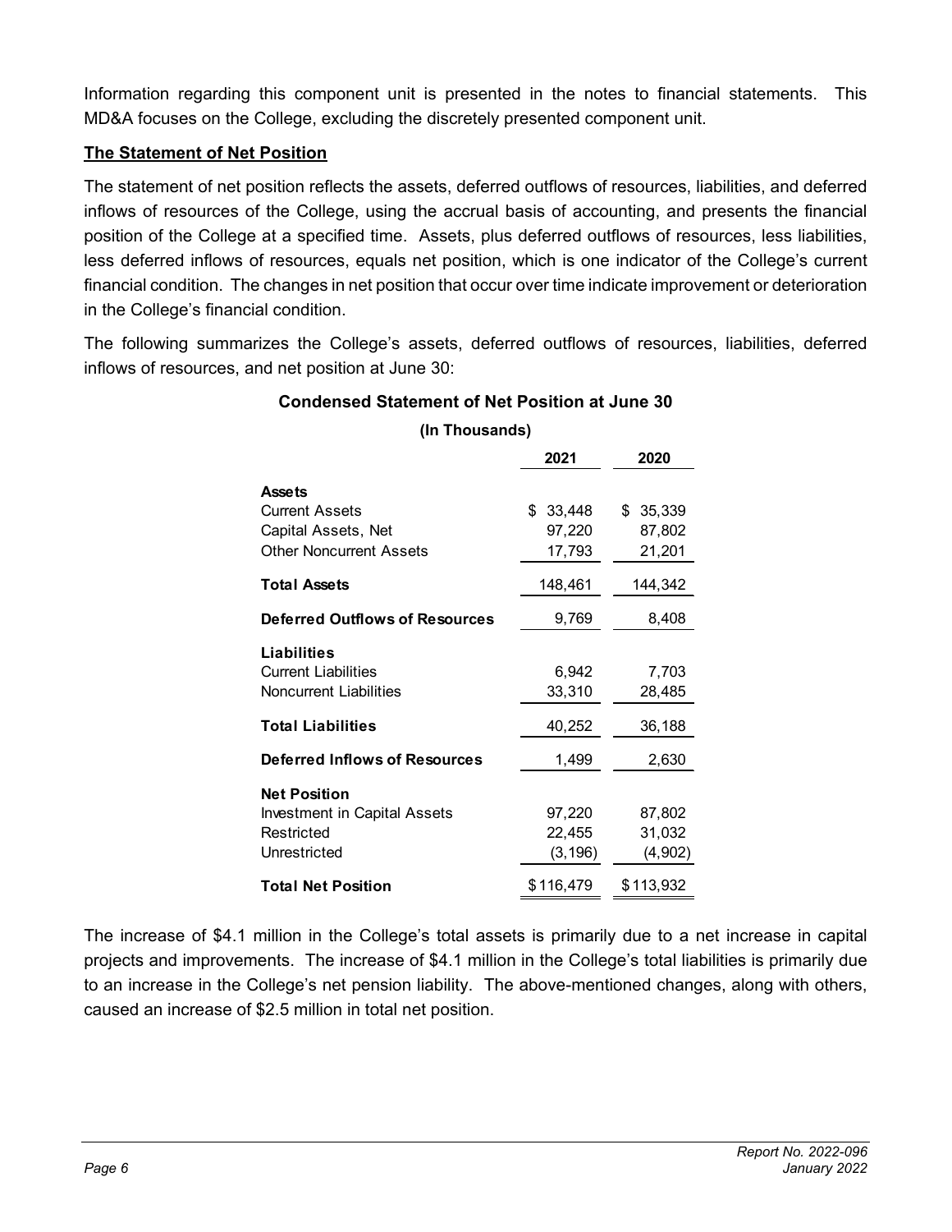Information regarding this component unit is presented in the notes to financial statements. This MD&A focuses on the College, excluding the discretely presented component unit.

**The Statement of Net Position**

The statement of net position reflects the assets, deferred outflows of resources, liabilities, and deferred inflows of resources of the College, using the accrual basis of accounting, and presents the financial position of the College at a specified time. Assets, plus deferred outflows of resources, less liabilities, less deferred inflows of resources, equals net position, which is one indicator of the College's current financial condition. The changes in net position that occur over time indicate improvement or deterioration in the College's financial condition.

The following summarizes the College's assets, deferred outflows of resources, liabilities, deferred inflows of resources, and net position at June 30:

**Condensed Statement of Net Position at June 30**

**(In Thousands)**

| | 2021 | 2020 |
|---|---|---|
| **Assets** | | |
| Current Assets | $ 33,448 | $ 35,339 |
| Capital Assets, Net | 97,220 | 87,802 |
| Other Noncurrent Assets | 17,793 | 21,201 |
| **Total Assets** | 148,461 | 144,342 |
| **Deferred Outflows of Resources** | 9,769 | 8,408 |
| **Liabilities** | | |
| Current Liabilities | 6,942 | 7,703 |
| Noncurrent Liabilities | 33,310 | 28,485 |
| **Total Liabilities** | 40,252 | 36,188 |
| **Deferred Inflows of Resources** | 1,499 | 2,630 |
| **Net Position** | | |
| Investment in Capital Assets | 97,220 | 87,802 |
| Restricted | 22,455 | 31,032 |
| Unrestricted | (3,196) | (4,902) |
| **Total Net Position** | $116,479 | $113,932 |

The increase of $4.1 million in the College's total assets is primarily due to a net increase in capital projects and improvements. The increase of $4.1 million in the College's total liabilities is primarily due to an increase in the College's net pension liability. The above-mentioned changes, along with others, caused an increase of $2.5 million in total net position.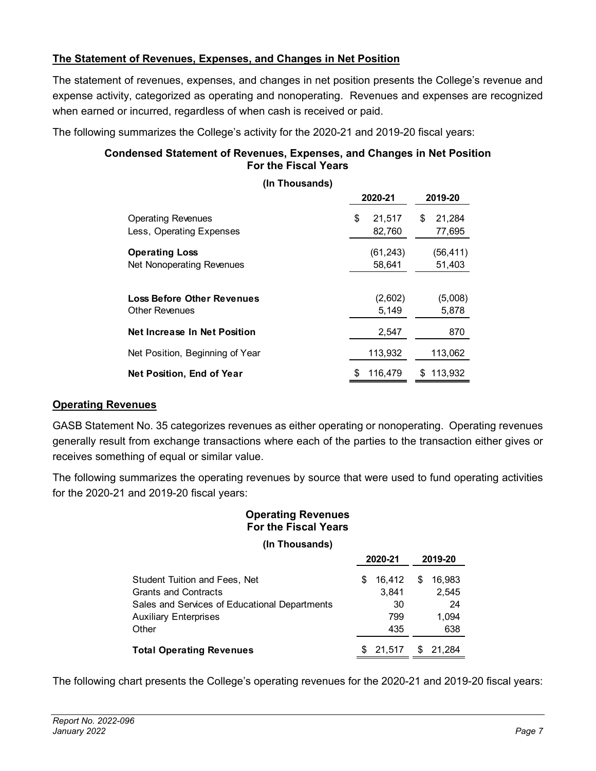### The Statement of Revenues, Expenses, and Changes in Net Position

The statement of revenues, expenses, and changes in net position presents the College's revenue and expense activity, categorized as operating and nonoperating. Revenues and expenses are recognized when earned or incurred, regardless of when cash is received or paid.

The following summarizes the College's activity for the 2020-21 and 2019-20 fiscal years:

**Condensed Statement of Revenues, Expenses, and Changes in Net Position**
**For the Fiscal Years**

**(In Thousands)**

| | 2020-21 | 2019-20 |
|---|---|---|
| Operating Revenues | $ 21,517 | $ 21,284 |
| Less, Operating Expenses | 82,760 | 77,695 |
| **Operating Loss** | (61,243) | (56,411) |
| Net Nonoperating Revenues | 58,641 | 51,403 |
| **Loss Before Other Revenues** | (2,602) | (5,008) |
| Other Revenues | 5,149 | 5,878 |
| **Net Increase In Net Position** | 2,547 | 870 |
| Net Position, Beginning of Year | 113,932 | 113,062 |
| **Net Position, End of Year** | $ 116,479 | $ 113,932 |

### Operating Revenues

GASB Statement No. 35 categorizes revenues as either operating or nonoperating. Operating revenues generally result from exchange transactions where each of the parties to the transaction either gives or receives something of equal or similar value.

The following summarizes the operating revenues by source that were used to fund operating activities for the 2020-21 and 2019-20 fiscal years:

**Operating Revenues**
**For the Fiscal Years**

**(In Thousands)**

| | 2020-21 | 2019-20 |
|---|---|---|
| Student Tuition and Fees, Net | $ 16,412 | $ 16,983 |
| Grants and Contracts | 3,841 | 2,545 |
| Sales and Services of Educational Departments | 30 | 24 |
| Auxiliary Enterprises | 799 | 1,094 |
| Other | 435 | 638 |
| **Total Operating Revenues** | $ 21,517 | $ 21,284 |

The following chart presents the College's operating revenues for the 2020-21 and 2019-20 fiscal years: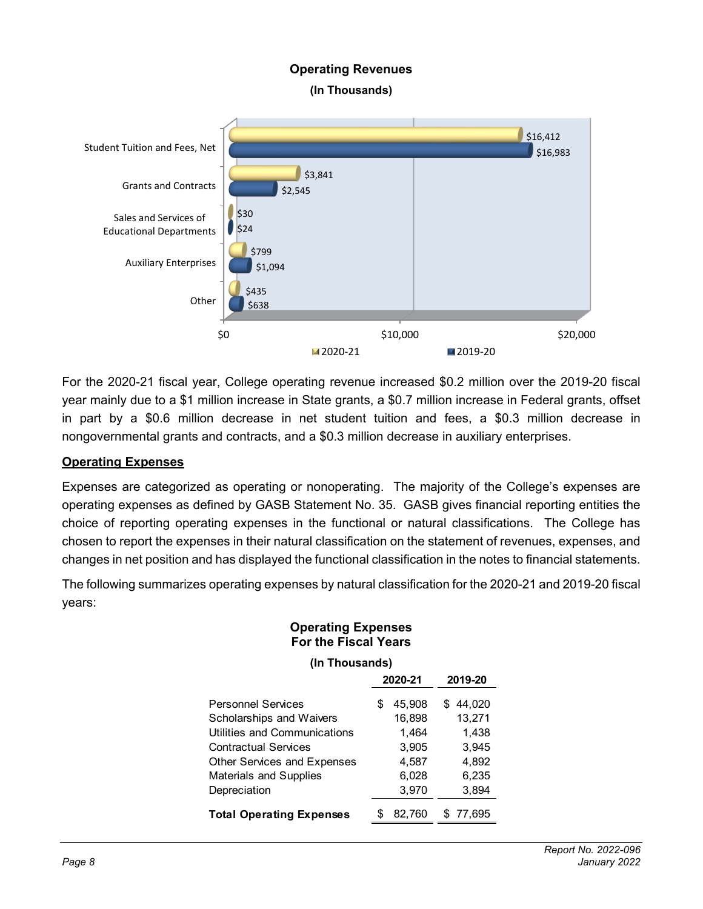**Operating Revenues**
**(In Thousands)**

| | 2020-21 | 2019-20 |
|---|---|---|
| Student Tuition and Fees, Net | $16,412 | $16,983 |
| Grants and Contracts | $3,841 | $2,545 |
| Sales and Services of Educational Departments | $30 | $24 |
| Auxiliary Enterprises | $799 | $1,094 |
| Other | $435 | $638 |

For the 2020-21 fiscal year, College operating revenue increased $0.2 million over the 2019-20 fiscal year mainly due to a $1 million increase in State grants, a $0.7 million increase in Federal grants, offset in part by a $0.6 million decrease in net student tuition and fees, a $0.3 million decrease in nongovernmental grants and contracts, and a $0.3 million decrease in auxiliary enterprises.

## Operating Expenses

Expenses are categorized as operating or nonoperating. The majority of the College's expenses are operating expenses as defined by GASB Statement No. 35. GASB gives financial reporting entities the choice of reporting operating expenses in the functional or natural classifications. The College has chosen to report the expenses in their natural classification on the statement of revenues, expenses, and changes in net position and has displayed the functional classification in the notes to financial statements.

The following summarizes operating expenses by natural classification for the 2020-21 and 2019-20 fiscal years:

**Operating Expenses**
**For the Fiscal Years**
**(In Thousands)**

| | 2020-21 | 2019-20 |
|---|---|---|
| Personnel Services | $ 45,908 | $ 44,020 |
| Scholarships and Waivers | 16,898 | 13,271 |
| Utilities and Communications | 1,464 | 1,438 |
| Contractual Services | 3,905 | 3,945 |
| Other Services and Expenses | 4,587 | 4,892 |
| Materials and Supplies | 6,028 | 6,235 |
| Depreciation | 3,970 | 3,894 |
| **Total Operating Expenses** | $ 82,760 | $ 77,695 |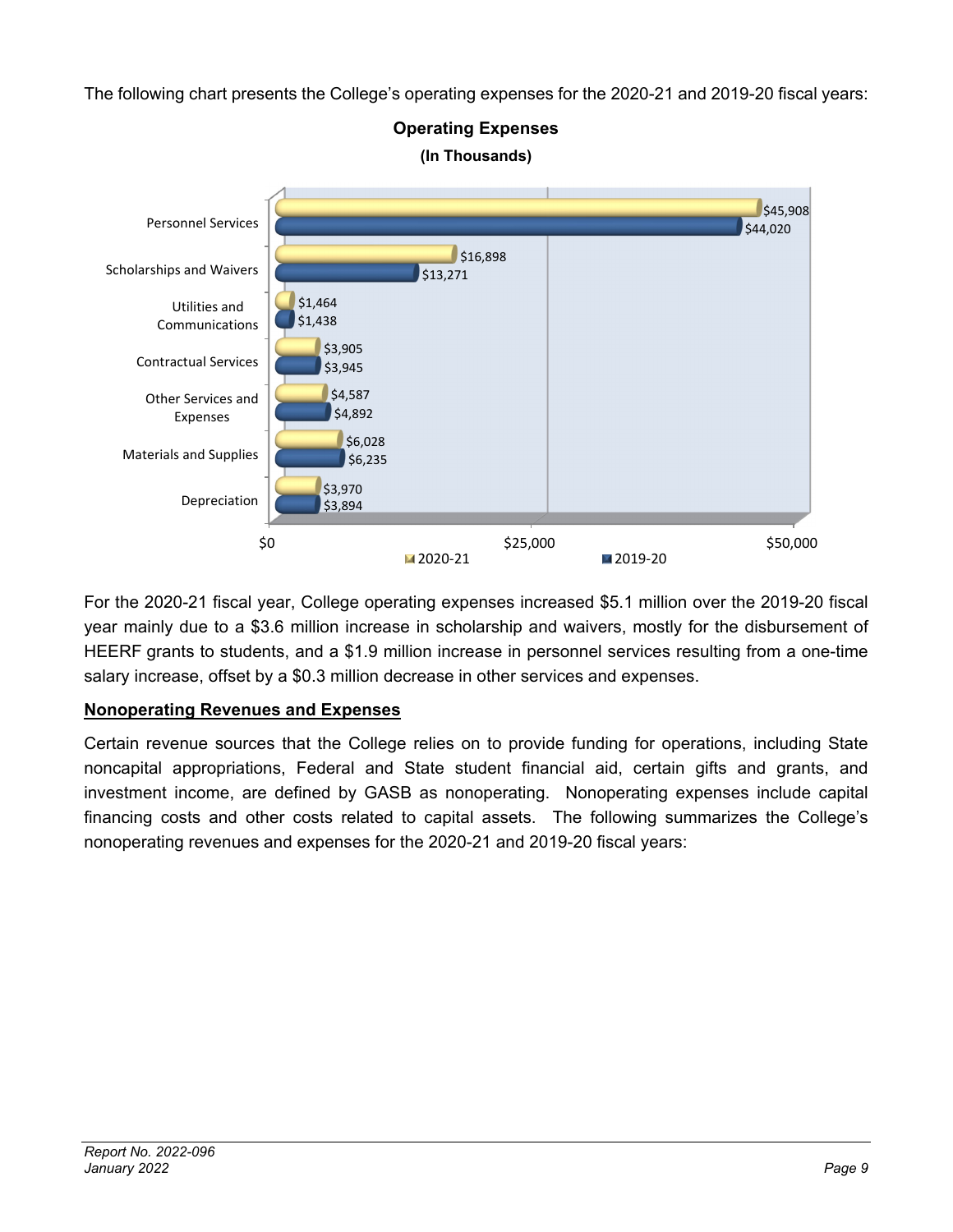The following chart presents the College's operating expenses for the 2020-21 and 2019-20 fiscal years:

**Operating Expenses**
**(In Thousands)**

| | 2020-21 | 2019-20 |
|---|---|---|
| Personnel Services | $45,908 | $44,020 |
| Scholarships and Waivers | $16,898 | $13,271 |
| Utilities and Communications | $1,464 | $1,438 |
| Contractual Services | $3,905 | $3,945 |
| Other Services and Expenses | $4,587 | $4,892 |
| Materials and Supplies | $6,028 | $6,235 |
| Depreciation | $3,970 | $3,894 |

For the 2020-21 fiscal year, College operating expenses increased $5.1 million over the 2019-20 fiscal year mainly due to a $3.6 million increase in scholarship and waivers, mostly for the disbursement of HEERF grants to students, and a $1.9 million increase in personnel services resulting from a one-time salary increase, offset by a $0.3 million decrease in other services and expenses.

## Nonoperating Revenues and Expenses

Certain revenue sources that the College relies on to provide funding for operations, including State noncapital appropriations, Federal and State student financial aid, certain gifts and grants, and investment income, are defined by GASB as nonoperating. Nonoperating expenses include capital financing costs and other costs related to capital assets. The following summarizes the College's nonoperating revenues and expenses for the 2020-21 and 2019-20 fiscal years: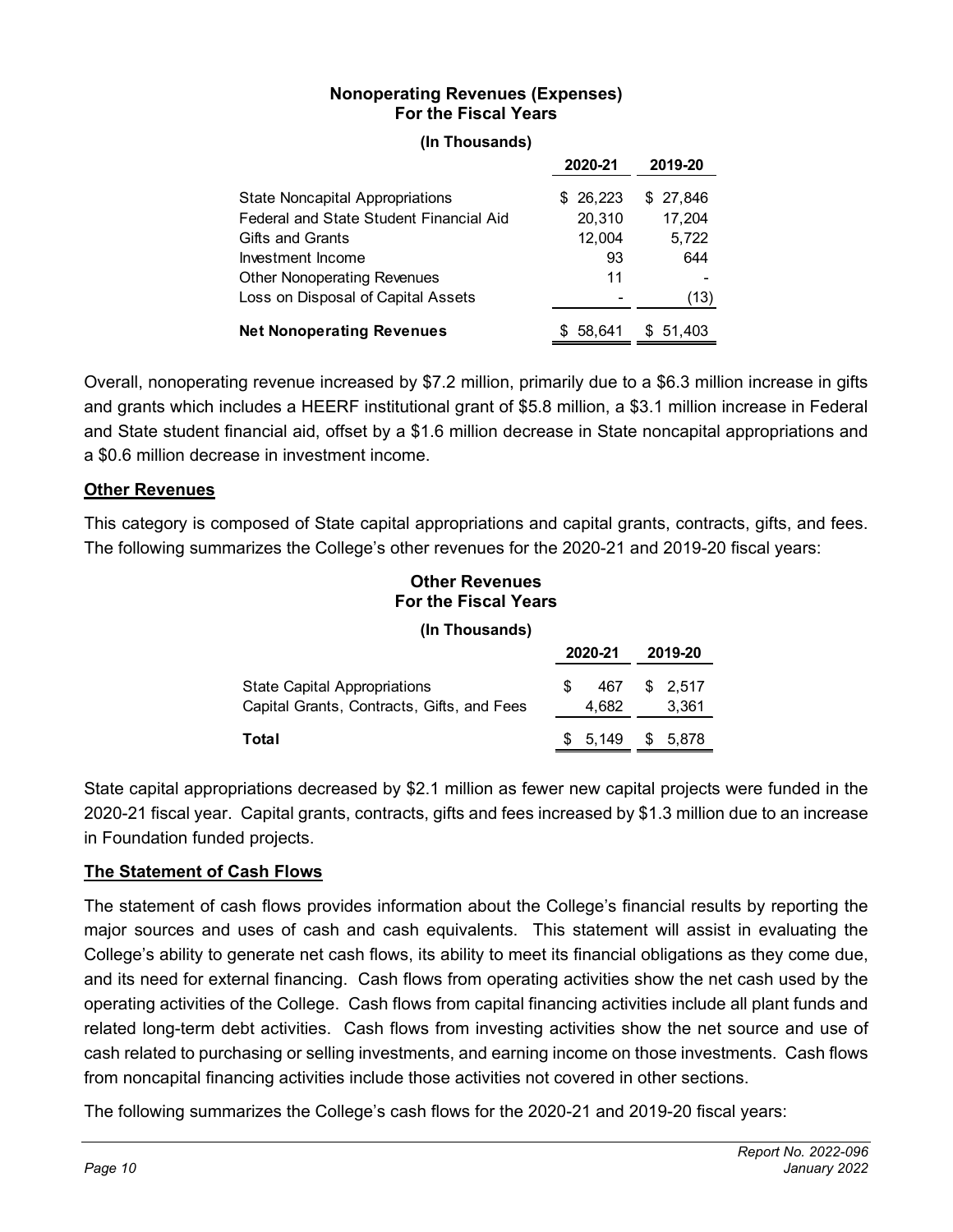**Nonoperating Revenues (Expenses)**
**For the Fiscal Years**

**(In Thousands)**

| | 2020-21 | 2019-20 |
|---|---|---|
| State Noncapital Appropriations | $ 26,223 | $ 27,846 |
| Federal and State Student Financial Aid | 20,310 | 17,204 |
| Gifts and Grants | 12,004 | 5,722 |
| Investment Income | 93 | 644 |
| Other Nonoperating Revenues | 11 | - |
| Loss on Disposal of Capital Assets | - | (13) |
| **Net Nonoperating Revenues** | $ 58,641 | $ 51,403 |

Overall, nonoperating revenue increased by $7.2 million, primarily due to a $6.3 million increase in gifts and grants which includes a HEERF institutional grant of $5.8 million, a $3.1 million increase in Federal and State student financial aid, offset by a $1.6 million decrease in State noncapital appropriations and a $0.6 million decrease in investment income.

**Other Revenues**

This category is composed of State capital appropriations and capital grants, contracts, gifts, and fees. The following summarizes the College's other revenues for the 2020-21 and 2019-20 fiscal years:

**Other Revenues**
**For the Fiscal Years**

**(In Thousands)**

| | 2020-21 | 2019-20 |
|---|---|---|
| State Capital Appropriations | $ 467 | $ 2,517 |
| Capital Grants, Contracts, Gifts, and Fees | 4,682 | 3,361 |
| **Total** | $ 5,149 | $ 5,878 |

State capital appropriations decreased by $2.1 million as fewer new capital projects were funded in the 2020-21 fiscal year. Capital grants, contracts, gifts and fees increased by $1.3 million due to an increase in Foundation funded projects.

**The Statement of Cash Flows**

The statement of cash flows provides information about the College's financial results by reporting the major sources and uses of cash and cash equivalents. This statement will assist in evaluating the College's ability to generate net cash flows, its ability to meet its financial obligations as they come due, and its need for external financing. Cash flows from operating activities show the net cash used by the operating activities of the College. Cash flows from capital financing activities include all plant funds and related long-term debt activities. Cash flows from investing activities show the net source and use of cash related to purchasing or selling investments, and earning income on those investments. Cash flows from noncapital financing activities include those activities not covered in other sections.

The following summarizes the College's cash flows for the 2020-21 and 2019-20 fiscal years: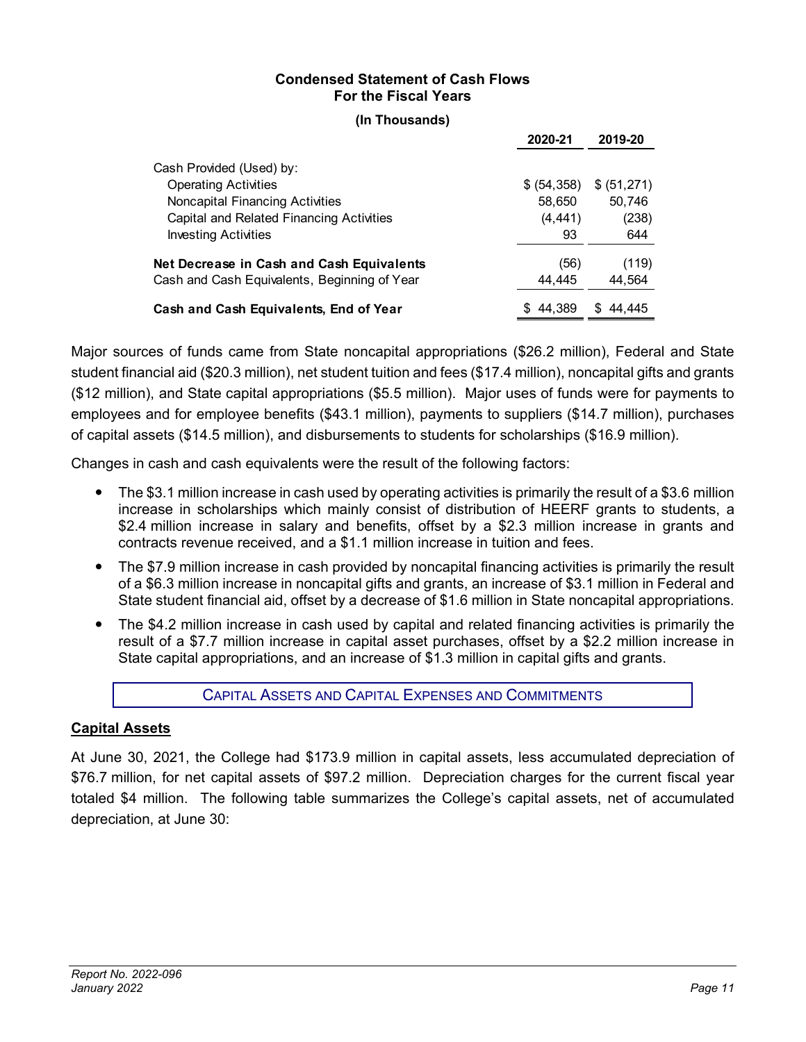**Condensed Statement of Cash Flows**
**For the Fiscal Years**

**(In Thousands)**

| | 2020-21 | 2019-20 |
|---|---|---|
| Cash Provided (Used) by: | | |
| Operating Activities | $ (54,358) | $ (51,271) |
| Noncapital Financing Activities | 58,650 | 50,746 |
| Capital and Related Financing Activities | (4,441) | (238) |
| Investing Activities | 93 | 644 |
| **Net Decrease in Cash and Cash Equivalents** | (56) | (119) |
| Cash and Cash Equivalents, Beginning of Year | 44,445 | 44,564 |
| **Cash and Cash Equivalents, End of Year** | $ 44,389 | $ 44,445 |

Major sources of funds came from State noncapital appropriations ($26.2 million), Federal and State student financial aid ($20.3 million), net student tuition and fees ($17.4 million), noncapital gifts and grants ($12 million), and State capital appropriations ($5.5 million). Major uses of funds were for payments to employees and for employee benefits ($43.1 million), payments to suppliers ($14.7 million), purchases of capital assets ($14.5 million), and disbursements to students for scholarships ($16.9 million).

Changes in cash and cash equivalents were the result of the following factors:

- The $3.1 million increase in cash used by operating activities is primarily the result of a $3.6 million increase in scholarships which mainly consist of distribution of HEERF grants to students, a $2.4 million increase in salary and benefits, offset by a $2.3 million increase in grants and contracts revenue received, and a $1.1 million increase in tuition and fees.
- The $7.9 million increase in cash provided by noncapital financing activities is primarily the result of a $6.3 million increase in noncapital gifts and grants, an increase of $3.1 million in Federal and State student financial aid, offset by a decrease of $1.6 million in State noncapital appropriations.
- The $4.2 million increase in cash used by capital and related financing activities is primarily the result of a $7.7 million increase in capital asset purchases, offset by a $2.2 million increase in State capital appropriations, and an increase of $1.3 million in capital gifts and grants.

## Capital Assets and Capital Expenses and Commitments

### Capital Assets

At June 30, 2021, the College had $173.9 million in capital assets, less accumulated depreciation of $76.7 million, for net capital assets of $97.2 million. Depreciation charges for the current fiscal year totaled $4 million. The following table summarizes the College's capital assets, net of accumulated depreciation, at June 30: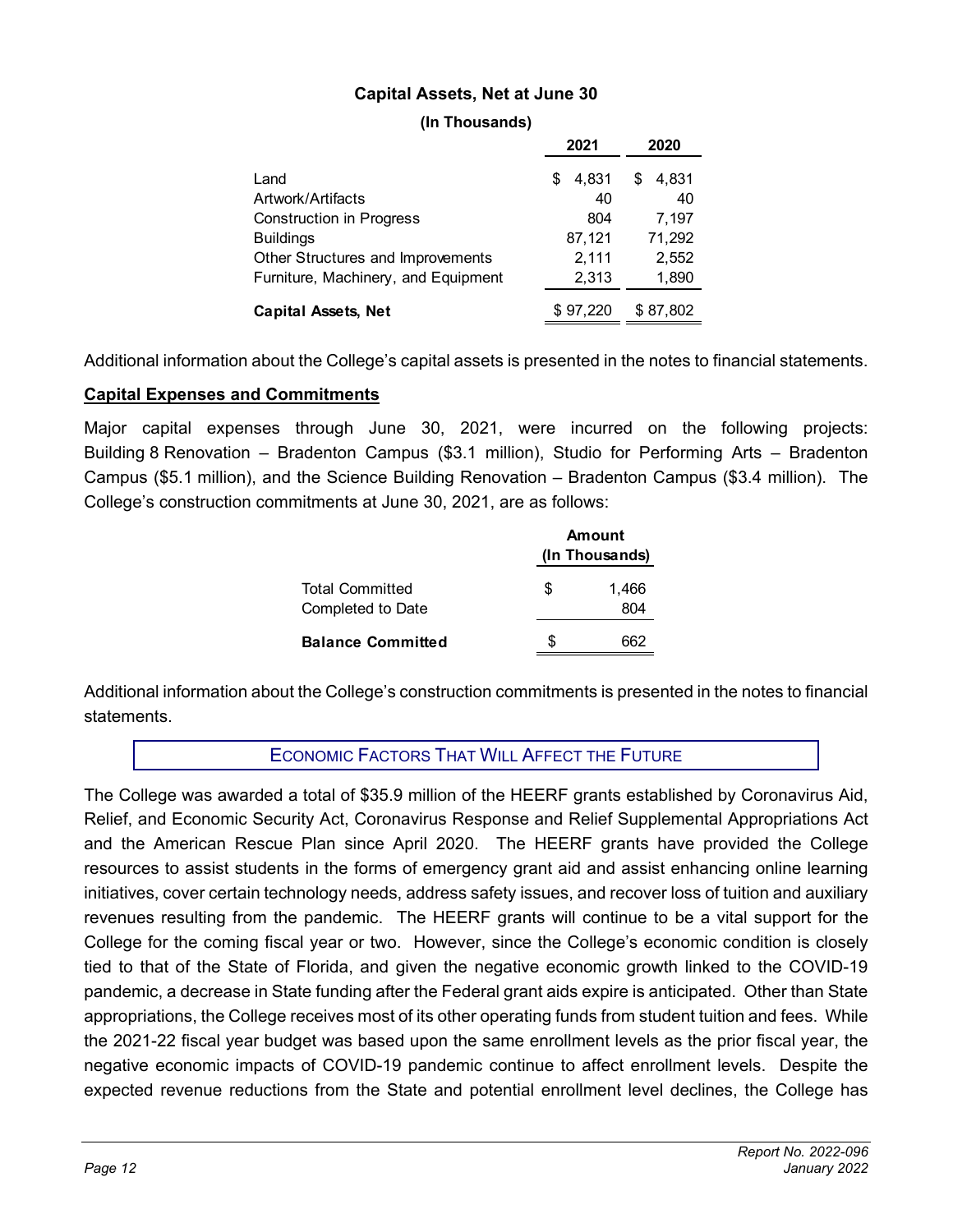**Capital Assets, Net at June 30**

**(In Thousands)**

| | 2021 | 2020 |
|---|---|---|
| Land | $ 4,831 | $ 4,831 |
| Artwork/Artifacts | 40 | 40 |
| Construction in Progress | 804 | 7,197 |
| Buildings | 87,121 | 71,292 |
| Other Structures and Improvements | 2,111 | 2,552 |
| Furniture, Machinery, and Equipment | 2,313 | 1,890 |
| **Capital Assets, Net** | $ 97,220 | $ 87,802 |

Additional information about the College's capital assets is presented in the notes to financial statements.

## Capital Expenses and Commitments

Major capital expenses through June 30, 2021, were incurred on the following projects: Building 8 Renovation – Bradenton Campus ($3.1 million), Studio for Performing Arts – Bradenton Campus ($5.1 million), and the Science Building Renovation – Bradenton Campus ($3.4 million). The College's construction commitments at June 30, 2021, are as follows:

| | Amount (In Thousands) |
|---|---|
| Total Committed | $ 1,466 |
| Completed to Date | 804 |
| **Balance Committed** | $ 662 |

Additional information about the College's construction commitments is presented in the notes to financial statements.

## Economic Factors That Will Affect the Future

The College was awarded a total of $35.9 million of the HEERF grants established by Coronavirus Aid, Relief, and Economic Security Act, Coronavirus Response and Relief Supplemental Appropriations Act and the American Rescue Plan since April 2020. The HEERF grants have provided the College resources to assist students in the forms of emergency grant aid and assist enhancing online learning initiatives, cover certain technology needs, address safety issues, and recover loss of tuition and auxiliary revenues resulting from the pandemic. The HEERF grants will continue to be a vital support for the College for the coming fiscal year or two. However, since the College's economic condition is closely tied to that of the State of Florida, and given the negative economic growth linked to the COVID-19 pandemic, a decrease in State funding after the Federal grant aids expire is anticipated. Other than State appropriations, the College receives most of its other operating funds from student tuition and fees. While the 2021-22 fiscal year budget was based upon the same enrollment levels as the prior fiscal year, the negative economic impacts of COVID-19 pandemic continue to affect enrollment levels. Despite the expected revenue reductions from the State and potential enrollment level declines, the College has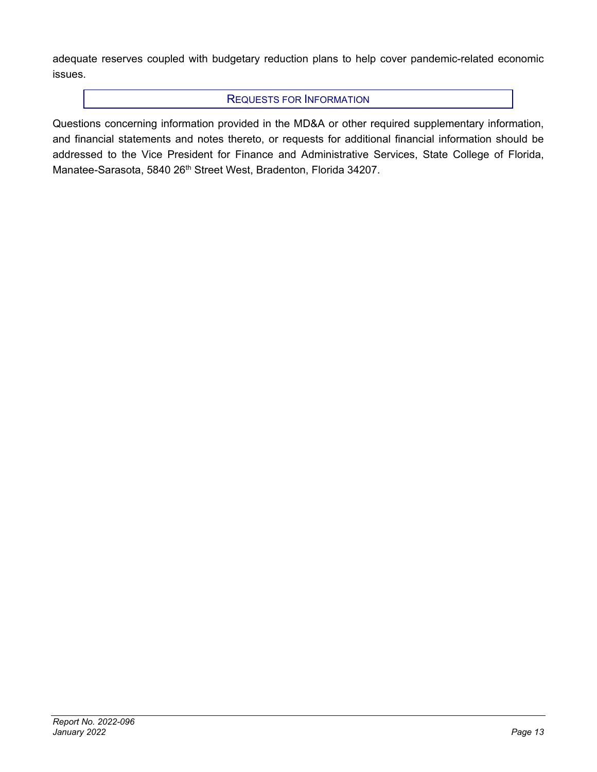adequate reserves coupled with budgetary reduction plans to help cover pandemic-related economic issues.

## Requests for Information

Questions concerning information provided in the MD&A or other required supplementary information, and financial statements and notes thereto, or requests for additional financial information should be addressed to the Vice President for Finance and Administrative Services, State College of Florida, Manatee-Sarasota, 5840 26th Street West, Bradenton, Florida 34207.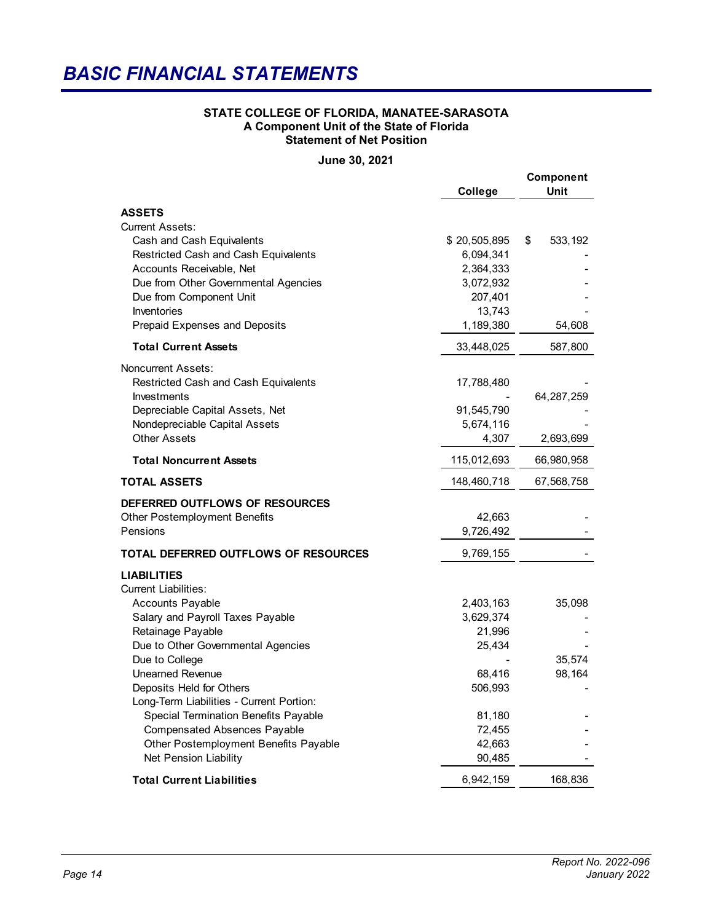# BASIC FINANCIAL STATEMENTS

**STATE COLLEGE OF FLORIDA, MANATEE-SARASOTA**
**A Component Unit of the State of Florida**
**Statement of Net Position**

**June 30, 2021**

| | College | Component Unit |
|---|---|---|
| **ASSETS** | | |
| Current Assets: | | |
| Cash and Cash Equivalents | $ 20,505,895 | $ 533,192 |
| Restricted Cash and Cash Equivalents | 6,094,341 | - |
| Accounts Receivable, Net | 2,364,333 | - |
| Due from Other Governmental Agencies | 3,072,932 | - |
| Due from Component Unit | 207,401 | - |
| Inventories | 13,743 | - |
| Prepaid Expenses and Deposits | 1,189,380 | 54,608 |
| **Total Current Assets** | 33,448,025 | 587,800 |
| Noncurrent Assets: | | |
| Restricted Cash and Cash Equivalents | 17,788,480 | - |
| Investments | - | 64,287,259 |
| Depreciable Capital Assets, Net | 91,545,790 | - |
| Nondepreciable Capital Assets | 5,674,116 | - |
| Other Assets | 4,307 | 2,693,699 |
| **Total Noncurrent Assets** | 115,012,693 | 66,980,958 |
| **TOTAL ASSETS** | 148,460,718 | 67,568,758 |
| **DEFERRED OUTFLOWS OF RESOURCES** | | |
| Other Postemployment Benefits | 42,663 | - |
| Pensions | 9,726,492 | - |
| **TOTAL DEFERRED OUTFLOWS OF RESOURCES** | 9,769,155 | - |
| **LIABILITIES** | | |
| Current Liabilities: | | |
| Accounts Payable | 2,403,163 | 35,098 |
| Salary and Payroll Taxes Payable | 3,629,374 | - |
| Retainage Payable | 21,996 | - |
| Due to Other Governmental Agencies | 25,434 | - |
| Due to College | - | 35,574 |
| Unearned Revenue | 68,416 | 98,164 |
| Deposits Held for Others | 506,993 | - |
| Long-Term Liabilities - Current Portion: | | |
| Special Termination Benefits Payable | 81,180 | - |
| Compensated Absences Payable | 72,455 | - |
| Other Postemployment Benefits Payable | 42,663 | - |
| Net Pension Liability | 90,485 | - |
| **Total Current Liabilities** | 6,942,159 | 168,836 |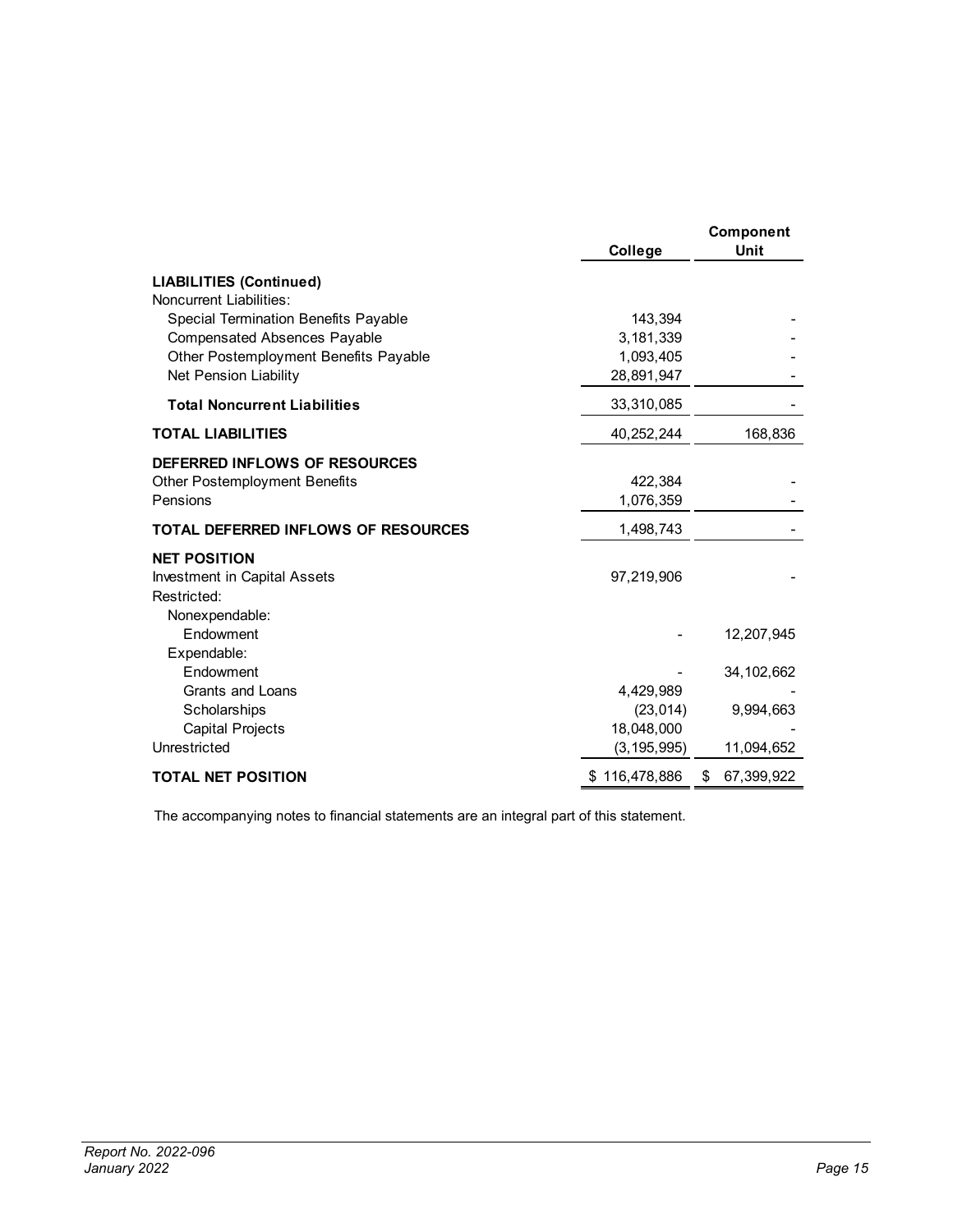| | College | Component Unit |
|---|---|---|
| **LIABILITIES (Continued)** | | |
| Noncurrent Liabilities: | | |
| Special Termination Benefits Payable | 143,394 | - |
| Compensated Absences Payable | 3,181,339 | - |
| Other Postemployment Benefits Payable | 1,093,405 | - |
| Net Pension Liability | 28,891,947 | - |
| **Total Noncurrent Liabilities** | 33,310,085 | - |
| **TOTAL LIABILITIES** | 40,252,244 | 168,836 |
| **DEFERRED INFLOWS OF RESOURCES** | | |
| Other Postemployment Benefits | 422,384 | - |
| Pensions | 1,076,359 | - |
| **TOTAL DEFERRED INFLOWS OF RESOURCES** | 1,498,743 | - |
| **NET POSITION** | | |
| Investment in Capital Assets | 97,219,906 | - |
| Restricted: | | |
| Nonexpendable: | | |
| Endowment | - | 12,207,945 |
| Expendable: | | |
| Endowment | - | 34,102,662 |
| Grants and Loans | 4,429,989 | - |
| Scholarships | (23,014) | 9,994,663 |
| Capital Projects | 18,048,000 | - |
| Unrestricted | (3,195,995) | 11,094,652 |
| **TOTAL NET POSITION** | $ 116,478,886 | $ 67,399,922 |

The accompanying notes to financial statements are an integral part of this statement.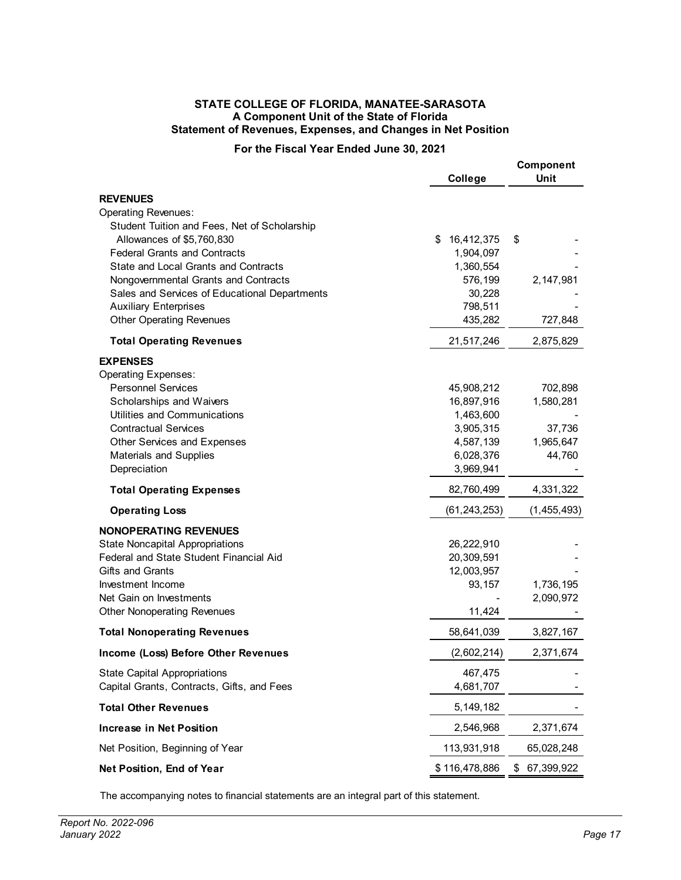**STATE COLLEGE OF FLORIDA, MANATEE-SARASOTA**
**A Component Unit of the State of Florida**
**Statement of Revenues, Expenses, and Changes in Net Position**

**For the Fiscal Year Ended June 30, 2021**

| | College | Component Unit |
|---|---|---|
| **REVENUES** | | |
| Operating Revenues: | | |
| Student Tuition and Fees, Net of Scholarship Allowances of $5,760,830 | $ 16,412,375 | $ - |
| Federal Grants and Contracts | 1,904,097 | - |
| State and Local Grants and Contracts | 1,360,554 | - |
| Nongovernmental Grants and Contracts | 576,199 | 2,147,981 |
| Sales and Services of Educational Departments | 30,228 | - |
| Auxiliary Enterprises | 798,511 | - |
| Other Operating Revenues | 435,282 | 727,848 |
| **Total Operating Revenues** | 21,517,246 | 2,875,829 |
| **EXPENSES** | | |
| Operating Expenses: | | |
| Personnel Services | 45,908,212 | 702,898 |
| Scholarships and Waivers | 16,897,916 | 1,580,281 |
| Utilities and Communications | 1,463,600 | - |
| Contractual Services | 3,905,315 | 37,736 |
| Other Services and Expenses | 4,587,139 | 1,965,647 |
| Materials and Supplies | 6,028,376 | 44,760 |
| Depreciation | 3,969,941 | - |
| **Total Operating Expenses** | 82,760,499 | 4,331,322 |
| **Operating Loss** | (61,243,253) | (1,455,493) |
| **NONOPERATING REVENUES** | | |
| State Noncapital Appropriations | 26,222,910 | - |
| Federal and State Student Financial Aid | 20,309,591 | - |
| Gifts and Grants | 12,003,957 | - |
| Investment Income | 93,157 | 1,736,195 |
| Net Gain on Investments | - | 2,090,972 |
| Other Nonoperating Revenues | 11,424 | - |
| **Total Nonoperating Revenues** | 58,641,039 | 3,827,167 |
| **Income (Loss) Before Other Revenues** | (2,602,214) | 2,371,674 |
| State Capital Appropriations | 467,475 | - |
| Capital Grants, Contracts, Gifts, and Fees | 4,681,707 | - |
| **Total Other Revenues** | 5,149,182 | - |
| **Increase in Net Position** | 2,546,968 | 2,371,674 |
| Net Position, Beginning of Year | 113,931,918 | 65,028,248 |
| **Net Position, End of Year** | $ 116,478,886 | $ 67,399,922 |

The accompanying notes to financial statements are an integral part of this statement.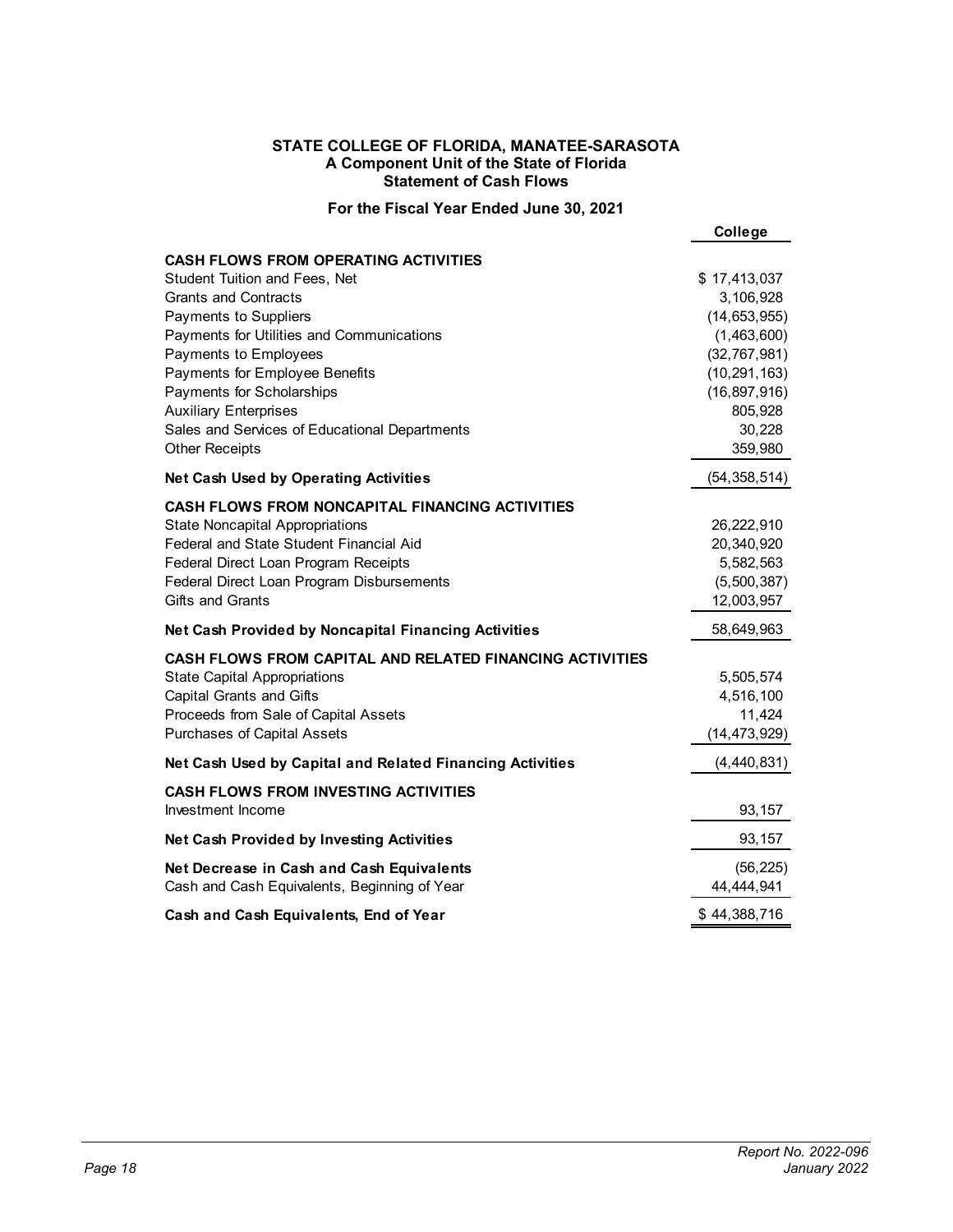**STATE COLLEGE OF FLORIDA, MANATEE-SARASOTA**
**A Component Unit of the State of Florida**
**Statement of Cash Flows**

**For the Fiscal Year Ended June 30, 2021**

| | **College** |
|---|---|
| **CASH FLOWS FROM OPERATING ACTIVITIES** | |
| Student Tuition and Fees, Net | $ 17,413,037 |
| Grants and Contracts | 3,106,928 |
| Payments to Suppliers | (14,653,955) |
| Payments for Utilities and Communications | (1,463,600) |
| Payments to Employees | (32,767,981) |
| Payments for Employee Benefits | (10,291,163) |
| Payments for Scholarships | (16,897,916) |
| Auxiliary Enterprises | 805,928 |
| Sales and Services of Educational Departments | 30,228 |
| Other Receipts | 359,980 |
| **Net Cash Used by Operating Activities** | (54,358,514) |
| **CASH FLOWS FROM NONCAPITAL FINANCING ACTIVITIES** | |
| State Noncapital Appropriations | 26,222,910 |
| Federal and State Student Financial Aid | 20,340,920 |
| Federal Direct Loan Program Receipts | 5,582,563 |
| Federal Direct Loan Program Disbursements | (5,500,387) |
| Gifts and Grants | 12,003,957 |
| **Net Cash Provided by Noncapital Financing Activities** | 58,649,963 |
| **CASH FLOWS FROM CAPITAL AND RELATED FINANCING ACTIVITIES** | |
| State Capital Appropriations | 5,505,574 |
| Capital Grants and Gifts | 4,516,100 |
| Proceeds from Sale of Capital Assets | 11,424 |
| Purchases of Capital Assets | (14,473,929) |
| **Net Cash Used by Capital and Related Financing Activities** | (4,440,831) |
| **CASH FLOWS FROM INVESTING ACTIVITIES** | |
| Investment Income | 93,157 |
| **Net Cash Provided by Investing Activities** | 93,157 |
| **Net Decrease in Cash and Cash Equivalents** | (56,225) |
| Cash and Cash Equivalents, Beginning of Year | 44,444,941 |
| **Cash and Cash Equivalents, End of Year** | $ 44,388,716 |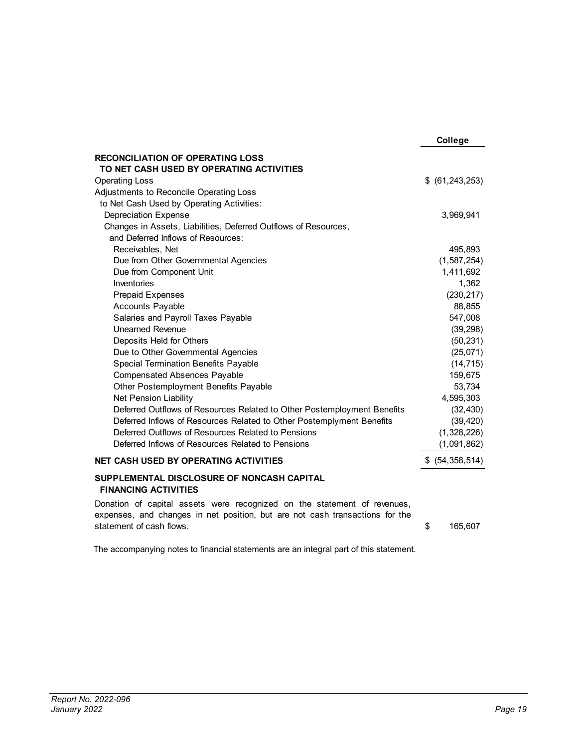| | College |
|---|---|
| **RECONCILIATION OF OPERATING LOSS TO NET CASH USED BY OPERATING ACTIVITIES** | |
| Operating Loss | $ (61,243,253) |
| Adjustments to Reconcile Operating Loss to Net Cash Used by Operating Activities: | |
| Depreciation Expense | 3,969,941 |
| Changes in Assets, Liabilities, Deferred Outflows of Resources, and Deferred Inflows of Resources: | |
| Receivables, Net | 495,893 |
| Due from Other Governmental Agencies | (1,587,254) |
| Due from Component Unit | 1,411,692 |
| Inventories | 1,362 |
| Prepaid Expenses | (230,217) |
| Accounts Payable | 88,855 |
| Salaries and Payroll Taxes Payable | 547,008 |
| Unearned Revenue | (39,298) |
| Deposits Held for Others | (50,231) |
| Due to Other Governmental Agencies | (25,071) |
| Special Termination Benefits Payable | (14,715) |
| Compensated Absences Payable | 159,675 |
| Other Postemployment Benefits Payable | 53,734 |
| Net Pension Liability | 4,595,303 |
| Deferred Outflows of Resources Related to Other Postemployment Benefits | (32,430) |
| Deferred Inflows of Resources Related to Other Postemplyment Benefits | (39,420) |
| Deferred Outflows of Resources Related to Pensions | (1,328,226) |
| Deferred Inflows of Resources Related to Pensions | (1,091,862) |
| **NET CASH USED BY OPERATING ACTIVITIES** | $ (54,358,514) |
| **SUPPLEMENTAL DISCLOSURE OF NONCASH CAPITAL FINANCING ACTIVITIES** | |
| Donation of capital assets were recognized on the statement of revenues, expenses, and changes in net position, but are not cash transactions for the statement of cash flows. | $ 165,607 |

The accompanying notes to financial statements are an integral part of this statement.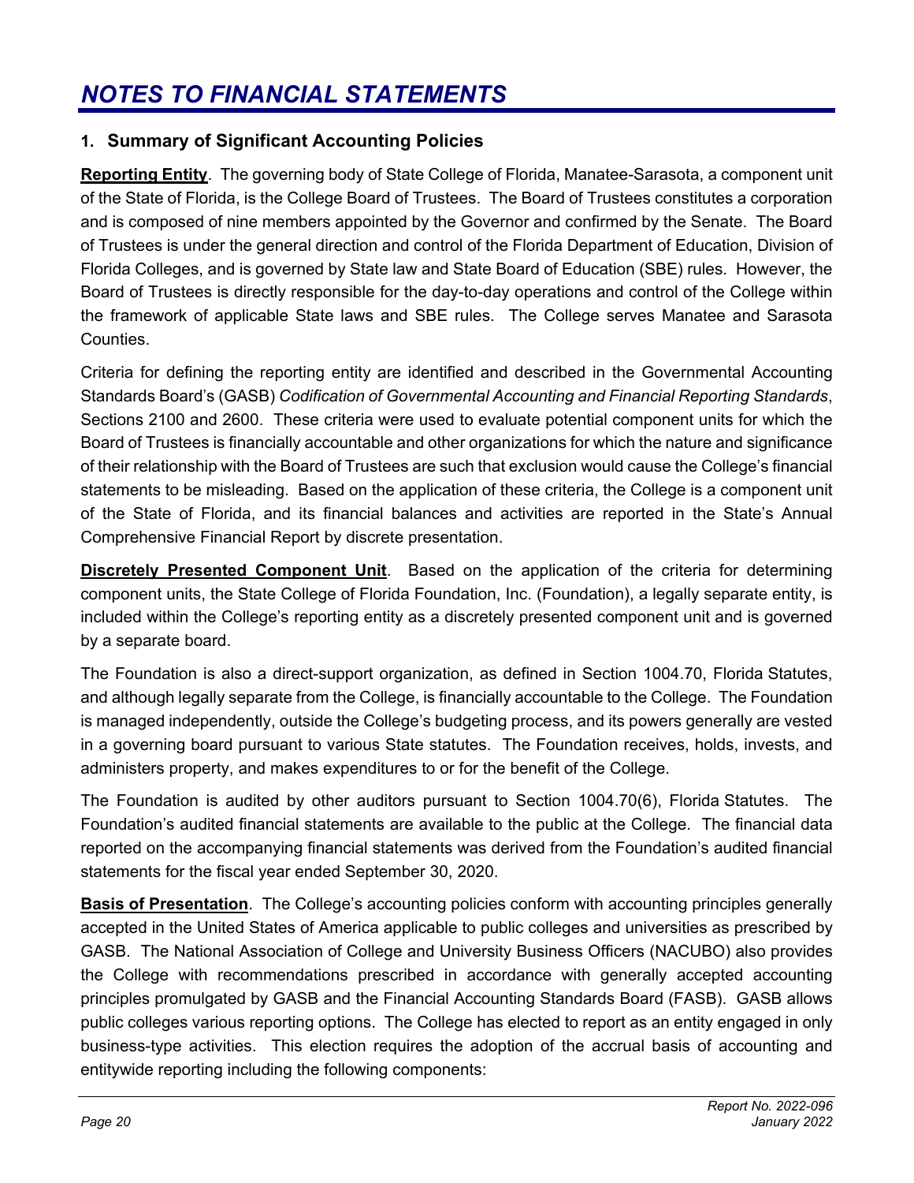# *NOTES TO FINANCIAL STATEMENTS*

### 1. Summary of Significant Accounting Policies

**Reporting Entity**. The governing body of State College of Florida, Manatee-Sarasota, a component unit of the State of Florida, is the College Board of Trustees. The Board of Trustees constitutes a corporation and is composed of nine members appointed by the Governor and confirmed by the Senate. The Board of Trustees is under the general direction and control of the Florida Department of Education, Division of Florida Colleges, and is governed by State law and State Board of Education (SBE) rules. However, the Board of Trustees is directly responsible for the day-to-day operations and control of the College within the framework of applicable State laws and SBE rules. The College serves Manatee and Sarasota Counties.

Criteria for defining the reporting entity are identified and described in the Governmental Accounting Standards Board's (GASB) *Codification of Governmental Accounting and Financial Reporting Standards*, Sections 2100 and 2600. These criteria were used to evaluate potential component units for which the Board of Trustees is financially accountable and other organizations for which the nature and significance of their relationship with the Board of Trustees are such that exclusion would cause the College's financial statements to be misleading. Based on the application of these criteria, the College is a component unit of the State of Florida, and its financial balances and activities are reported in the State's Annual Comprehensive Financial Report by discrete presentation.

**Discretely Presented Component Unit**. Based on the application of the criteria for determining component units, the State College of Florida Foundation, Inc. (Foundation), a legally separate entity, is included within the College's reporting entity as a discretely presented component unit and is governed by a separate board.

The Foundation is also a direct-support organization, as defined in Section 1004.70, Florida Statutes, and although legally separate from the College, is financially accountable to the College. The Foundation is managed independently, outside the College's budgeting process, and its powers generally are vested in a governing board pursuant to various State statutes. The Foundation receives, holds, invests, and administers property, and makes expenditures to or for the benefit of the College.

The Foundation is audited by other auditors pursuant to Section 1004.70(6), Florida Statutes. The Foundation's audited financial statements are available to the public at the College. The financial data reported on the accompanying financial statements was derived from the Foundation's audited financial statements for the fiscal year ended September 30, 2020.

**Basis of Presentation**. The College's accounting policies conform with accounting principles generally accepted in the United States of America applicable to public colleges and universities as prescribed by GASB. The National Association of College and University Business Officers (NACUBO) also provides the College with recommendations prescribed in accordance with generally accepted accounting principles promulgated by GASB and the Financial Accounting Standards Board (FASB). GASB allows public colleges various reporting options. The College has elected to report as an entity engaged in only business-type activities. This election requires the adoption of the accrual basis of accounting and entitywide reporting including the following components: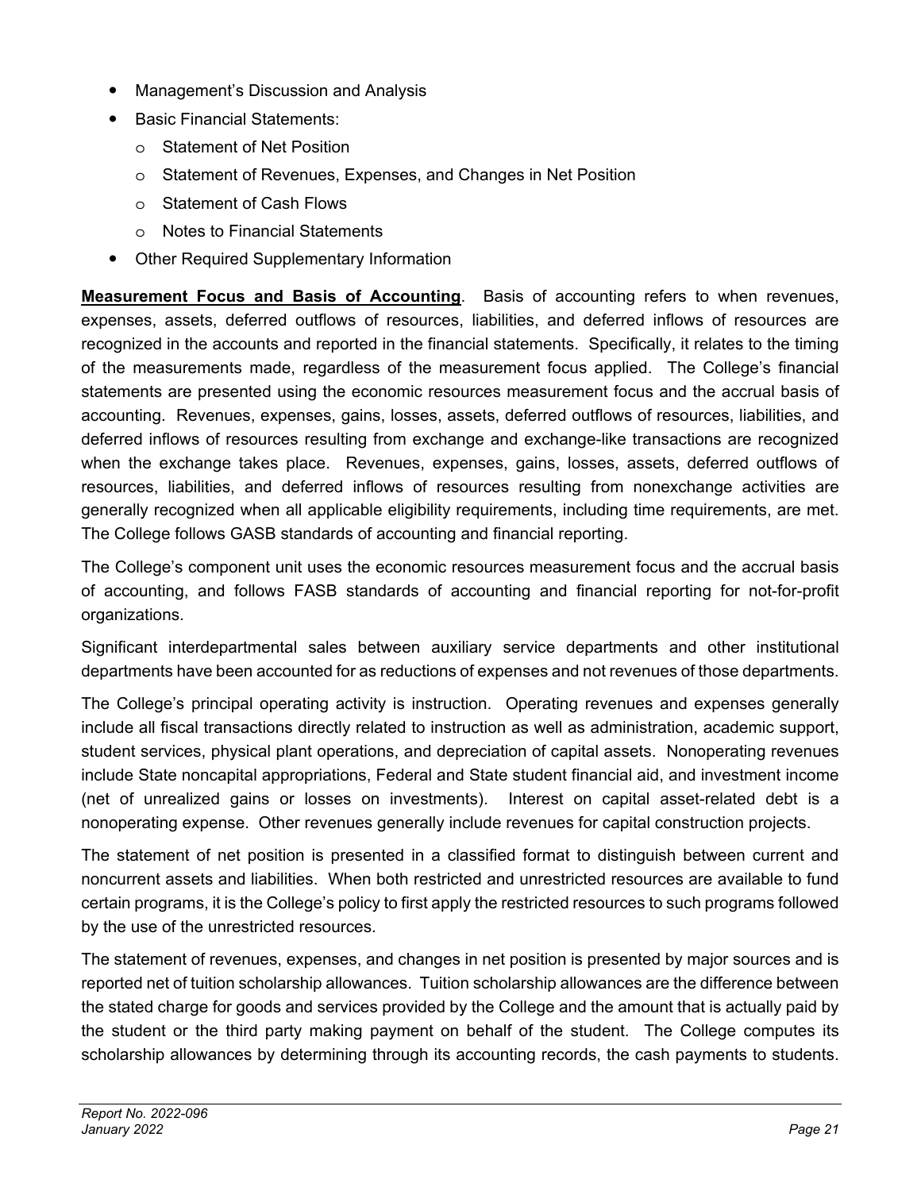- Management's Discussion and Analysis
- Basic Financial Statements:
  - Statement of Net Position
  - Statement of Revenues, Expenses, and Changes in Net Position
  - Statement of Cash Flows
  - Notes to Financial Statements
- Other Required Supplementary Information

**Measurement Focus and Basis of Accounting**. Basis of accounting refers to when revenues, expenses, assets, deferred outflows of resources, liabilities, and deferred inflows of resources are recognized in the accounts and reported in the financial statements. Specifically, it relates to the timing of the measurements made, regardless of the measurement focus applied. The College's financial statements are presented using the economic resources measurement focus and the accrual basis of accounting. Revenues, expenses, gains, losses, assets, deferred outflows of resources, liabilities, and deferred inflows of resources resulting from exchange and exchange-like transactions are recognized when the exchange takes place. Revenues, expenses, gains, losses, assets, deferred outflows of resources, liabilities, and deferred inflows of resources resulting from nonexchange activities are generally recognized when all applicable eligibility requirements, including time requirements, are met. The College follows GASB standards of accounting and financial reporting.

The College's component unit uses the economic resources measurement focus and the accrual basis of accounting, and follows FASB standards of accounting and financial reporting for not-for-profit organizations.

Significant interdepartmental sales between auxiliary service departments and other institutional departments have been accounted for as reductions of expenses and not revenues of those departments.

The College's principal operating activity is instruction. Operating revenues and expenses generally include all fiscal transactions directly related to instruction as well as administration, academic support, student services, physical plant operations, and depreciation of capital assets. Nonoperating revenues include State noncapital appropriations, Federal and State student financial aid, and investment income (net of unrealized gains or losses on investments). Interest on capital asset-related debt is a nonoperating expense. Other revenues generally include revenues for capital construction projects.

The statement of net position is presented in a classified format to distinguish between current and noncurrent assets and liabilities. When both restricted and unrestricted resources are available to fund certain programs, it is the College's policy to first apply the restricted resources to such programs followed by the use of the unrestricted resources.

The statement of revenues, expenses, and changes in net position is presented by major sources and is reported net of tuition scholarship allowances. Tuition scholarship allowances are the difference between the stated charge for goods and services provided by the College and the amount that is actually paid by the student or the third party making payment on behalf of the student. The College computes its scholarship allowances by determining through its accounting records, the cash payments to students.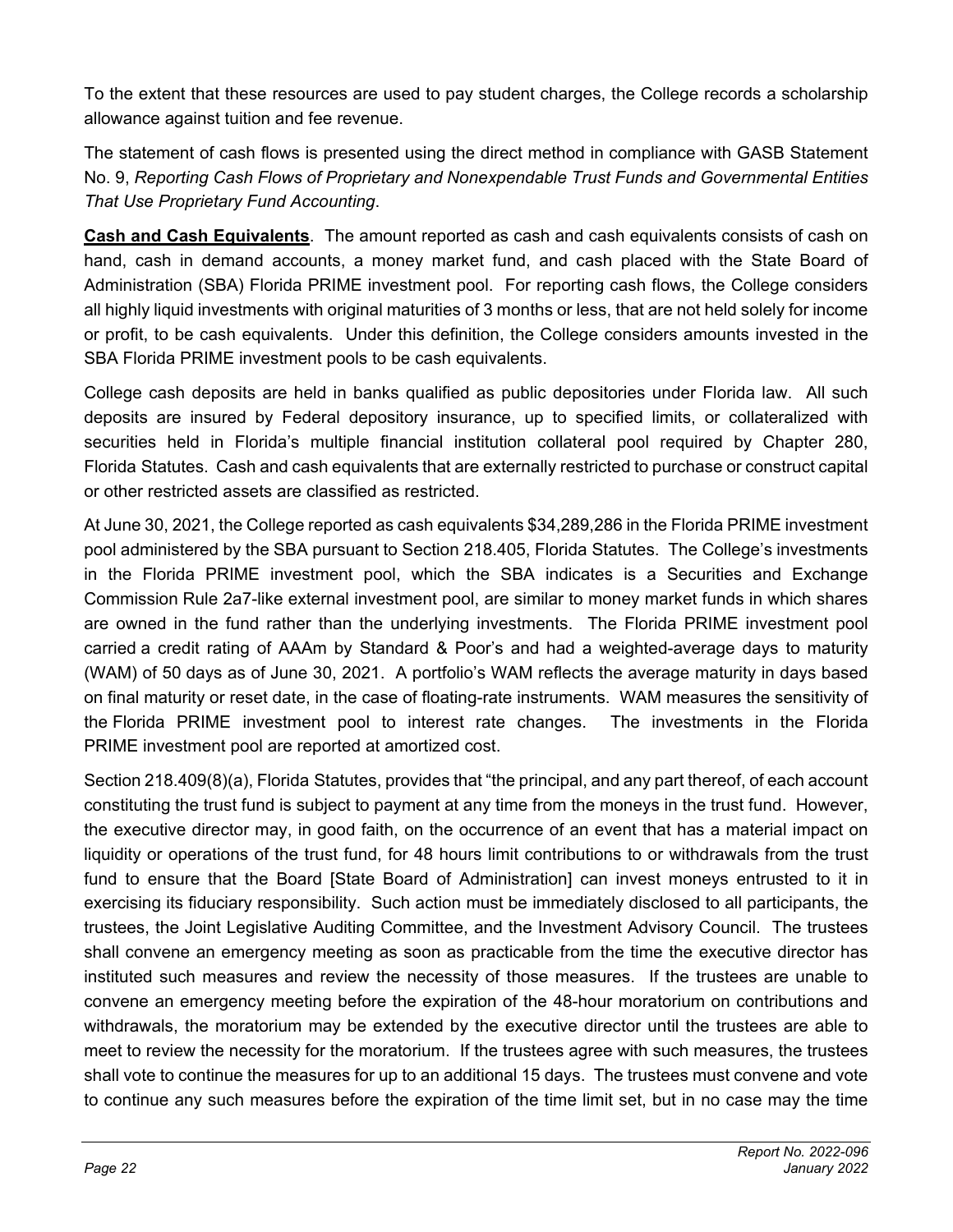To the extent that these resources are used to pay student charges, the College records a scholarship allowance against tuition and fee revenue.

The statement of cash flows is presented using the direct method in compliance with GASB Statement No. 9, *Reporting Cash Flows of Proprietary and Nonexpendable Trust Funds and Governmental Entities That Use Proprietary Fund Accounting*.

**Cash and Cash Equivalents**. The amount reported as cash and cash equivalents consists of cash on hand, cash in demand accounts, a money market fund, and cash placed with the State Board of Administration (SBA) Florida PRIME investment pool. For reporting cash flows, the College considers all highly liquid investments with original maturities of 3 months or less, that are not held solely for income or profit, to be cash equivalents. Under this definition, the College considers amounts invested in the SBA Florida PRIME investment pools to be cash equivalents.

College cash deposits are held in banks qualified as public depositories under Florida law. All such deposits are insured by Federal depository insurance, up to specified limits, or collateralized with securities held in Florida's multiple financial institution collateral pool required by Chapter 280, Florida Statutes. Cash and cash equivalents that are externally restricted to purchase or construct capital or other restricted assets are classified as restricted.

At June 30, 2021, the College reported as cash equivalents $34,289,286 in the Florida PRIME investment pool administered by the SBA pursuant to Section 218.405, Florida Statutes. The College's investments in the Florida PRIME investment pool, which the SBA indicates is a Securities and Exchange Commission Rule 2a7-like external investment pool, are similar to money market funds in which shares are owned in the fund rather than the underlying investments. The Florida PRIME investment pool carried a credit rating of AAAm by Standard & Poor's and had a weighted-average days to maturity (WAM) of 50 days as of June 30, 2021. A portfolio's WAM reflects the average maturity in days based on final maturity or reset date, in the case of floating-rate instruments. WAM measures the sensitivity of the Florida PRIME investment pool to interest rate changes. The investments in the Florida PRIME investment pool are reported at amortized cost.

Section 218.409(8)(a), Florida Statutes, provides that "the principal, and any part thereof, of each account constituting the trust fund is subject to payment at any time from the moneys in the trust fund. However, the executive director may, in good faith, on the occurrence of an event that has a material impact on liquidity or operations of the trust fund, for 48 hours limit contributions to or withdrawals from the trust fund to ensure that the Board [State Board of Administration] can invest moneys entrusted to it in exercising its fiduciary responsibility. Such action must be immediately disclosed to all participants, the trustees, the Joint Legislative Auditing Committee, and the Investment Advisory Council. The trustees shall convene an emergency meeting as soon as practicable from the time the executive director has instituted such measures and review the necessity of those measures. If the trustees are unable to convene an emergency meeting before the expiration of the 48-hour moratorium on contributions and withdrawals, the moratorium may be extended by the executive director until the trustees are able to meet to review the necessity for the moratorium. If the trustees agree with such measures, the trustees shall vote to continue the measures for up to an additional 15 days. The trustees must convene and vote to continue any such measures before the expiration of the time limit set, but in no case may the time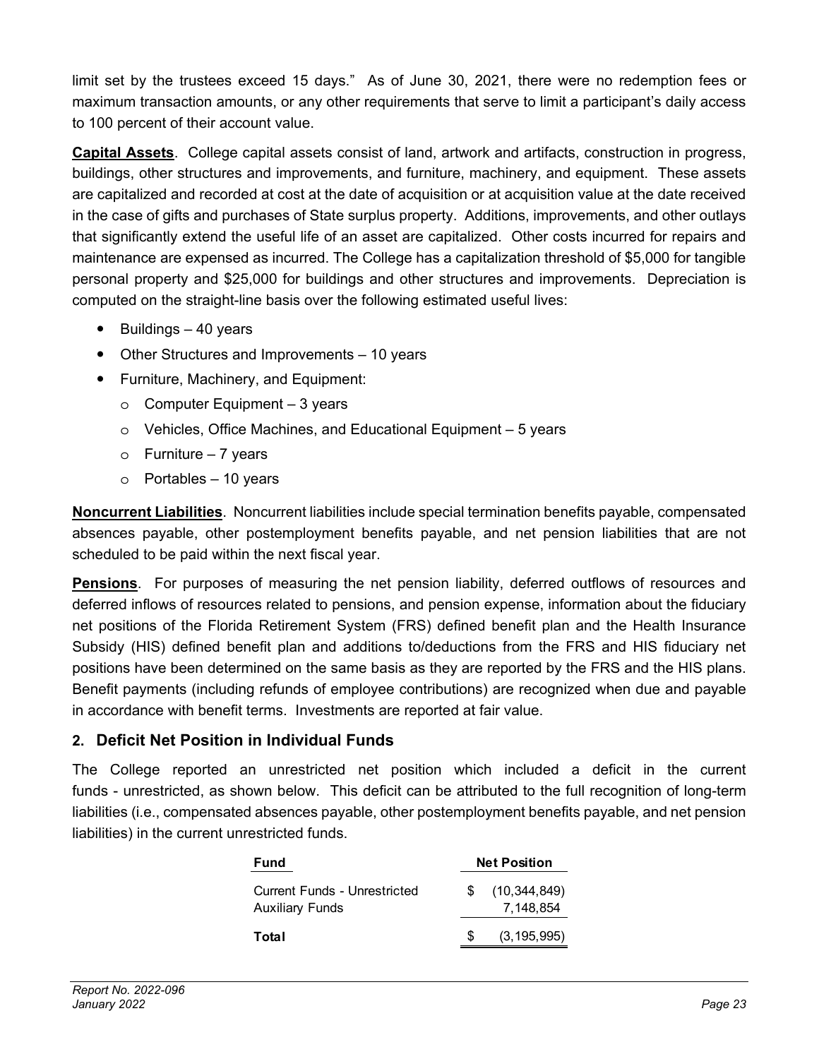limit set by the trustees exceed 15 days." As of June 30, 2021, there were no redemption fees or maximum transaction amounts, or any other requirements that serve to limit a participant's daily access to 100 percent of their account value.

**Capital Assets**. College capital assets consist of land, artwork and artifacts, construction in progress, buildings, other structures and improvements, and furniture, machinery, and equipment. These assets are capitalized and recorded at cost at the date of acquisition or at acquisition value at the date received in the case of gifts and purchases of State surplus property. Additions, improvements, and other outlays that significantly extend the useful life of an asset are capitalized. Other costs incurred for repairs and maintenance are expensed as incurred. The College has a capitalization threshold of $5,000 for tangible personal property and $25,000 for buildings and other structures and improvements. Depreciation is computed on the straight-line basis over the following estimated useful lives:

- Buildings – 40 years
- Other Structures and Improvements – 10 years
- Furniture, Machinery, and Equipment:
  - Computer Equipment – 3 years
  - Vehicles, Office Machines, and Educational Equipment – 5 years
  - Furniture – 7 years
  - Portables – 10 years

**Noncurrent Liabilities**. Noncurrent liabilities include special termination benefits payable, compensated absences payable, other postemployment benefits payable, and net pension liabilities that are not scheduled to be paid within the next fiscal year.

**Pensions**. For purposes of measuring the net pension liability, deferred outflows of resources and deferred inflows of resources related to pensions, and pension expense, information about the fiduciary net positions of the Florida Retirement System (FRS) defined benefit plan and the Health Insurance Subsidy (HIS) defined benefit plan and additions to/deductions from the FRS and HIS fiduciary net positions have been determined on the same basis as they are reported by the FRS and the HIS plans. Benefit payments (including refunds of employee contributions) are recognized when due and payable in accordance with benefit terms. Investments are reported at fair value.

## 2. Deficit Net Position in Individual Funds

The College reported an unrestricted net position which included a deficit in the current funds - unrestricted, as shown below. This deficit can be attributed to the full recognition of long-term liabilities (i.e., compensated absences payable, other postemployment benefits payable, and net pension liabilities) in the current unrestricted funds.

| Fund | Net Position |
|---|---|
| Current Funds - Unrestricted | $ (10,344,849) |
| Auxiliary Funds | 7,148,854 |
| **Total** | $ (3,195,995) |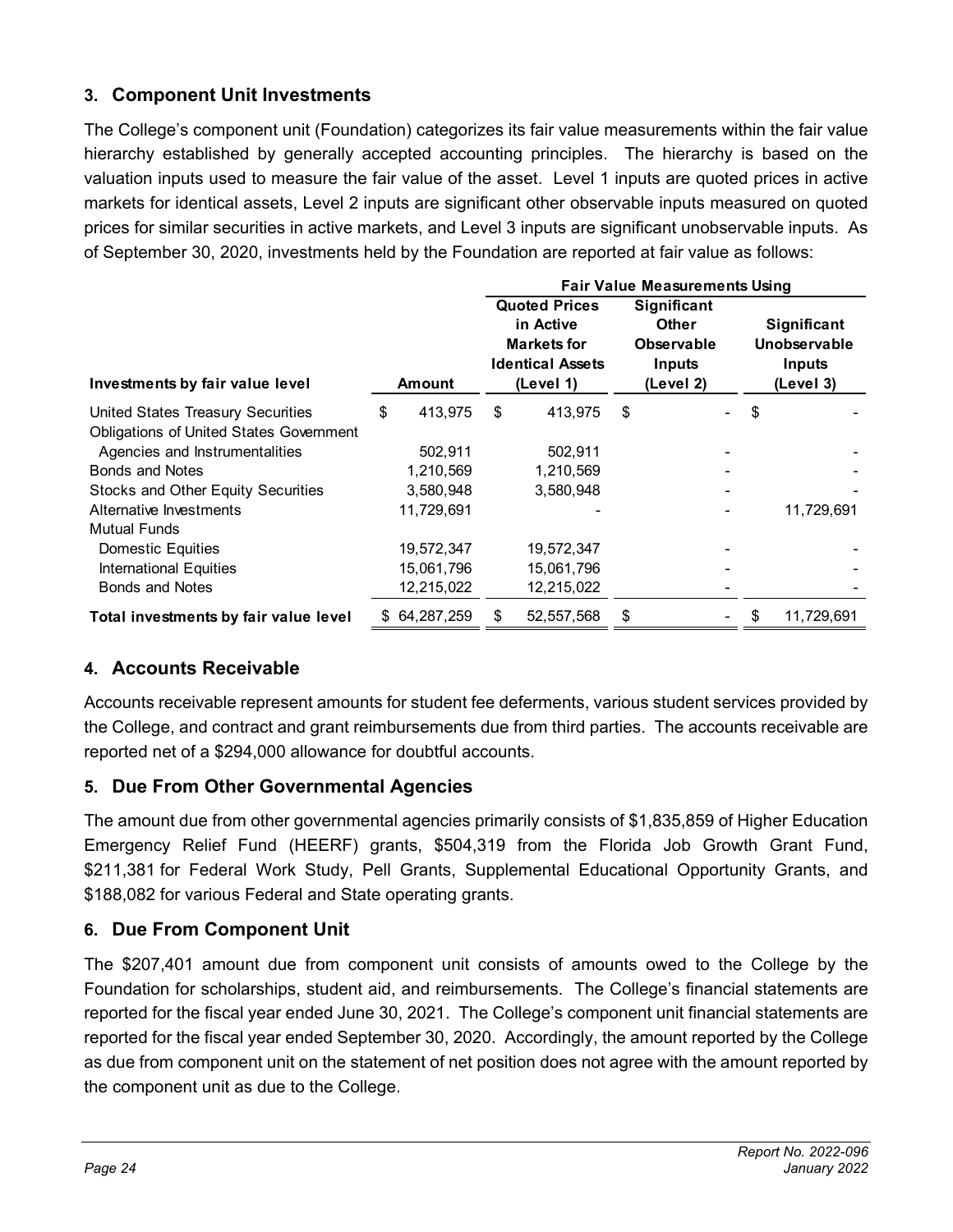## 3. Component Unit Investments

The College's component unit (Foundation) categorizes its fair value measurements within the fair value hierarchy established by generally accepted accounting principles. The hierarchy is based on the valuation inputs used to measure the fair value of the asset. Level 1 inputs are quoted prices in active markets for identical assets, Level 2 inputs are significant other observable inputs measured on quoted prices for similar securities in active markets, and Level 3 inputs are significant unobservable inputs. As of September 30, 2020, investments held by the Foundation are reported at fair value as follows:

| | | Fair Value Measurements Using | | |
|---|---|---|---|---|
| **Investments by fair value level** | **Amount** | **Quoted Prices in Active Markets for Identical Assets (Level 1)** | **Significant Other Observable Inputs (Level 2)** | **Significant Unobservable Inputs (Level 3)** |
| United States Treasury Securities | $ 413,975 | $ 413,975 | $ - | $ - |
| Obligations of United States Government Agencies and Instrumentalities | 502,911 | 502,911 | - | - |
| Bonds and Notes | 1,210,569 | 1,210,569 | - | - |
| Stocks and Other Equity Securities | 3,580,948 | 3,580,948 | - | - |
| Alternative Investments | 11,729,691 | - | - | 11,729,691 |
| Mutual Funds | | | | |
| Domestic Equities | 19,572,347 | 19,572,347 | - | - |
| International Equities | 15,061,796 | 15,061,796 | - | - |
| Bonds and Notes | 12,215,022 | 12,215,022 | - | - |
| **Total investments by fair value level** | $ 64,287,259 | $ 52,557,568 | $ - | $ 11,729,691 |

## 4. Accounts Receivable

Accounts receivable represent amounts for student fee deferments, various student services provided by the College, and contract and grant reimbursements due from third parties. The accounts receivable are reported net of a $294,000 allowance for doubtful accounts.

## 5. Due From Other Governmental Agencies

The amount due from other governmental agencies primarily consists of $1,835,859 of Higher Education Emergency Relief Fund (HEERF) grants, $504,319 from the Florida Job Growth Grant Fund, $211,381 for Federal Work Study, Pell Grants, Supplemental Educational Opportunity Grants, and $188,082 for various Federal and State operating grants.

## 6. Due From Component Unit

The $207,401 amount due from component unit consists of amounts owed to the College by the Foundation for scholarships, student aid, and reimbursements. The College's financial statements are reported for the fiscal year ended June 30, 2021. The College's component unit financial statements are reported for the fiscal year ended September 30, 2020. Accordingly, the amount reported by the College as due from component unit on the statement of net position does not agree with the amount reported by the component unit as due to the College.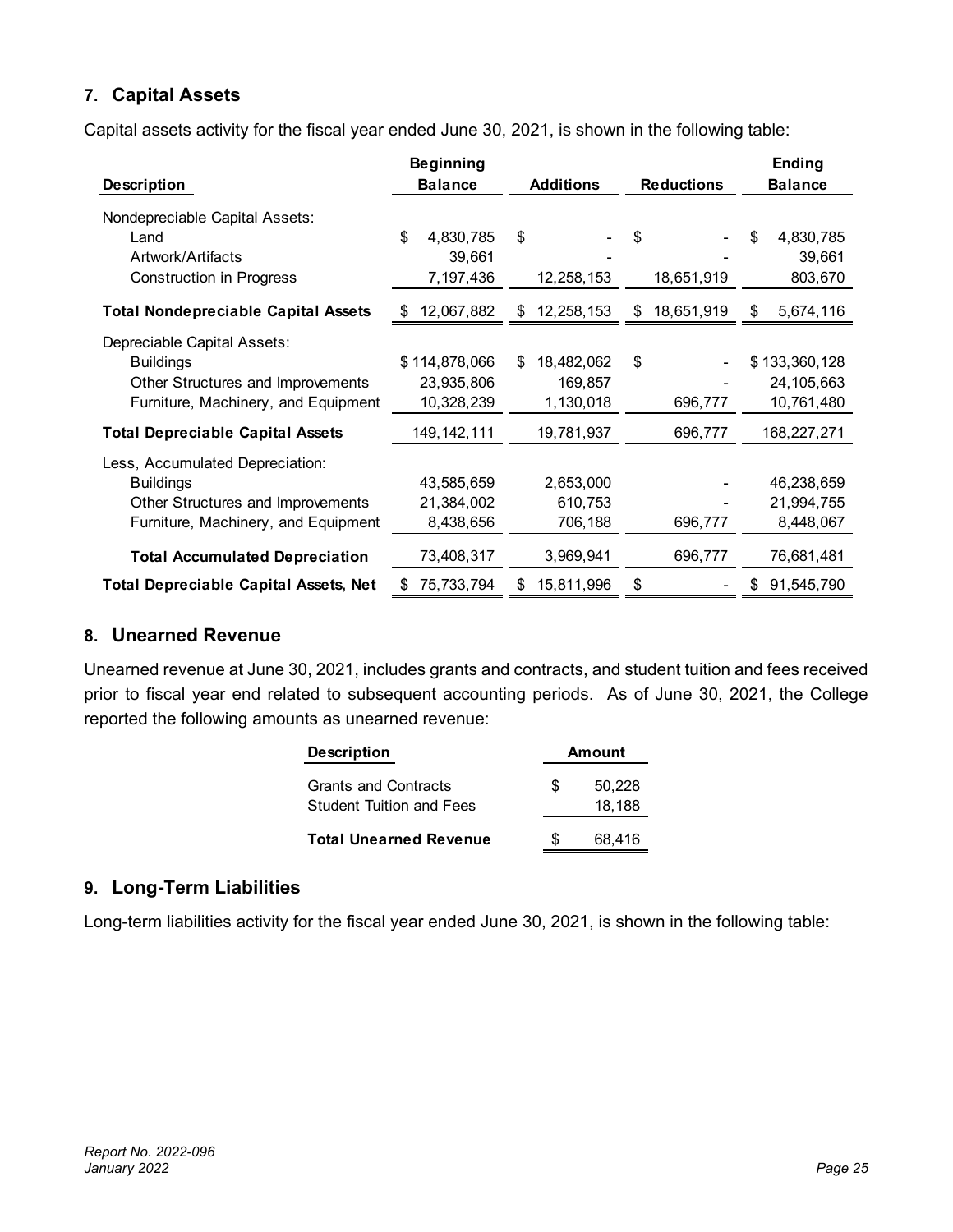## 7. Capital Assets

Capital assets activity for the fiscal year ended June 30, 2021, is shown in the following table:

| Description | Beginning Balance | Additions | Reductions | Ending Balance |
|---|---|---|---|---|
| Nondepreciable Capital Assets: | | | | |
| Land | $ 4,830,785 | $ - | $ - | $ 4,830,785 |
| Artwork/Artifacts | 39,661 | - | - | 39,661 |
| Construction in Progress | 7,197,436 | 12,258,153 | 18,651,919 | 803,670 |
| **Total Nondepreciable Capital Assets** | $ 12,067,882 | $ 12,258,153 | $ 18,651,919 | $ 5,674,116 |
| Depreciable Capital Assets: | | | | |
| Buildings | $ 114,878,066 | $ 18,482,062 | $ - | $ 133,360,128 |
| Other Structures and Improvements | 23,935,806 | 169,857 | - | 24,105,663 |
| Furniture, Machinery, and Equipment | 10,328,239 | 1,130,018 | 696,777 | 10,761,480 |
| **Total Depreciable Capital Assets** | 149,142,111 | 19,781,937 | 696,777 | 168,227,271 |
| Less, Accumulated Depreciation: | | | | |
| Buildings | 43,585,659 | 2,653,000 | - | 46,238,659 |
| Other Structures and Improvements | 21,384,002 | 610,753 | - | 21,994,755 |
| Furniture, Machinery, and Equipment | 8,438,656 | 706,188 | 696,777 | 8,448,067 |
| **Total Accumulated Depreciation** | 73,408,317 | 3,969,941 | 696,777 | 76,681,481 |
| **Total Depreciable Capital Assets, Net** | $ 75,733,794 | $ 15,811,996 | $ - | $ 91,545,790 |

## 8. Unearned Revenue

Unearned revenue at June 30, 2021, includes grants and contracts, and student tuition and fees received prior to fiscal year end related to subsequent accounting periods. As of June 30, 2021, the College reported the following amounts as unearned revenue:

| Description | Amount |
|---|---|
| Grants and Contracts | $ 50,228 |
| Student Tuition and Fees | 18,188 |
| **Total Unearned Revenue** | $ 68,416 |

## 9. Long-Term Liabilities

Long-term liabilities activity for the fiscal year ended June 30, 2021, is shown in the following table: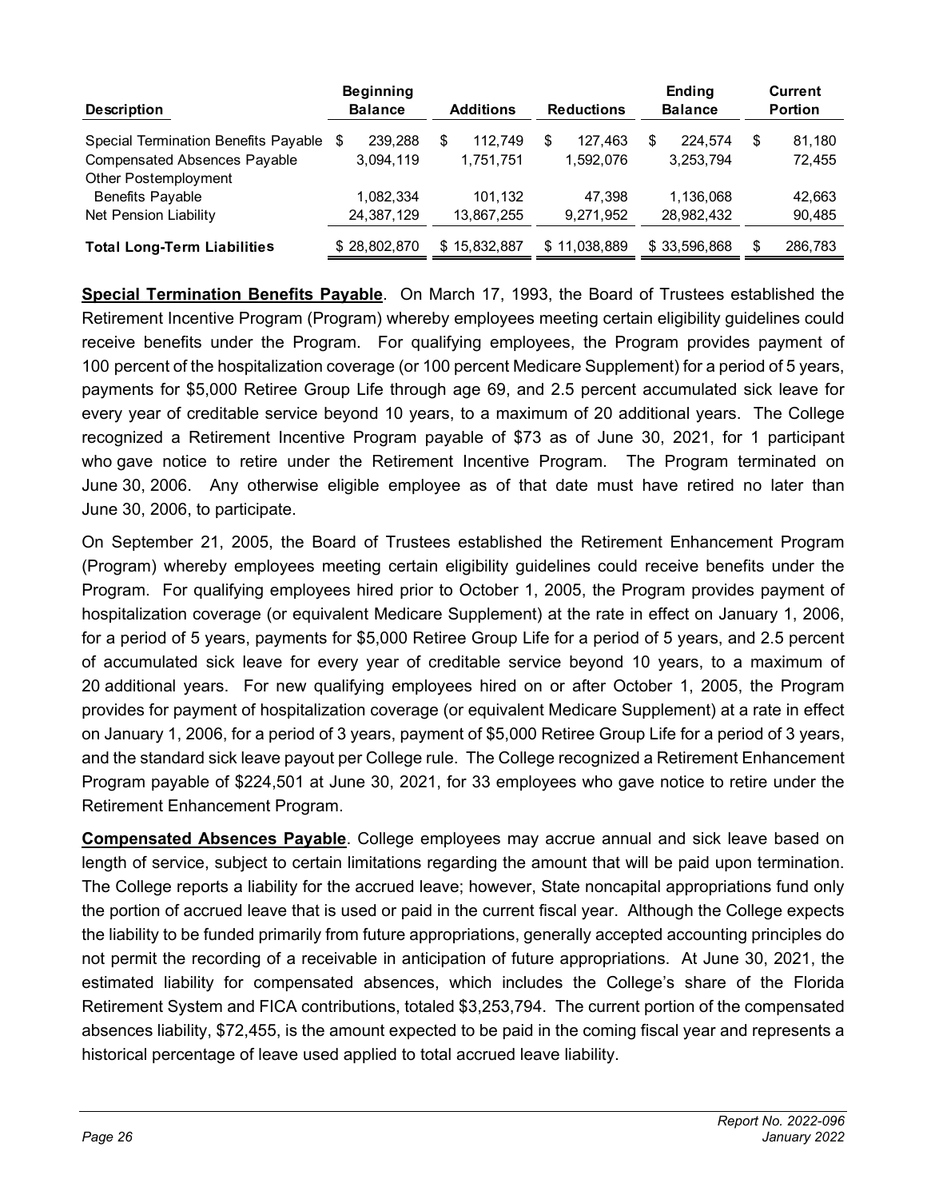| Description | Beginning Balance | Additions | Reductions | Ending Balance | Current Portion |
|---|---|---|---|---|---|
| Special Termination Benefits Payable | $ 239,288 | $ 112,749 | $ 127,463 | $ 224,574 | $ 81,180 |
| Compensated Absences Payable | 3,094,119 | 1,751,751 | 1,592,076 | 3,253,794 | 72,455 |
| Other Postemployment Benefits Payable | 1,082,334 | 101,132 | 47,398 | 1,136,068 | 42,663 |
| Net Pension Liability | 24,387,129 | 13,867,255 | 9,271,952 | 28,982,432 | 90,485 |
| **Total Long-Term Liabilities** | $ 28,802,870 | $ 15,832,887 | $ 11,038,889 | $ 33,596,868 | $ 286,783 |

**Special Termination Benefits Payable**. On March 17, 1993, the Board of Trustees established the Retirement Incentive Program (Program) whereby employees meeting certain eligibility guidelines could receive benefits under the Program. For qualifying employees, the Program provides payment of 100 percent of the hospitalization coverage (or 100 percent Medicare Supplement) for a period of 5 years, payments for $5,000 Retiree Group Life through age 69, and 2.5 percent accumulated sick leave for every year of creditable service beyond 10 years, to a maximum of 20 additional years. The College recognized a Retirement Incentive Program payable of $73 as of June 30, 2021, for 1 participant who gave notice to retire under the Retirement Incentive Program. The Program terminated on June 30, 2006. Any otherwise eligible employee as of that date must have retired no later than June 30, 2006, to participate.

On September 21, 2005, the Board of Trustees established the Retirement Enhancement Program (Program) whereby employees meeting certain eligibility guidelines could receive benefits under the Program. For qualifying employees hired prior to October 1, 2005, the Program provides payment of hospitalization coverage (or equivalent Medicare Supplement) at the rate in effect on January 1, 2006, for a period of 5 years, payments for $5,000 Retiree Group Life for a period of 5 years, and 2.5 percent of accumulated sick leave for every year of creditable service beyond 10 years, to a maximum of 20 additional years. For new qualifying employees hired on or after October 1, 2005, the Program provides for payment of hospitalization coverage (or equivalent Medicare Supplement) at a rate in effect on January 1, 2006, for a period of 3 years, payment of $5,000 Retiree Group Life for a period of 3 years, and the standard sick leave payout per College rule. The College recognized a Retirement Enhancement Program payable of $224,501 at June 30, 2021, for 33 employees who gave notice to retire under the Retirement Enhancement Program.

**Compensated Absences Payable**. College employees may accrue annual and sick leave based on length of service, subject to certain limitations regarding the amount that will be paid upon termination. The College reports a liability for the accrued leave; however, State noncapital appropriations fund only the portion of accrued leave that is used or paid in the current fiscal year. Although the College expects the liability to be funded primarily from future appropriations, generally accepted accounting principles do not permit the recording of a receivable in anticipation of future appropriations. At June 30, 2021, the estimated liability for compensated absences, which includes the College's share of the Florida Retirement System and FICA contributions, totaled $3,253,794. The current portion of the compensated absences liability, $72,455, is the amount expected to be paid in the coming fiscal year and represents a historical percentage of leave used applied to total accrued leave liability.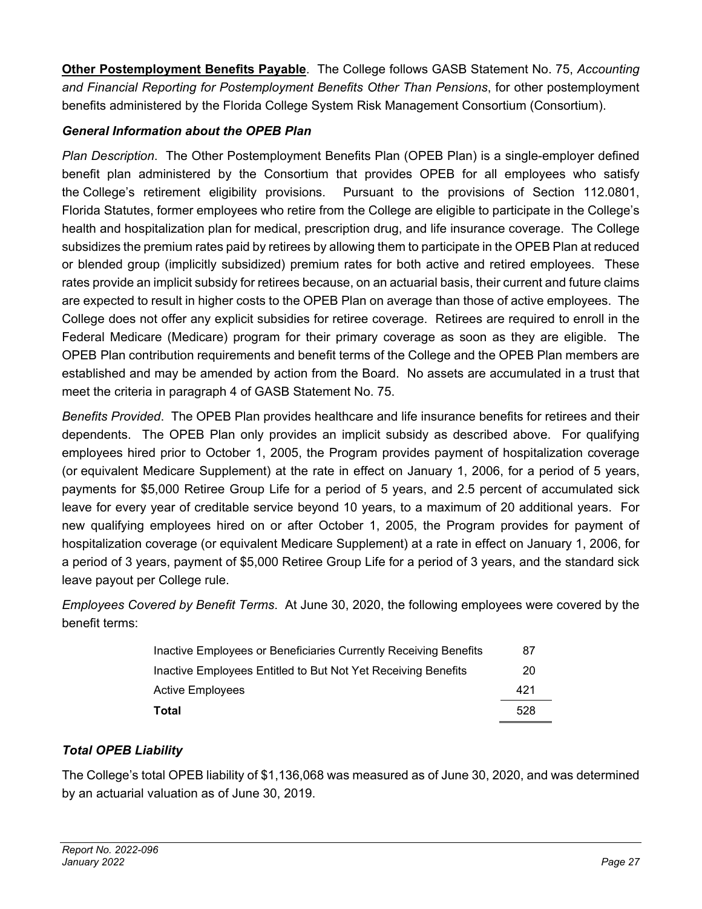**Other Postemployment Benefits Payable**. The College follows GASB Statement No. 75, *Accounting and Financial Reporting for Postemployment Benefits Other Than Pensions*, for other postemployment benefits administered by the Florida College System Risk Management Consortium (Consortium).

***General Information about the OPEB Plan***

*Plan Description*. The Other Postemployment Benefits Plan (OPEB Plan) is a single-employer defined benefit plan administered by the Consortium that provides OPEB for all employees who satisfy the College's retirement eligibility provisions. Pursuant to the provisions of Section 112.0801, Florida Statutes, former employees who retire from the College are eligible to participate in the College's health and hospitalization plan for medical, prescription drug, and life insurance coverage. The College subsidizes the premium rates paid by retirees by allowing them to participate in the OPEB Plan at reduced or blended group (implicitly subsidized) premium rates for both active and retired employees. These rates provide an implicit subsidy for retirees because, on an actuarial basis, their current and future claims are expected to result in higher costs to the OPEB Plan on average than those of active employees. The College does not offer any explicit subsidies for retiree coverage. Retirees are required to enroll in the Federal Medicare (Medicare) program for their primary coverage as soon as they are eligible. The OPEB Plan contribution requirements and benefit terms of the College and the OPEB Plan members are established and may be amended by action from the Board. No assets are accumulated in a trust that meet the criteria in paragraph 4 of GASB Statement No. 75.

*Benefits Provided*. The OPEB Plan provides healthcare and life insurance benefits for retirees and their dependents. The OPEB Plan only provides an implicit subsidy as described above. For qualifying employees hired prior to October 1, 2005, the Program provides payment of hospitalization coverage (or equivalent Medicare Supplement) at the rate in effect on January 1, 2006, for a period of 5 years, payments for $5,000 Retiree Group Life for a period of 5 years, and 2.5 percent of accumulated sick leave for every year of creditable service beyond 10 years, to a maximum of 20 additional years. For new qualifying employees hired on or after October 1, 2005, the Program provides for payment of hospitalization coverage (or equivalent Medicare Supplement) at a rate in effect on January 1, 2006, for a period of 3 years, payment of $5,000 Retiree Group Life for a period of 3 years, and the standard sick leave payout per College rule.

*Employees Covered by Benefit Terms*. At June 30, 2020, the following employees were covered by the benefit terms:

| | |
|---|---|
| Inactive Employees or Beneficiaries Currently Receiving Benefits | 87 |
| Inactive Employees Entitled to But Not Yet Receiving Benefits | 20 |
| Active Employees | 421 |
| **Total** | 528 |

***Total OPEB Liability***

The College's total OPEB liability of $1,136,068 was measured as of June 30, 2020, and was determined by an actuarial valuation as of June 30, 2019.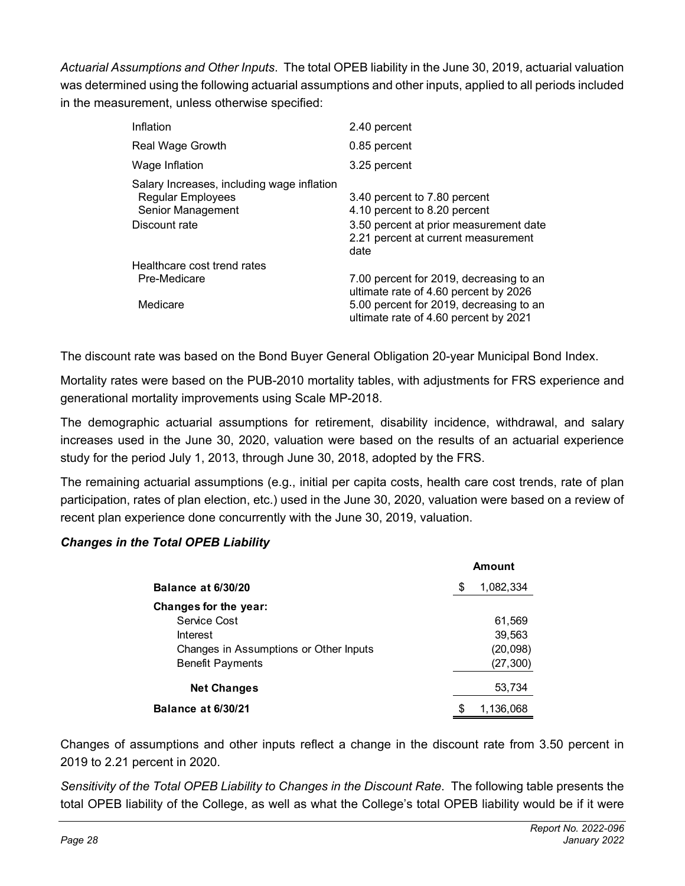*Actuarial Assumptions and Other Inputs*. The total OPEB liability in the June 30, 2019, actuarial valuation was determined using the following actuarial assumptions and other inputs, applied to all periods included in the measurement, unless otherwise specified:

| | |
|---|---|
| Inflation | 2.40 percent |
| Real Wage Growth | 0.85 percent |
| Wage Inflation | 3.25 percent |
| Salary Increases, including wage inflation | |
| Regular Employees | 3.40 percent to 7.80 percent |
| Senior Management | 4.10 percent to 8.20 percent |
| Discount rate | 3.50 percent at prior measurement date<br>2.21 percent at current measurement date |
| Healthcare cost trend rates | |
| Pre-Medicare | 7.00 percent for 2019, decreasing to an ultimate rate of 4.60 percent by 2026 |
| Medicare | 5.00 percent for 2019, decreasing to an ultimate rate of 4.60 percent by 2021 |

The discount rate was based on the Bond Buyer General Obligation 20-year Municipal Bond Index.

Mortality rates were based on the PUB-2010 mortality tables, with adjustments for FRS experience and generational mortality improvements using Scale MP-2018.

The demographic actuarial assumptions for retirement, disability incidence, withdrawal, and salary increases used in the June 30, 2020, valuation were based on the results of an actuarial experience study for the period July 1, 2013, through June 30, 2018, adopted by the FRS.

The remaining actuarial assumptions (e.g., initial per capita costs, health care cost trends, rate of plan participation, rates of plan election, etc.) used in the June 30, 2020, valuation were based on a review of recent plan experience done concurrently with the June 30, 2019, valuation.

### *Changes in the Total OPEB Liability*

| | Amount |
|---|---|
| **Balance at 6/30/20** | $ 1,082,334 |
| **Changes for the year:** | |
| Service Cost | 61,569 |
| Interest | 39,563 |
| Changes in Assumptions or Other Inputs | (20,098) |
| Benefit Payments | (27,300) |
| **Net Changes** | 53,734 |
| **Balance at 6/30/21** | $ 1,136,068 |

Changes of assumptions and other inputs reflect a change in the discount rate from 3.50 percent in 2019 to 2.21 percent in 2020.

*Sensitivity of the Total OPEB Liability to Changes in the Discount Rate*. The following table presents the total OPEB liability of the College, as well as what the College's total OPEB liability would be if it were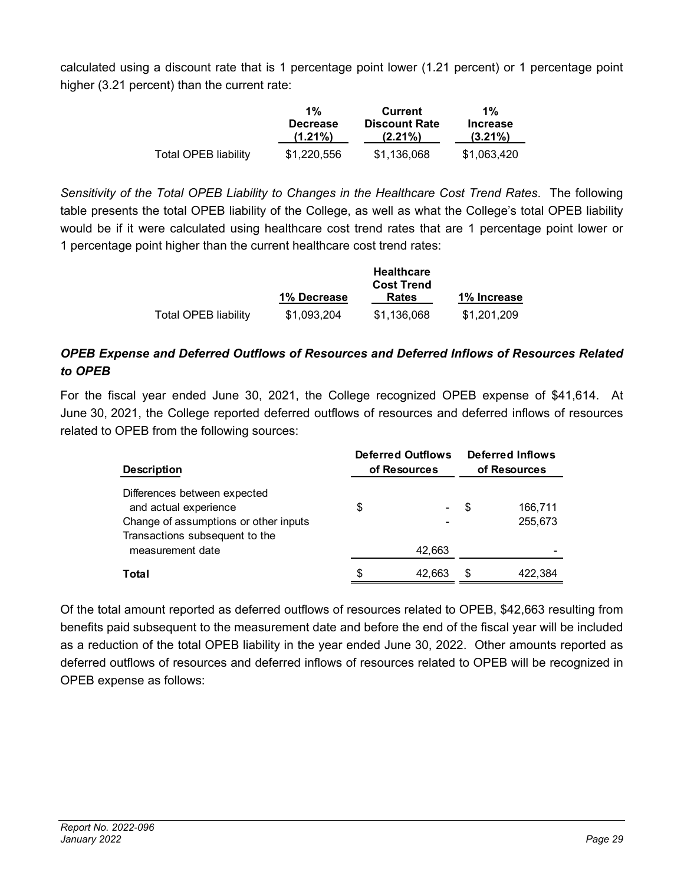calculated using a discount rate that is 1 percentage point lower (1.21 percent) or 1 percentage point higher (3.21 percent) than the current rate:

| | 1% Decrease (1.21%) | Current Discount Rate (2.21%) | 1% Increase (3.21%) |
|---|---|---|---|
| Total OPEB liability | $1,220,556 | $1,136,068 | $1,063,420 |

*Sensitivity of the Total OPEB Liability to Changes in the Healthcare Cost Trend Rates*. The following table presents the total OPEB liability of the College, as well as what the College's total OPEB liability would be if it were calculated using healthcare cost trend rates that are 1 percentage point lower or 1 percentage point higher than the current healthcare cost trend rates:

| | 1% Decrease | Healthcare Cost Trend Rates | 1% Increase |
|---|---|---|---|
| Total OPEB liability | $1,093,204 | $1,136,068 | $1,201,209 |

### *OPEB Expense and Deferred Outflows of Resources and Deferred Inflows of Resources Related to OPEB*

For the fiscal year ended June 30, 2021, the College recognized OPEB expense of $41,614. At June 30, 2021, the College reported deferred outflows of resources and deferred inflows of resources related to OPEB from the following sources:

| Description | Deferred Outflows of Resources | Deferred Inflows of Resources |
|---|---|---|
| Differences between expected and actual experience | $ - | $ 166,711 |
| Change of assumptions or other inputs | - | 255,673 |
| Transactions subsequent to the measurement date | 42,663 | - |
| **Total** | $ 42,663 | $ 422,384 |

Of the total amount reported as deferred outflows of resources related to OPEB, $42,663 resulting from benefits paid subsequent to the measurement date and before the end of the fiscal year will be included as a reduction of the total OPEB liability in the year ended June 30, 2022. Other amounts reported as deferred outflows of resources and deferred inflows of resources related to OPEB will be recognized in OPEB expense as follows: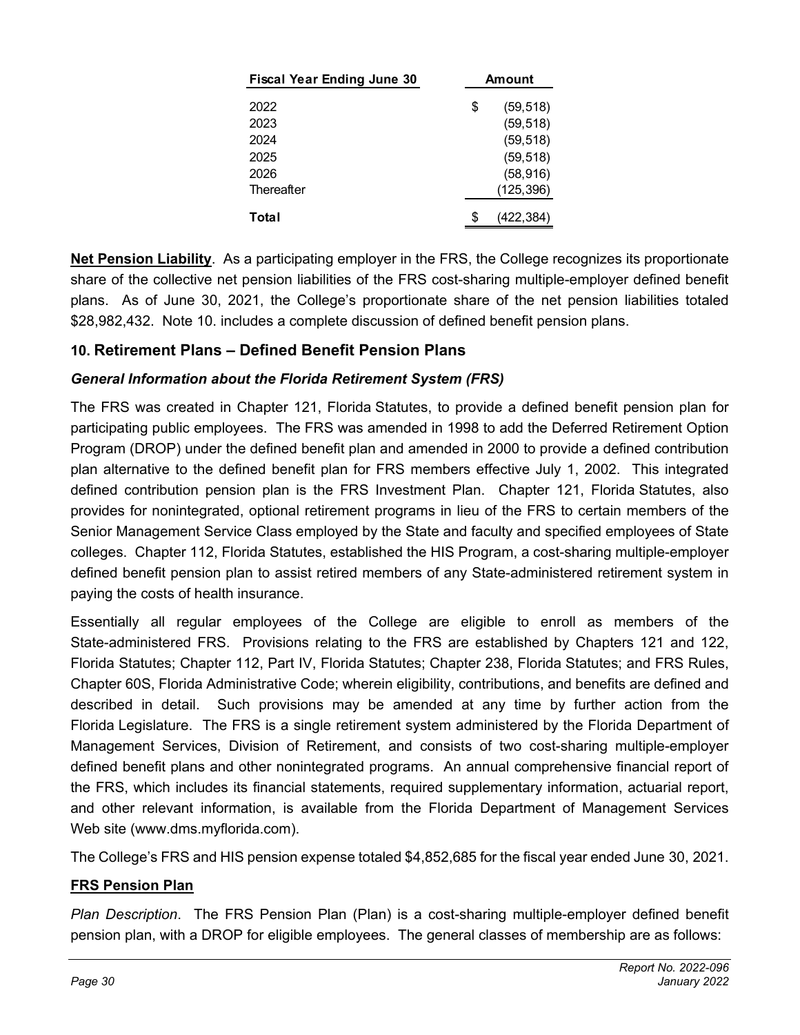| Fiscal Year Ending June 30 | Amount |
|---|---|
| 2022 | $ (59,518) |
| 2023 | (59,518) |
| 2024 | (59,518) |
| 2025 | (59,518) |
| 2026 | (58,916) |
| Thereafter | (125,396) |
| **Total** | $ (422,384) |

**Net Pension Liability**. As a participating employer in the FRS, the College recognizes its proportionate share of the collective net pension liabilities of the FRS cost-sharing multiple-employer defined benefit plans. As of June 30, 2021, the College's proportionate share of the net pension liabilities totaled $28,982,432. Note 10. includes a complete discussion of defined benefit pension plans.

## 10. Retirement Plans – Defined Benefit Pension Plans

### *General Information about the Florida Retirement System (FRS)*

The FRS was created in Chapter 121, Florida Statutes, to provide a defined benefit pension plan for participating public employees. The FRS was amended in 1998 to add the Deferred Retirement Option Program (DROP) under the defined benefit plan and amended in 2000 to provide a defined contribution plan alternative to the defined benefit plan for FRS members effective July 1, 2002. This integrated defined contribution pension plan is the FRS Investment Plan. Chapter 121, Florida Statutes, also provides for nonintegrated, optional retirement programs in lieu of the FRS to certain members of the Senior Management Service Class employed by the State and faculty and specified employees of State colleges. Chapter 112, Florida Statutes, established the HIS Program, a cost-sharing multiple-employer defined benefit pension plan to assist retired members of any State-administered retirement system in paying the costs of health insurance.

Essentially all regular employees of the College are eligible to enroll as members of the State-administered FRS. Provisions relating to the FRS are established by Chapters 121 and 122, Florida Statutes; Chapter 112, Part IV, Florida Statutes; Chapter 238, Florida Statutes; and FRS Rules, Chapter 60S, Florida Administrative Code; wherein eligibility, contributions, and benefits are defined and described in detail. Such provisions may be amended at any time by further action from the Florida Legislature. The FRS is a single retirement system administered by the Florida Department of Management Services, Division of Retirement, and consists of two cost-sharing multiple-employer defined benefit plans and other nonintegrated programs. An annual comprehensive financial report of the FRS, which includes its financial statements, required supplementary information, actuarial report, and other relevant information, is available from the Florida Department of Management Services Web site (www.dms.myflorida.com).

The College's FRS and HIS pension expense totaled $4,852,685 for the fiscal year ended June 30, 2021.

### **FRS Pension Plan**

*Plan Description*. The FRS Pension Plan (Plan) is a cost-sharing multiple-employer defined benefit pension plan, with a DROP for eligible employees. The general classes of membership are as follows: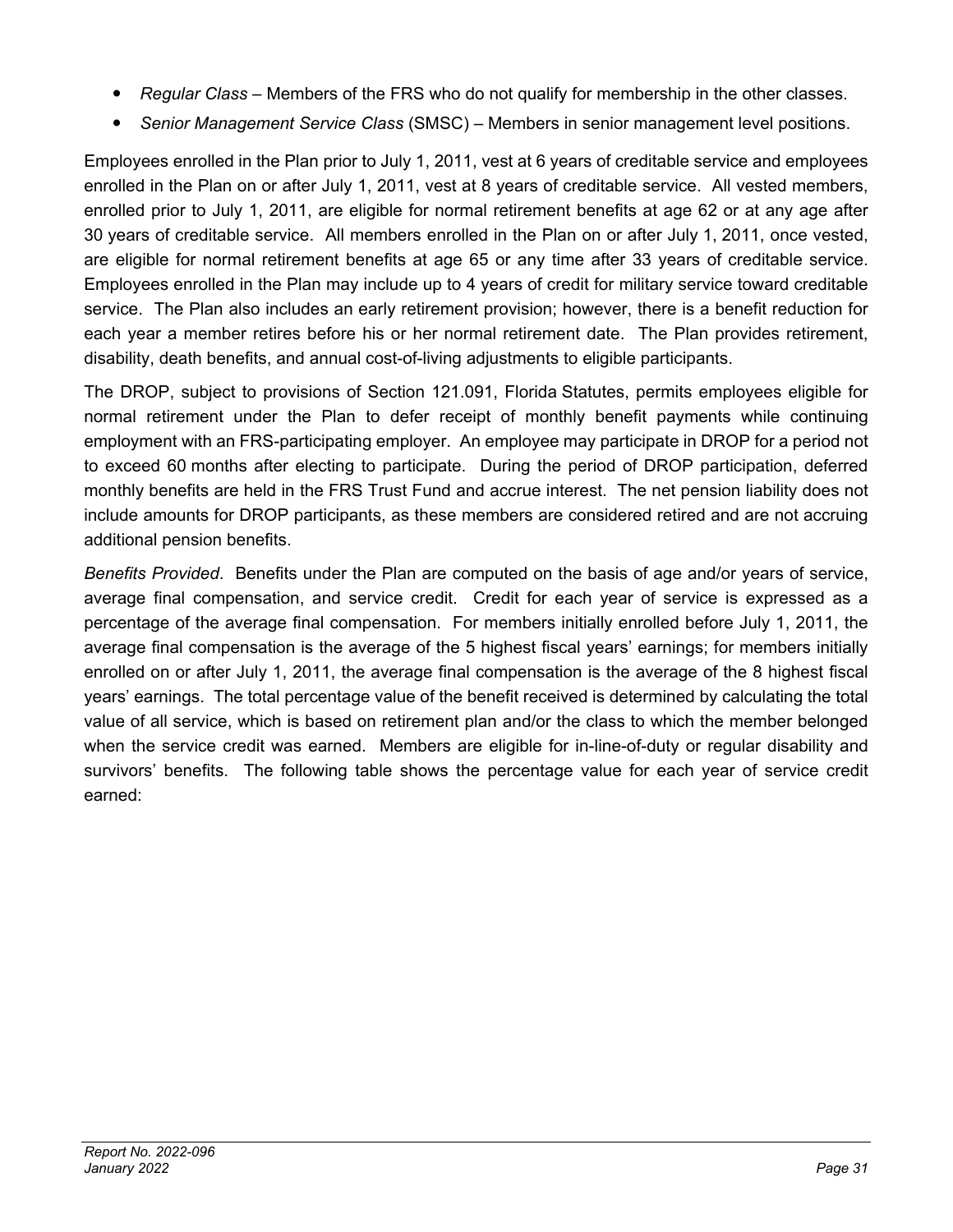- *Regular Class* – Members of the FRS who do not qualify for membership in the other classes.
- *Senior Management Service Class* (SMSC) – Members in senior management level positions.

Employees enrolled in the Plan prior to July 1, 2011, vest at 6 years of creditable service and employees enrolled in the Plan on or after July 1, 2011, vest at 8 years of creditable service. All vested members, enrolled prior to July 1, 2011, are eligible for normal retirement benefits at age 62 or at any age after 30 years of creditable service. All members enrolled in the Plan on or after July 1, 2011, once vested, are eligible for normal retirement benefits at age 65 or any time after 33 years of creditable service. Employees enrolled in the Plan may include up to 4 years of credit for military service toward creditable service. The Plan also includes an early retirement provision; however, there is a benefit reduction for each year a member retires before his or her normal retirement date. The Plan provides retirement, disability, death benefits, and annual cost-of-living adjustments to eligible participants.

The DROP, subject to provisions of Section 121.091, Florida Statutes, permits employees eligible for normal retirement under the Plan to defer receipt of monthly benefit payments while continuing employment with an FRS-participating employer. An employee may participate in DROP for a period not to exceed 60 months after electing to participate. During the period of DROP participation, deferred monthly benefits are held in the FRS Trust Fund and accrue interest. The net pension liability does not include amounts for DROP participants, as these members are considered retired and are not accruing additional pension benefits.

*Benefits Provided*. Benefits under the Plan are computed on the basis of age and/or years of service, average final compensation, and service credit. Credit for each year of service is expressed as a percentage of the average final compensation. For members initially enrolled before July 1, 2011, the average final compensation is the average of the 5 highest fiscal years' earnings; for members initially enrolled on or after July 1, 2011, the average final compensation is the average of the 8 highest fiscal years' earnings. The total percentage value of the benefit received is determined by calculating the total value of all service, which is based on retirement plan and/or the class to which the member belonged when the service credit was earned. Members are eligible for in-line-of-duty or regular disability and survivors' benefits. The following table shows the percentage value for each year of service credit earned: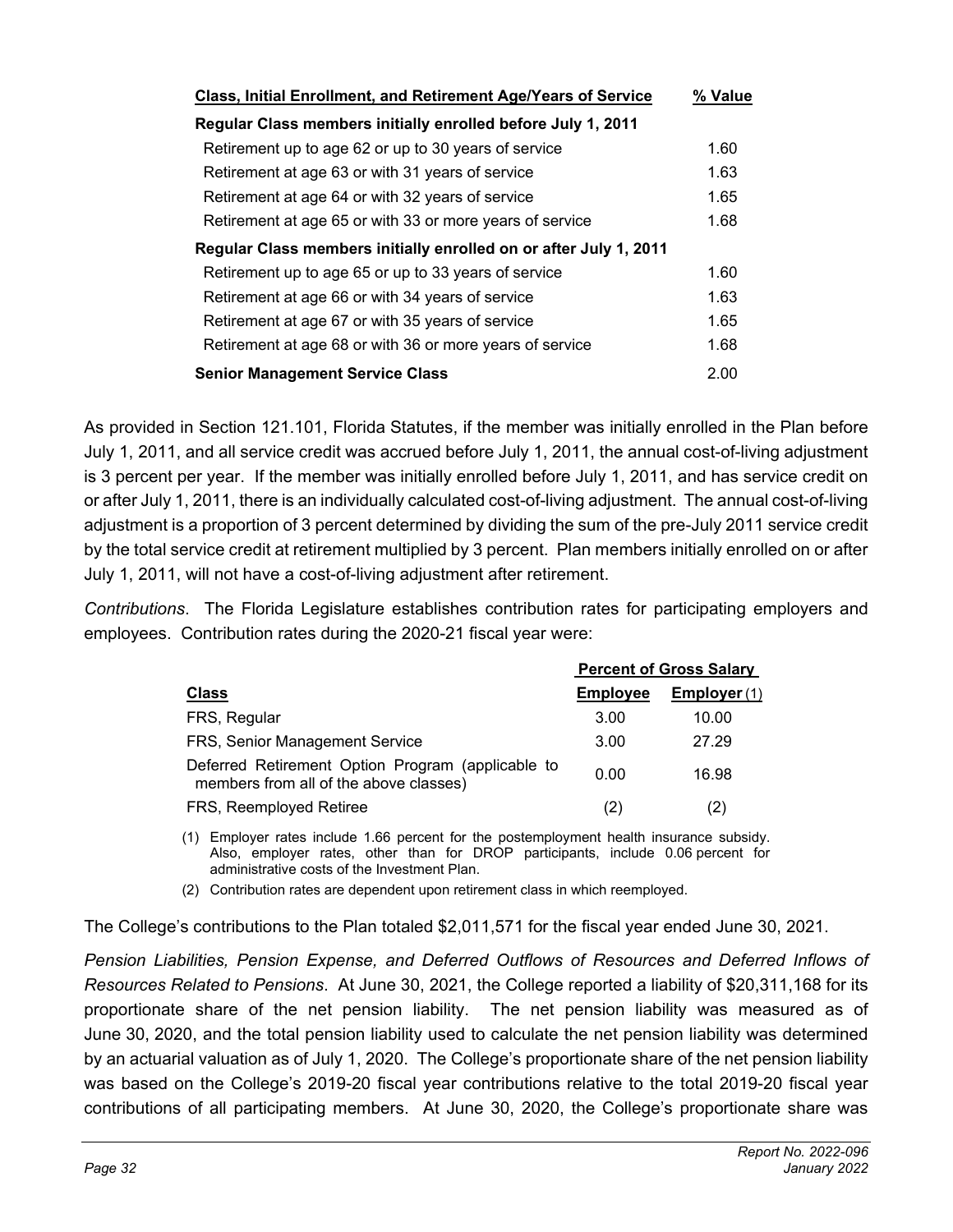| Class, Initial Enrollment, and Retirement Age/Years of Service | % Value |
|---|---|
| **Regular Class members initially enrolled before July 1, 2011** | |
| Retirement up to age 62 or up to 30 years of service | 1.60 |
| Retirement at age 63 or with 31 years of service | 1.63 |
| Retirement at age 64 or with 32 years of service | 1.65 |
| Retirement at age 65 or with 33 or more years of service | 1.68 |
| **Regular Class members initially enrolled on or after July 1, 2011** | |
| Retirement up to age 65 or up to 33 years of service | 1.60 |
| Retirement at age 66 or with 34 years of service | 1.63 |
| Retirement at age 67 or with 35 years of service | 1.65 |
| Retirement at age 68 or with 36 or more years of service | 1.68 |
| **Senior Management Service Class** | 2.00 |

As provided in Section 121.101, Florida Statutes, if the member was initially enrolled in the Plan before July 1, 2011, and all service credit was accrued before July 1, 2011, the annual cost-of-living adjustment is 3 percent per year. If the member was initially enrolled before July 1, 2011, and has service credit on or after July 1, 2011, there is an individually calculated cost-of-living adjustment. The annual cost-of-living adjustment is a proportion of 3 percent determined by dividing the sum of the pre-July 2011 service credit by the total service credit at retirement multiplied by 3 percent. Plan members initially enrolled on or after July 1, 2011, will not have a cost-of-living adjustment after retirement.

*Contributions*. The Florida Legislature establishes contribution rates for participating employers and employees. Contribution rates during the 2020-21 fiscal year were:

| | Percent of Gross Salary | |
|---|---|---|
| **Class** | **Employee** | **Employer** (1) |
| FRS, Regular | 3.00 | 10.00 |
| FRS, Senior Management Service | 3.00 | 27.29 |
| Deferred Retirement Option Program (applicable to members from all of the above classes) | 0.00 | 16.98 |
| FRS, Reemployed Retiree | (2) | (2) |

(1) Employer rates include 1.66 percent for the postemployment health insurance subsidy. Also, employer rates, other than for DROP participants, include 0.06 percent for administrative costs of the Investment Plan.

(2) Contribution rates are dependent upon retirement class in which reemployed.

The College's contributions to the Plan totaled $2,011,571 for the fiscal year ended June 30, 2021.

*Pension Liabilities, Pension Expense, and Deferred Outflows of Resources and Deferred Inflows of Resources Related to Pensions*. At June 30, 2021, the College reported a liability of $20,311,168 for its proportionate share of the net pension liability. The net pension liability was measured as of June 30, 2020, and the total pension liability used to calculate the net pension liability was determined by an actuarial valuation as of July 1, 2020. The College's proportionate share of the net pension liability was based on the College's 2019-20 fiscal year contributions relative to the total 2019-20 fiscal year contributions of all participating members. At June 30, 2020, the College's proportionate share was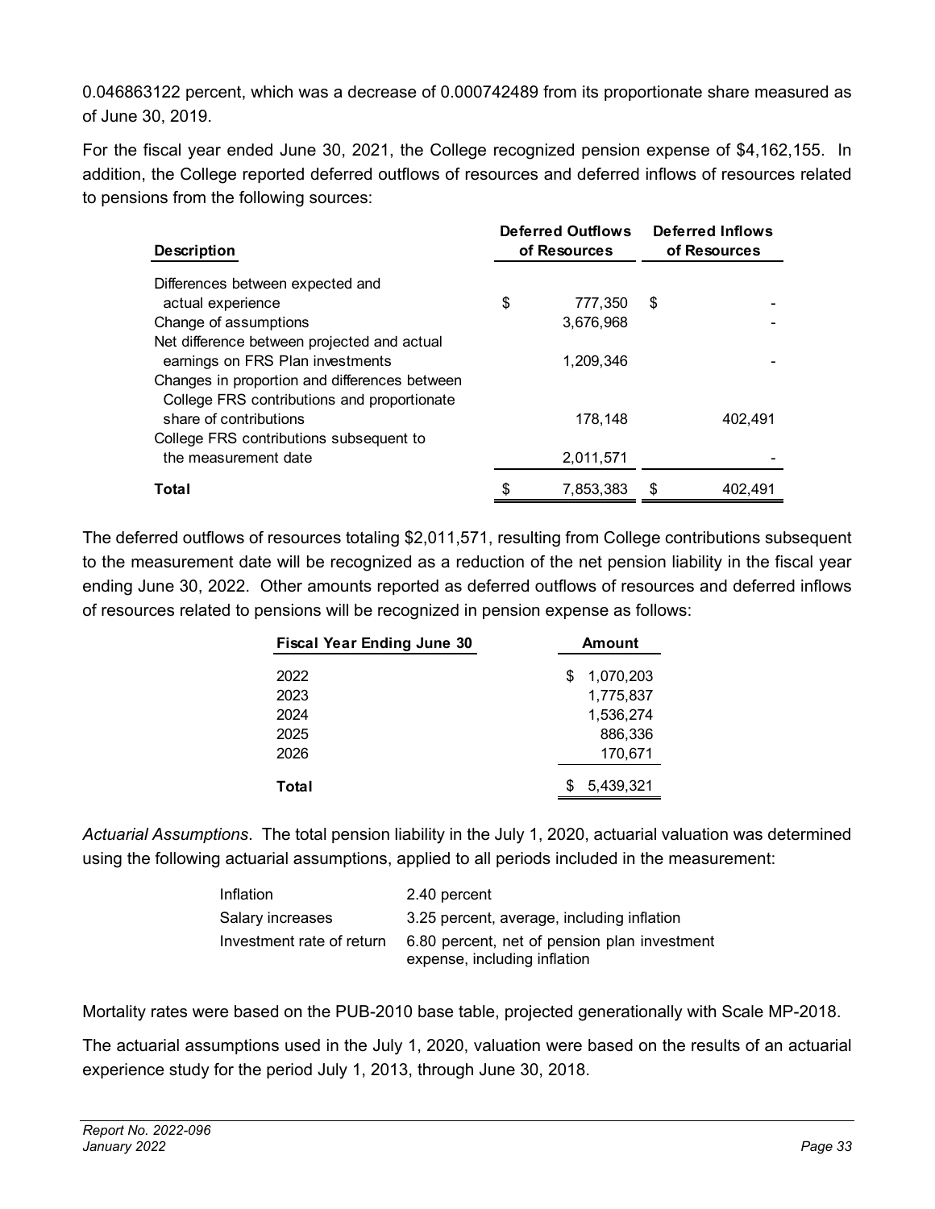0.046863122 percent, which was a decrease of 0.000742489 from its proportionate share measured as of June 30, 2019.

For the fiscal year ended June 30, 2021, the College recognized pension expense of $4,162,155. In addition, the College reported deferred outflows of resources and deferred inflows of resources related to pensions from the following sources:

| Description | Deferred Outflows of Resources | Deferred Inflows of Resources |
|---|---|---|
| Differences between expected and actual experience | $ 777,350 | $ - |
| Change of assumptions | 3,676,968 | - |
| Net difference between projected and actual earnings on FRS Plan investments | 1,209,346 | - |
| Changes in proportion and differences between College FRS contributions and proportionate share of contributions | 178,148 | 402,491 |
| College FRS contributions subsequent to the measurement date | 2,011,571 | - |
| **Total** | $ 7,853,383 | $ 402,491 |

The deferred outflows of resources totaling $2,011,571, resulting from College contributions subsequent to the measurement date will be recognized as a reduction of the net pension liability in the fiscal year ending June 30, 2022. Other amounts reported as deferred outflows of resources and deferred inflows of resources related to pensions will be recognized in pension expense as follows:

| Fiscal Year Ending June 30 | Amount |
|---|---|
| 2022 | $ 1,070,203 |
| 2023 | 1,775,837 |
| 2024 | 1,536,274 |
| 2025 | 886,336 |
| 2026 | 170,671 |
| **Total** | $ 5,439,321 |

*Actuarial Assumptions*. The total pension liability in the July 1, 2020, actuarial valuation was determined using the following actuarial assumptions, applied to all periods included in the measurement:

| | |
|---|---|
| Inflation | 2.40 percent |
| Salary increases | 3.25 percent, average, including inflation |
| Investment rate of return | 6.80 percent, net of pension plan investment expense, including inflation |

Mortality rates were based on the PUB-2010 base table, projected generationally with Scale MP-2018.

The actuarial assumptions used in the July 1, 2020, valuation were based on the results of an actuarial experience study for the period July 1, 2013, through June 30, 2018.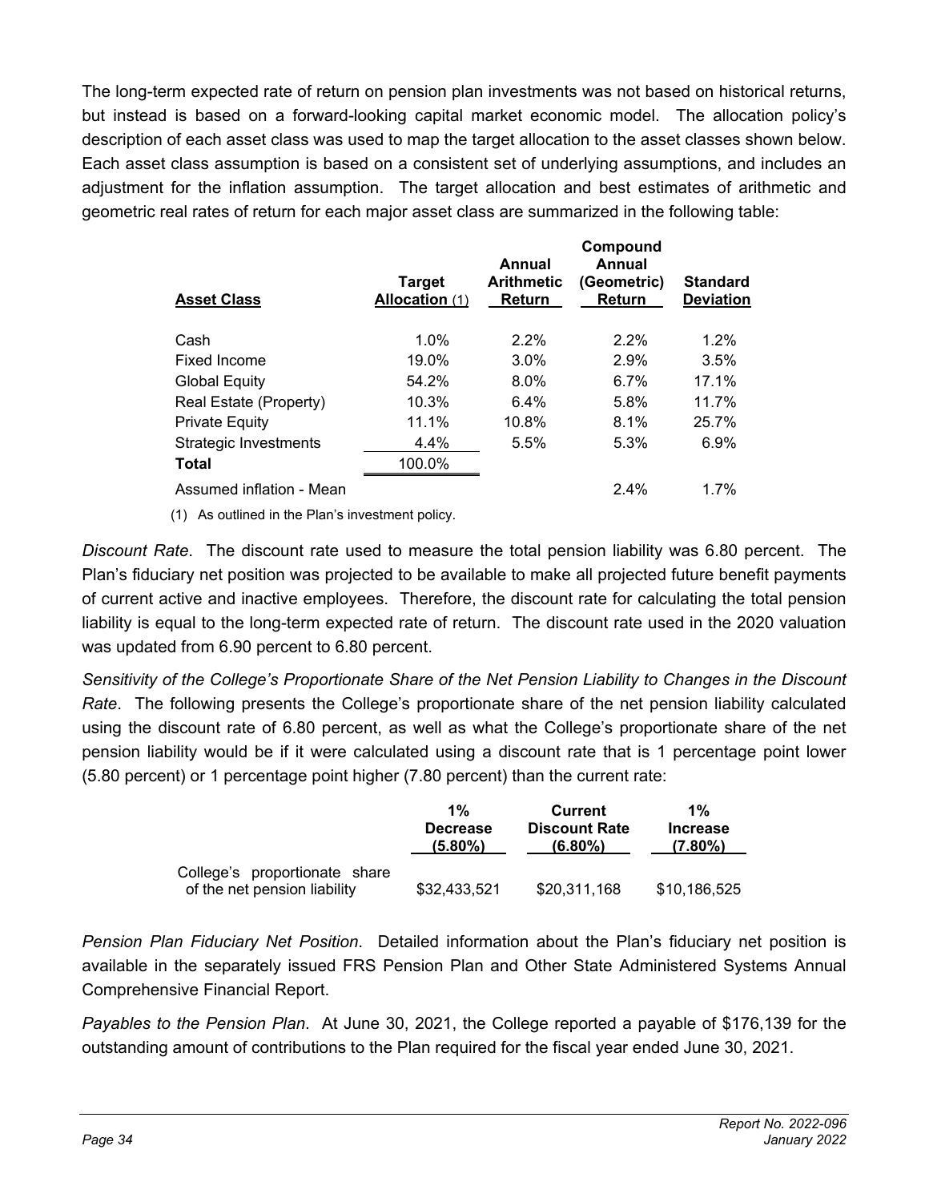The long-term expected rate of return on pension plan investments was not based on historical returns, but instead is based on a forward-looking capital market economic model. The allocation policy's description of each asset class was used to map the target allocation to the asset classes shown below. Each asset class assumption is based on a consistent set of underlying assumptions, and includes an adjustment for the inflation assumption. The target allocation and best estimates of arithmetic and geometric real rates of return for each major asset class are summarized in the following table:

| Asset Class | Target Allocation (1) | Annual Arithmetic Return | Compound Annual (Geometric) Return | Standard Deviation |
|---|---|---|---|---|
| Cash | 1.0% | 2.2% | 2.2% | 1.2% |
| Fixed Income | 19.0% | 3.0% | 2.9% | 3.5% |
| Global Equity | 54.2% | 8.0% | 6.7% | 17.1% |
| Real Estate (Property) | 10.3% | 6.4% | 5.8% | 11.7% |
| Private Equity | 11.1% | 10.8% | 8.1% | 25.7% |
| Strategic Investments | 4.4% | 5.5% | 5.3% | 6.9% |
| **Total** | 100.0% | | | |
| Assumed inflation - Mean | | | 2.4% | 1.7% |

(1) As outlined in the Plan's investment policy.

*Discount Rate*. The discount rate used to measure the total pension liability was 6.80 percent. The Plan's fiduciary net position was projected to be available to make all projected future benefit payments of current active and inactive employees. Therefore, the discount rate for calculating the total pension liability is equal to the long-term expected rate of return. The discount rate used in the 2020 valuation was updated from 6.90 percent to 6.80 percent.

*Sensitivity of the College's Proportionate Share of the Net Pension Liability to Changes in the Discount Rate*. The following presents the College's proportionate share of the net pension liability calculated using the discount rate of 6.80 percent, as well as what the College's proportionate share of the net pension liability would be if it were calculated using a discount rate that is 1 percentage point lower (5.80 percent) or 1 percentage point higher (7.80 percent) than the current rate:

| | 1% Decrease (5.80%) | Current Discount Rate (6.80%) | 1% Increase (7.80%) |
|---|---|---|---|
| College's proportionate share of the net pension liability | $32,433,521 | $20,311,168 | $10,186,525 |

*Pension Plan Fiduciary Net Position*. Detailed information about the Plan's fiduciary net position is available in the separately issued FRS Pension Plan and Other State Administered Systems Annual Comprehensive Financial Report.

*Payables to the Pension Plan*. At June 30, 2021, the College reported a payable of $176,139 for the outstanding amount of contributions to the Plan required for the fiscal year ended June 30, 2021.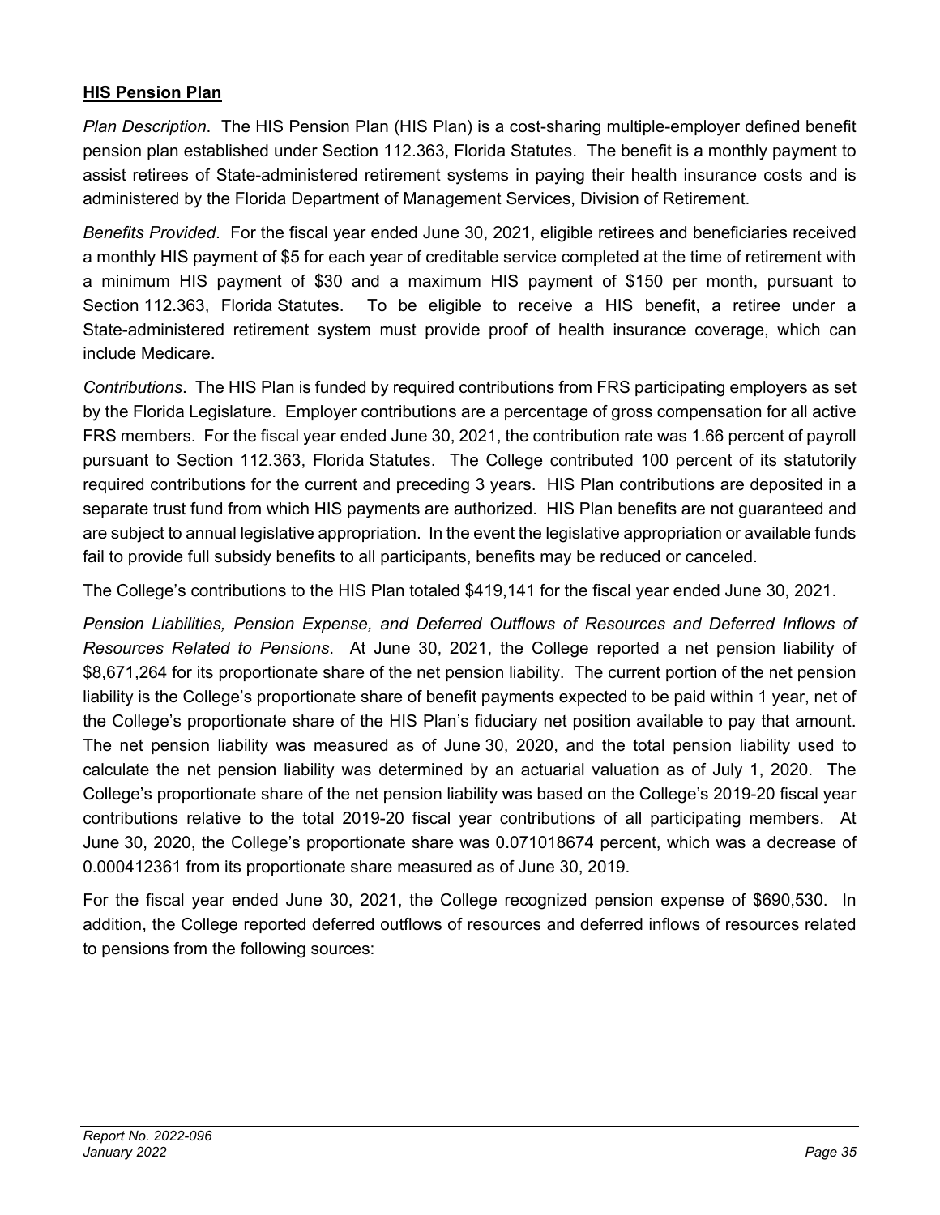**HIS Pension Plan**

*Plan Description*. The HIS Pension Plan (HIS Plan) is a cost-sharing multiple-employer defined benefit pension plan established under Section 112.363, Florida Statutes. The benefit is a monthly payment to assist retirees of State-administered retirement systems in paying their health insurance costs and is administered by the Florida Department of Management Services, Division of Retirement.

*Benefits Provided*. For the fiscal year ended June 30, 2021, eligible retirees and beneficiaries received a monthly HIS payment of $5 for each year of creditable service completed at the time of retirement with a minimum HIS payment of $30 and a maximum HIS payment of $150 per month, pursuant to Section 112.363, Florida Statutes. To be eligible to receive a HIS benefit, a retiree under a State-administered retirement system must provide proof of health insurance coverage, which can include Medicare.

*Contributions*. The HIS Plan is funded by required contributions from FRS participating employers as set by the Florida Legislature. Employer contributions are a percentage of gross compensation for all active FRS members. For the fiscal year ended June 30, 2021, the contribution rate was 1.66 percent of payroll pursuant to Section 112.363, Florida Statutes. The College contributed 100 percent of its statutorily required contributions for the current and preceding 3 years. HIS Plan contributions are deposited in a separate trust fund from which HIS payments are authorized. HIS Plan benefits are not guaranteed and are subject to annual legislative appropriation. In the event the legislative appropriation or available funds fail to provide full subsidy benefits to all participants, benefits may be reduced or canceled.

The College's contributions to the HIS Plan totaled $419,141 for the fiscal year ended June 30, 2021.

*Pension Liabilities, Pension Expense, and Deferred Outflows of Resources and Deferred Inflows of Resources Related to Pensions*. At June 30, 2021, the College reported a net pension liability of $8,671,264 for its proportionate share of the net pension liability. The current portion of the net pension liability is the College's proportionate share of benefit payments expected to be paid within 1 year, net of the College's proportionate share of the HIS Plan's fiduciary net position available to pay that amount. The net pension liability was measured as of June 30, 2020, and the total pension liability used to calculate the net pension liability was determined by an actuarial valuation as of July 1, 2020. The College's proportionate share of the net pension liability was based on the College's 2019-20 fiscal year contributions relative to the total 2019-20 fiscal year contributions of all participating members. At June 30, 2020, the College's proportionate share was 0.071018674 percent, which was a decrease of 0.000412361 from its proportionate share measured as of June 30, 2019.

For the fiscal year ended June 30, 2021, the College recognized pension expense of $690,530. In addition, the College reported deferred outflows of resources and deferred inflows of resources related to pensions from the following sources: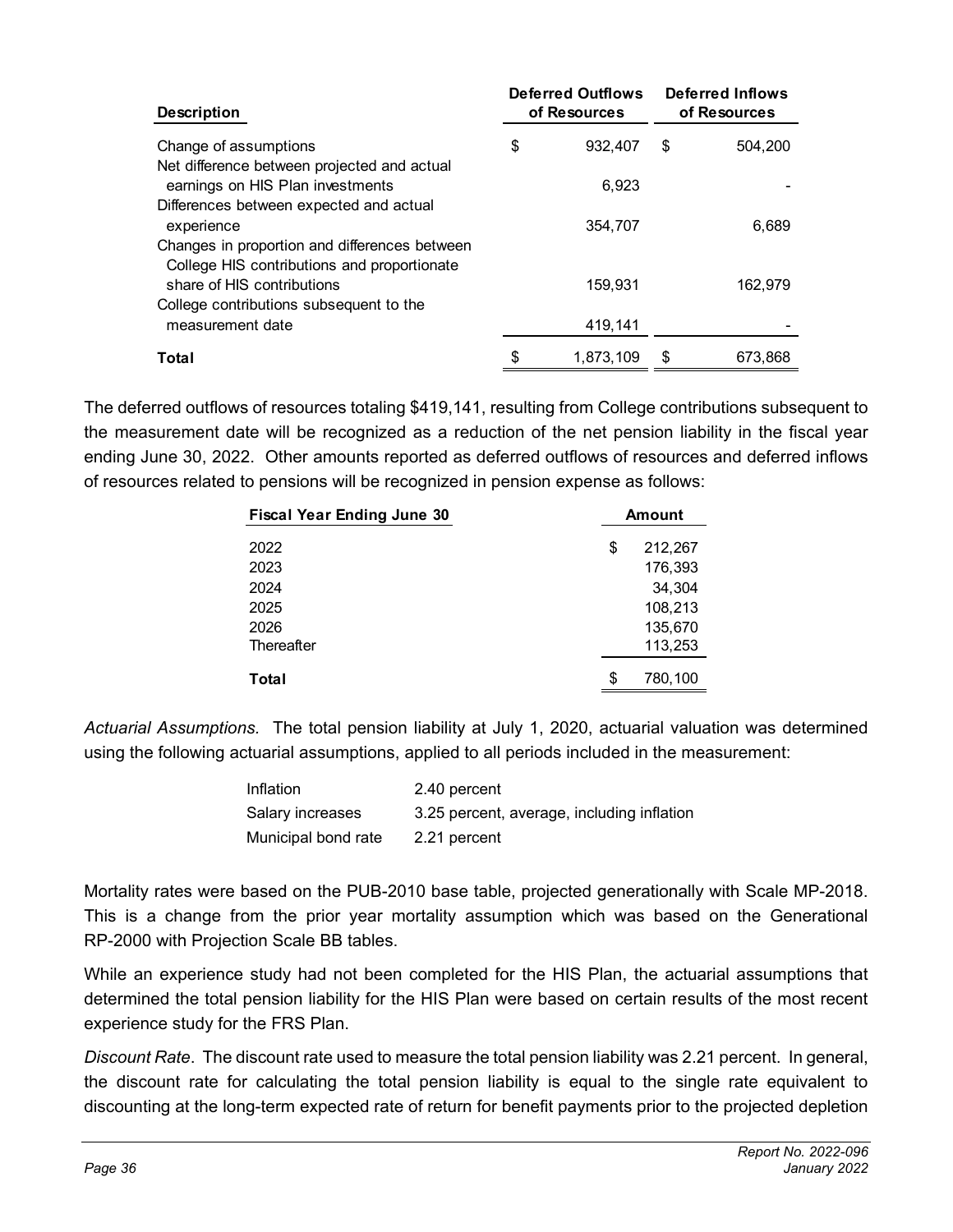| Description | Deferred Outflows of Resources | Deferred Inflows of Resources |
|---|---|---|
| Change of assumptions | $ 932,407 | $ 504,200 |
| Net difference between projected and actual earnings on HIS Plan investments | 6,923 | - |
| Differences between expected and actual experience | 354,707 | 6,689 |
| Changes in proportion and differences between College HIS contributions and proportionate share of HIS contributions | 159,931 | 162,979 |
| College contributions subsequent to the measurement date | 419,141 | - |
| **Total** | $ 1,873,109 | $ 673,868 |

The deferred outflows of resources totaling $419,141, resulting from College contributions subsequent to the measurement date will be recognized as a reduction of the net pension liability in the fiscal year ending June 30, 2022. Other amounts reported as deferred outflows of resources and deferred inflows of resources related to pensions will be recognized in pension expense as follows:

| Fiscal Year Ending June 30 | Amount |
|---|---|
| 2022 | $ 212,267 |
| 2023 | 176,393 |
| 2024 | 34,304 |
| 2025 | 108,213 |
| 2026 | 135,670 |
| Thereafter | 113,253 |
| **Total** | $ 780,100 |

*Actuarial Assumptions*. The total pension liability at July 1, 2020, actuarial valuation was determined using the following actuarial assumptions, applied to all periods included in the measurement:

| | |
|---|---|
| Inflation | 2.40 percent |
| Salary increases | 3.25 percent, average, including inflation |
| Municipal bond rate | 2.21 percent |

Mortality rates were based on the PUB-2010 base table, projected generationally with Scale MP-2018. This is a change from the prior year mortality assumption which was based on the Generational RP-2000 with Projection Scale BB tables.

While an experience study had not been completed for the HIS Plan, the actuarial assumptions that determined the total pension liability for the HIS Plan were based on certain results of the most recent experience study for the FRS Plan.

*Discount Rate*. The discount rate used to measure the total pension liability was 2.21 percent. In general, the discount rate for calculating the total pension liability is equal to the single rate equivalent to discounting at the long-term expected rate of return for benefit payments prior to the projected depletion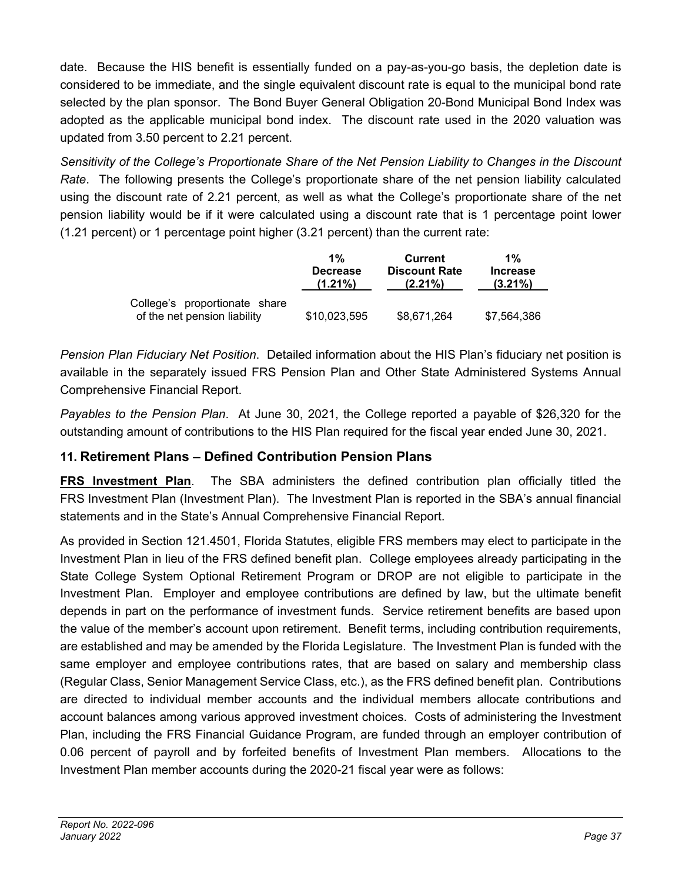date. Because the HIS benefit is essentially funded on a pay-as-you-go basis, the depletion date is considered to be immediate, and the single equivalent discount rate is equal to the municipal bond rate selected by the plan sponsor. The Bond Buyer General Obligation 20-Bond Municipal Bond Index was adopted as the applicable municipal bond index. The discount rate used in the 2020 valuation was updated from 3.50 percent to 2.21 percent.

*Sensitivity of the College's Proportionate Share of the Net Pension Liability to Changes in the Discount Rate*. The following presents the College's proportionate share of the net pension liability calculated using the discount rate of 2.21 percent, as well as what the College's proportionate share of the net pension liability would be if it were calculated using a discount rate that is 1 percentage point lower (1.21 percent) or 1 percentage point higher (3.21 percent) than the current rate:

| | 1% Decrease (1.21%) | Current Discount Rate (2.21%) | 1% Increase (3.21%) |
|---|---|---|---|
| College's proportionate share of the net pension liability | $10,023,595 | $8,671,264 | $7,564,386 |

*Pension Plan Fiduciary Net Position*. Detailed information about the HIS Plan's fiduciary net position is available in the separately issued FRS Pension Plan and Other State Administered Systems Annual Comprehensive Financial Report.

*Payables to the Pension Plan*. At June 30, 2021, the College reported a payable of $26,320 for the outstanding amount of contributions to the HIS Plan required for the fiscal year ended June 30, 2021.

## 11. Retirement Plans – Defined Contribution Pension Plans

**FRS Investment Plan**. The SBA administers the defined contribution plan officially titled the FRS Investment Plan (Investment Plan). The Investment Plan is reported in the SBA's annual financial statements and in the State's Annual Comprehensive Financial Report.

As provided in Section 121.4501, Florida Statutes, eligible FRS members may elect to participate in the Investment Plan in lieu of the FRS defined benefit plan. College employees already participating in the State College System Optional Retirement Program or DROP are not eligible to participate in the Investment Plan. Employer and employee contributions are defined by law, but the ultimate benefit depends in part on the performance of investment funds. Service retirement benefits are based upon the value of the member's account upon retirement. Benefit terms, including contribution requirements, are established and may be amended by the Florida Legislature. The Investment Plan is funded with the same employer and employee contributions rates, that are based on salary and membership class (Regular Class, Senior Management Service Class, etc.), as the FRS defined benefit plan. Contributions are directed to individual member accounts and the individual members allocate contributions and account balances among various approved investment choices. Costs of administering the Investment Plan, including the FRS Financial Guidance Program, are funded through an employer contribution of 0.06 percent of payroll and by forfeited benefits of Investment Plan members. Allocations to the Investment Plan member accounts during the 2020-21 fiscal year were as follows: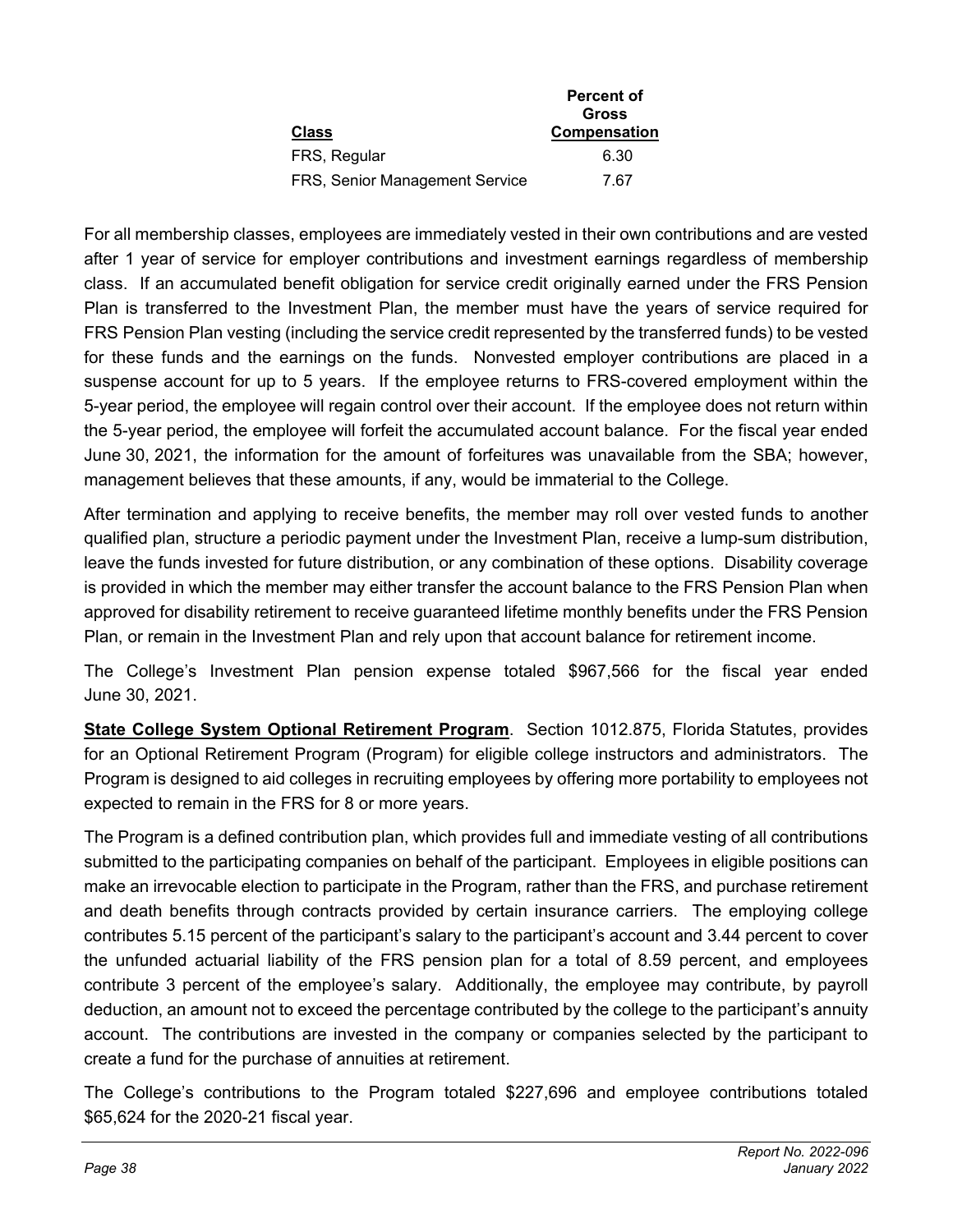| Class | Percent of Gross Compensation |
|---|---|
| FRS, Regular | 6.30 |
| FRS, Senior Management Service | 7.67 |

For all membership classes, employees are immediately vested in their own contributions and are vested after 1 year of service for employer contributions and investment earnings regardless of membership class. If an accumulated benefit obligation for service credit originally earned under the FRS Pension Plan is transferred to the Investment Plan, the member must have the years of service required for FRS Pension Plan vesting (including the service credit represented by the transferred funds) to be vested for these funds and the earnings on the funds. Nonvested employer contributions are placed in a suspense account for up to 5 years. If the employee returns to FRS-covered employment within the 5-year period, the employee will regain control over their account. If the employee does not return within the 5-year period, the employee will forfeit the accumulated account balance. For the fiscal year ended June 30, 2021, the information for the amount of forfeitures was unavailable from the SBA; however, management believes that these amounts, if any, would be immaterial to the College.

After termination and applying to receive benefits, the member may roll over vested funds to another qualified plan, structure a periodic payment under the Investment Plan, receive a lump-sum distribution, leave the funds invested for future distribution, or any combination of these options. Disability coverage is provided in which the member may either transfer the account balance to the FRS Pension Plan when approved for disability retirement to receive guaranteed lifetime monthly benefits under the FRS Pension Plan, or remain in the Investment Plan and rely upon that account balance for retirement income.

The College's Investment Plan pension expense totaled $967,566 for the fiscal year ended June 30, 2021.

**State College System Optional Retirement Program**. Section 1012.875, Florida Statutes, provides for an Optional Retirement Program (Program) for eligible college instructors and administrators. The Program is designed to aid colleges in recruiting employees by offering more portability to employees not expected to remain in the FRS for 8 or more years.

The Program is a defined contribution plan, which provides full and immediate vesting of all contributions submitted to the participating companies on behalf of the participant. Employees in eligible positions can make an irrevocable election to participate in the Program, rather than the FRS, and purchase retirement and death benefits through contracts provided by certain insurance carriers. The employing college contributes 5.15 percent of the participant's salary to the participant's account and 3.44 percent to cover the unfunded actuarial liability of the FRS pension plan for a total of 8.59 percent, and employees contribute 3 percent of the employee's salary. Additionally, the employee may contribute, by payroll deduction, an amount not to exceed the percentage contributed by the college to the participant's annuity account. The contributions are invested in the company or companies selected by the participant to create a fund for the purchase of annuities at retirement.

The College's contributions to the Program totaled $227,696 and employee contributions totaled $65,624 for the 2020-21 fiscal year.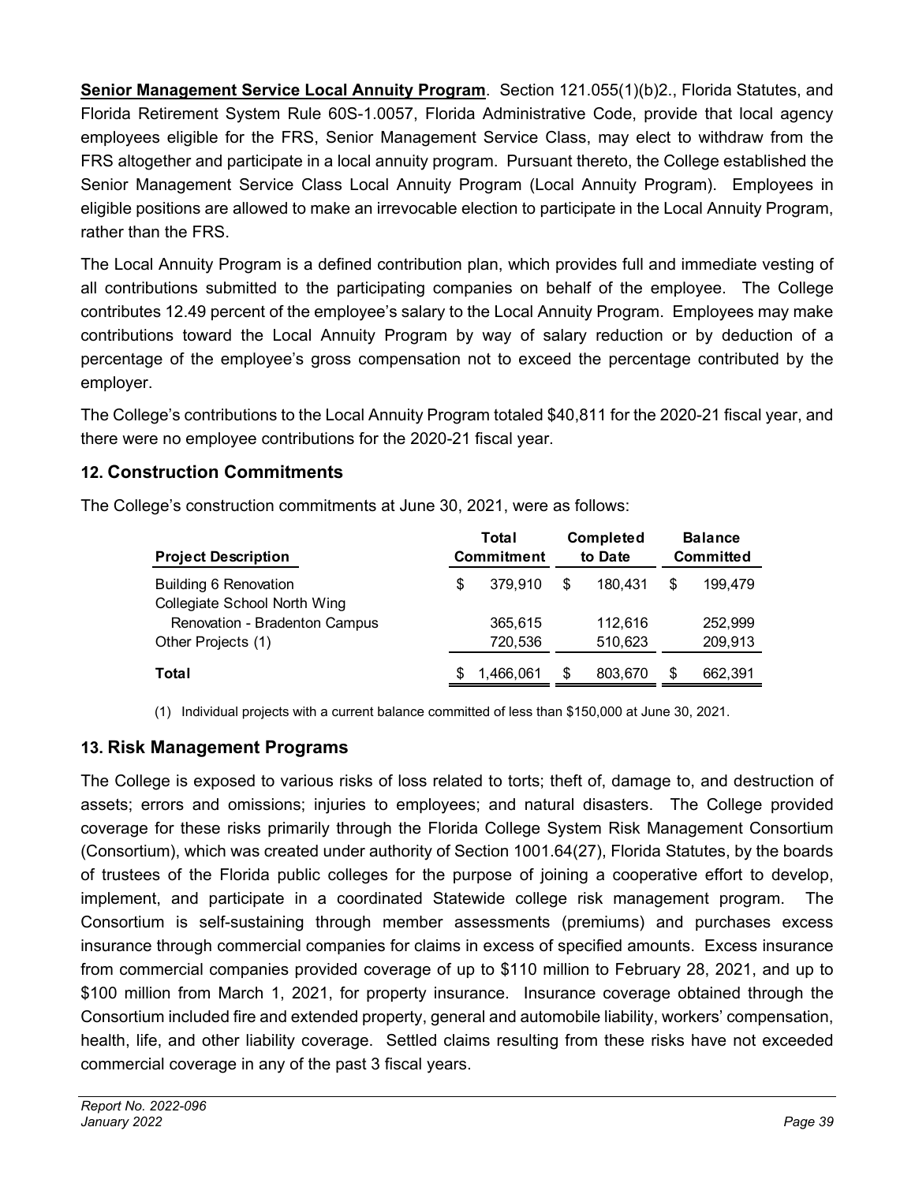**Senior Management Service Local Annuity Program**. Section 121.055(1)(b)2., Florida Statutes, and Florida Retirement System Rule 60S-1.0057, Florida Administrative Code, provide that local agency employees eligible for the FRS, Senior Management Service Class, may elect to withdraw from the FRS altogether and participate in a local annuity program. Pursuant thereto, the College established the Senior Management Service Class Local Annuity Program (Local Annuity Program). Employees in eligible positions are allowed to make an irrevocable election to participate in the Local Annuity Program, rather than the FRS.

The Local Annuity Program is a defined contribution plan, which provides full and immediate vesting of all contributions submitted to the participating companies on behalf of the employee. The College contributes 12.49 percent of the employee's salary to the Local Annuity Program. Employees may make contributions toward the Local Annuity Program by way of salary reduction or by deduction of a percentage of the employee's gross compensation not to exceed the percentage contributed by the employer.

The College's contributions to the Local Annuity Program totaled $40,811 for the 2020-21 fiscal year, and there were no employee contributions for the 2020-21 fiscal year.

## 12. Construction Commitments

The College's construction commitments at June 30, 2021, were as follows:

| Project Description | Total Commitment | Completed to Date | Balance Committed |
|---|---|---|---|
| Building 6 Renovation | $ 379,910 | $ 180,431 | $ 199,479 |
| Collegiate School North Wing Renovation - Bradenton Campus | 365,615 | 112,616 | 252,999 |
| Other Projects (1) | 720,536 | 510,623 | 209,913 |
| **Total** | $ 1,466,061 | $ 803,670 | $ 662,391 |

(1) Individual projects with a current balance committed of less than $150,000 at June 30, 2021.

## 13. Risk Management Programs

The College is exposed to various risks of loss related to torts; theft of, damage to, and destruction of assets; errors and omissions; injuries to employees; and natural disasters. The College provided coverage for these risks primarily through the Florida College System Risk Management Consortium (Consortium), which was created under authority of Section 1001.64(27), Florida Statutes, by the boards of trustees of the Florida public colleges for the purpose of joining a cooperative effort to develop, implement, and participate in a coordinated Statewide college risk management program. The Consortium is self-sustaining through member assessments (premiums) and purchases excess insurance through commercial companies for claims in excess of specified amounts. Excess insurance from commercial companies provided coverage of up to $110 million to February 28, 2021, and up to $100 million from March 1, 2021, for property insurance. Insurance coverage obtained through the Consortium included fire and extended property, general and automobile liability, workers' compensation, health, life, and other liability coverage. Settled claims resulting from these risks have not exceeded commercial coverage in any of the past 3 fiscal years.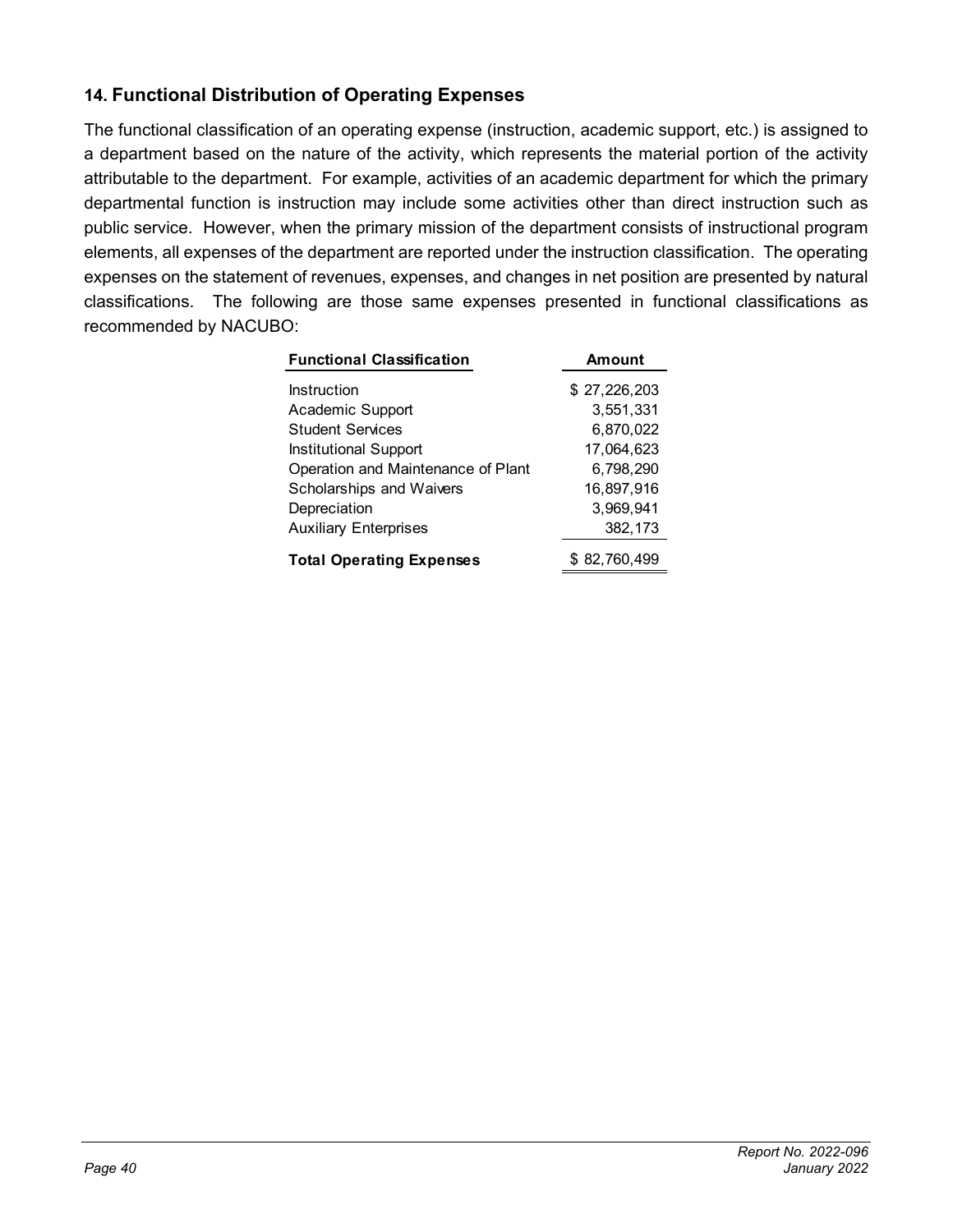## 14. Functional Distribution of Operating Expenses

The functional classification of an operating expense (instruction, academic support, etc.) is assigned to a department based on the nature of the activity, which represents the material portion of the activity attributable to the department. For example, activities of an academic department for which the primary departmental function is instruction may include some activities other than direct instruction such as public service. However, when the primary mission of the department consists of instructional program elements, all expenses of the department are reported under the instruction classification. The operating expenses on the statement of revenues, expenses, and changes in net position are presented by natural classifications. The following are those same expenses presented in functional classifications as recommended by NACUBO:

| Functional Classification | Amount |
|---|---|
| Instruction | $ 27,226,203 |
| Academic Support | 3,551,331 |
| Student Services | 6,870,022 |
| Institutional Support | 17,064,623 |
| Operation and Maintenance of Plant | 6,798,290 |
| Scholarships and Waivers | 16,897,916 |
| Depreciation | 3,969,941 |
| Auxiliary Enterprises | 382,173 |
| **Total Operating Expenses** | $ 82,760,499 |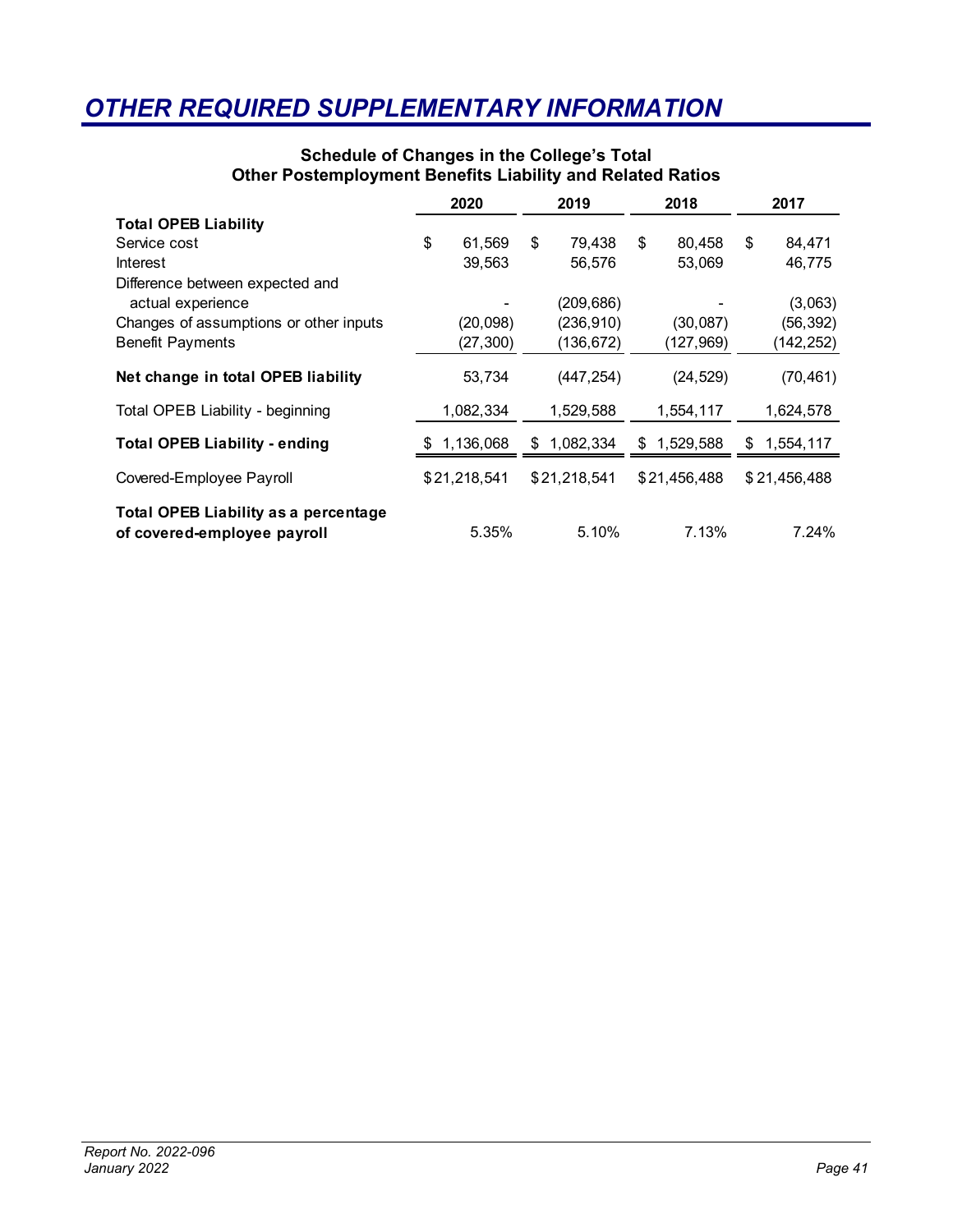# *OTHER REQUIRED SUPPLEMENTARY INFORMATION*

### Schedule of Changes in the College's Total Other Postemployment Benefits Liability and Related Ratios

| | 2020 | 2019 | 2018 | 2017 |
|---|---|---|---|---|
| **Total OPEB Liability** | | | | |
| Service cost | $ 61,569 | $ 79,438 | $ 80,458 | $ 84,471 |
| Interest | 39,563 | 56,576 | 53,069 | 46,775 |
| Difference between expected and actual experience | - | (209,686) | - | (3,063) |
| Changes of assumptions or other inputs | (20,098) | (236,910) | (30,087) | (56,392) |
| Benefit Payments | (27,300) | (136,672) | (127,969) | (142,252) |
| **Net change in total OPEB liability** | 53,734 | (447,254) | (24,529) | (70,461) |
| Total OPEB Liability - beginning | 1,082,334 | 1,529,588 | 1,554,117 | 1,624,578 |
| **Total OPEB Liability - ending** | $ 1,136,068 | $ 1,082,334 | $ 1,529,588 | $ 1,554,117 |
| Covered-Employee Payroll | $21,218,541 | $21,218,541 | $21,456,488 | $21,456,488 |
| **Total OPEB Liability as a percentage of covered-employee payroll** | 5.35% | 5.10% | 7.13% | 7.24% |

*Report No. 2022-096*
*January 2022*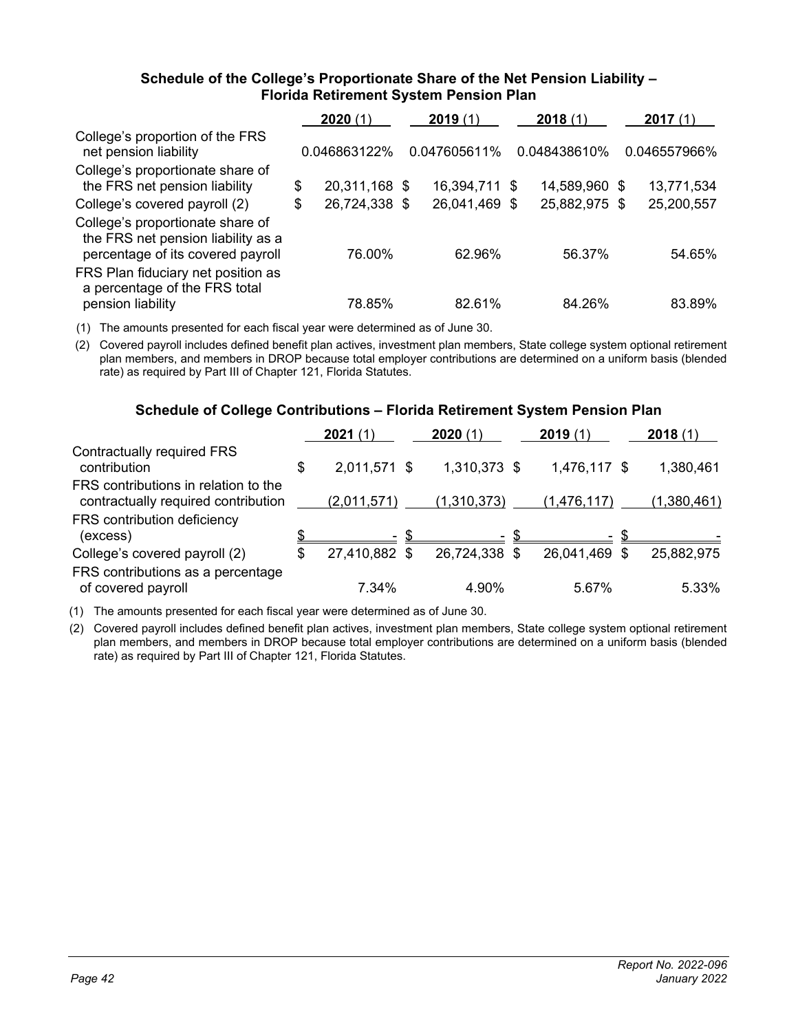### Schedule of the College's Proportionate Share of the Net Pension Liability – Florida Retirement System Pension Plan

| | **2020** (1) | **2019** (1) | **2018** (1) | **2017** (1) |
|---|---|---|---|---|
| College's proportion of the FRS net pension liability | 0.046863122% | 0.047605611% | 0.048438610% | 0.046557966% |
| College's proportionate share of the FRS net pension liability | $ 20,311,168 | $ 16,394,711 | $ 14,589,960 | $ 13,771,534 |
| College's covered payroll (2) | $ 26,724,338 | $ 26,041,469 | $ 25,882,975 | $ 25,200,557 |
| College's proportionate share of the FRS net pension liability as a percentage of its covered payroll | 76.00% | 62.96% | 56.37% | 54.65% |
| FRS Plan fiduciary net position as a percentage of the FRS total pension liability | 78.85% | 82.61% | 84.26% | 83.89% |

(1) The amounts presented for each fiscal year were determined as of June 30.

(2) Covered payroll includes defined benefit plan actives, investment plan members, State college system optional retirement plan members, and members in DROP because total employer contributions are determined on a uniform basis (blended rate) as required by Part III of Chapter 121, Florida Statutes.

### Schedule of College Contributions – Florida Retirement System Pension Plan

| | **2021** (1) | **2020** (1) | **2019** (1) | **2018** (1) |
|---|---|---|---|---|
| Contractually required FRS contribution | $ 2,011,571 | $ 1,310,373 | $ 1,476,117 | $ 1,380,461 |
| FRS contributions in relation to the contractually required contribution | (2,011,571) | (1,310,373) | (1,476,117) | (1,380,461) |
| FRS contribution deficiency (excess) | $ - | $ - | $ - | $ - |
| College's covered payroll (2) | $ 27,410,882 | $ 26,724,338 | $ 26,041,469 | $ 25,882,975 |
| FRS contributions as a percentage of covered payroll | 7.34% | 4.90% | 5.67% | 5.33% |

(1) The amounts presented for each fiscal year were determined as of June 30.

(2) Covered payroll includes defined benefit plan actives, investment plan members, State college system optional retirement plan members, and members in DROP because total employer contributions are determined on a uniform basis (blended rate) as required by Part III of Chapter 121, Florida Statutes.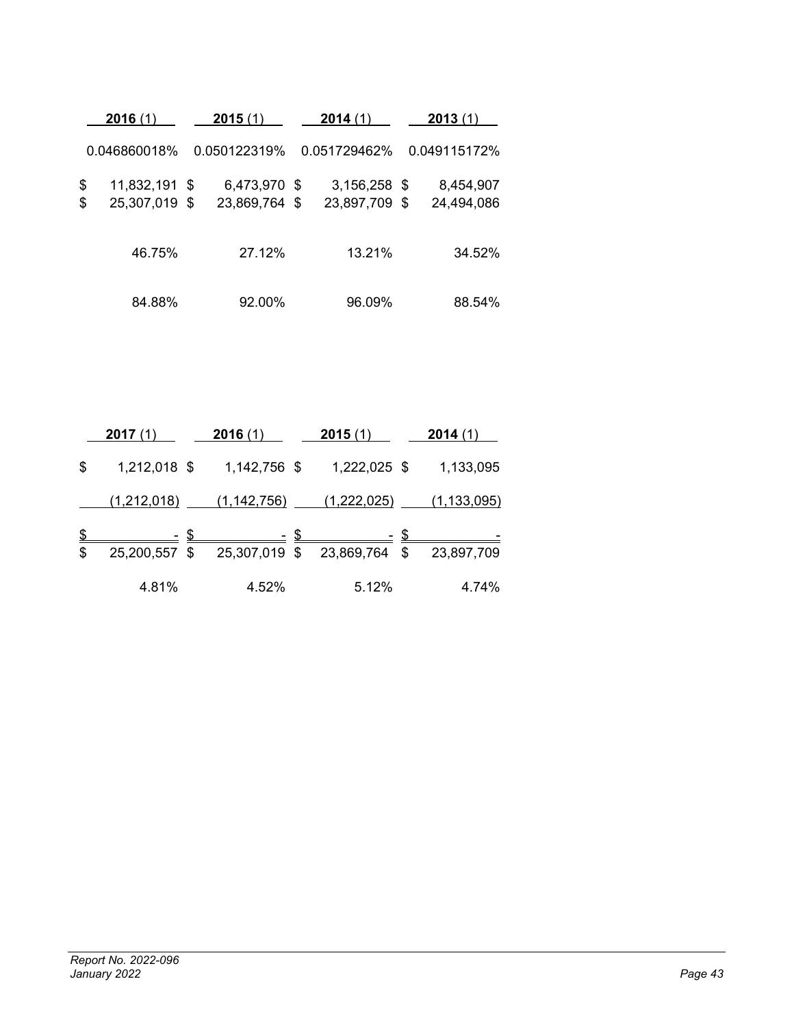| 2016 (1) | 2015 (1) | 2014 (1) | 2013 (1) |
|---|---|---|---|
| 0.046860018% | 0.050122319% | 0.051729462% | 0.049115172% |
| $ 11,832,191 | $ 6,473,970 | $ 3,156,258 | $ 8,454,907 |
| $ 25,307,019 | $ 23,869,764 | $ 23,897,709 | $ 24,494,086 |
| 46.75% | 27.12% | 13.21% | 34.52% |
| 84.88% | 92.00% | 96.09% | 88.54% |

| 2017 (1) | 2016 (1) | 2015 (1) | 2014 (1) |
|---|---|---|---|
| $ 1,212,018 | $ 1,142,756 | $ 1,222,025 | $ 1,133,095 |
| (1,212,018) | (1,142,756) | (1,222,025) | (1,133,095) |
| $ - | $ - | $ - | $ - |
| $ 25,200,557 | $ 25,307,019 | $ 23,869,764 | $ 23,897,709 |
| 4.81% | 4.52% | 5.12% | 4.74% |

*Report No. 2022-096*
*January 2022*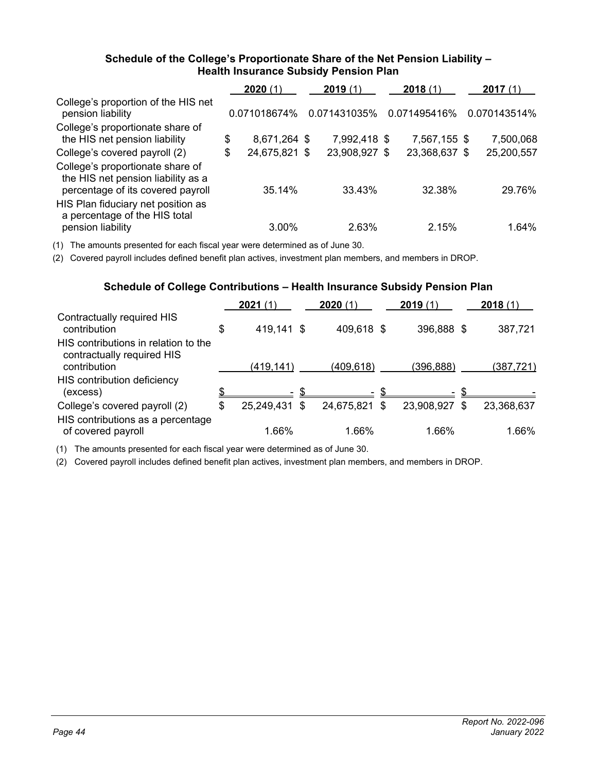### Schedule of the College's Proportionate Share of the Net Pension Liability – Health Insurance Subsidy Pension Plan

| | 2020 (1) | 2019 (1) | 2018 (1) | 2017 (1) |
|---|---|---|---|---|
| College's proportion of the HIS net pension liability | 0.071018674% | 0.071431035% | 0.071495416% | 0.070143514% |
| College's proportionate share of the HIS net pension liability | $ 8,671,264 | $ 7,992,418 | $ 7,567,155 | $ 7,500,068 |
| College's covered payroll (2) | $ 24,675,821 | $ 23,908,927 | $ 23,368,637 | $ 25,200,557 |
| College's proportionate share of the HIS net pension liability as a percentage of its covered payroll | 35.14% | 33.43% | 32.38% | 29.76% |
| HIS Plan fiduciary net position as a percentage of the HIS total pension liability | 3.00% | 2.63% | 2.15% | 1.64% |

(1) The amounts presented for each fiscal year were determined as of June 30.

(2) Covered payroll includes defined benefit plan actives, investment plan members, and members in DROP.

### Schedule of College Contributions – Health Insurance Subsidy Pension Plan

| | 2021 (1) | 2020 (1) | 2019 (1) | 2018 (1) |
|---|---|---|---|---|
| Contractually required HIS contribution | $ 419,141 | $ 409,618 | $ 396,888 | $ 387,721 |
| HIS contributions in relation to the contractually required HIS contribution | (419,141) | (409,618) | (396,888) | (387,721) |
| HIS contribution deficiency (excess) | $ - | $ - | $ - | $ - |
| College's covered payroll (2) | $ 25,249,431 | $ 24,675,821 | $ 23,908,927 | $ 23,368,637 |
| HIS contributions as a percentage of covered payroll | 1.66% | 1.66% | 1.66% | 1.66% |

(1) The amounts presented for each fiscal year were determined as of June 30.

(2) Covered payroll includes defined benefit plan actives, investment plan members, and members in DROP.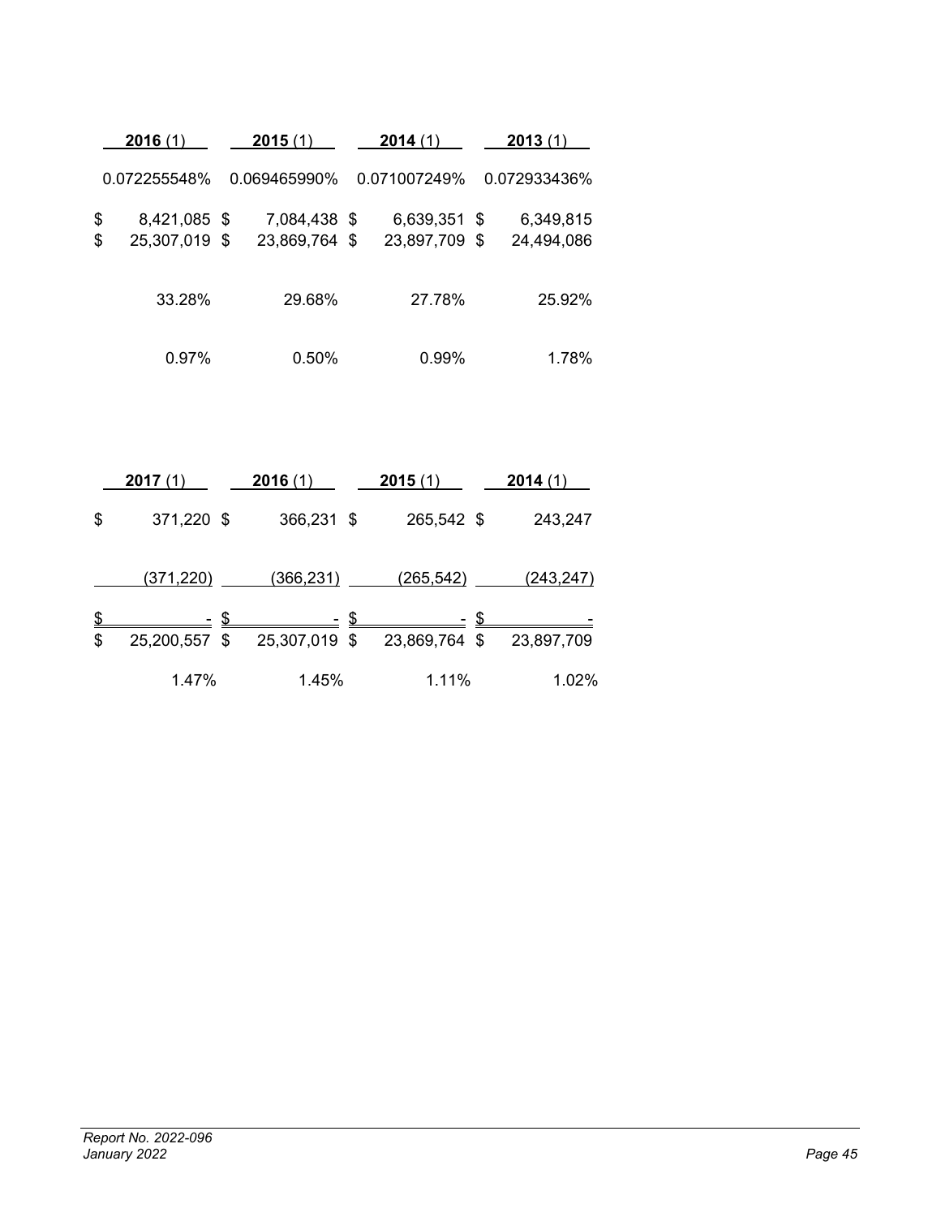| 2016 (1) | 2015 (1) | 2014 (1) | 2013 (1) |
|---|---|---|---|
| 0.072255548% | 0.069465990% | 0.071007249% | 0.072933436% |
| $ 8,421,085 | $ 7,084,438 | $ 6,639,351 | $ 6,349,815 |
| $ 25,307,019 | $ 23,869,764 | $ 23,897,709 | $ 24,494,086 |
| 33.28% | 29.68% | 27.78% | 25.92% |
| 0.97% | 0.50% | 0.99% | 1.78% |

| 2017 (1) | 2016 (1) | 2015 (1) | 2014 (1) |
|---|---|---|---|
| $ 371,220 | $ 366,231 | $ 265,542 | $ 243,247 |
| (371,220) | (366,231) | (265,542) | (243,247) |
| $ - | $ - | $ - | $ - |
| $ 25,200,557 | $ 25,307,019 | $ 23,869,764 | $ 23,897,709 |
| 1.47% | 1.45% | 1.11% | 1.02% |

*Report No. 2022-096*
*January 2022*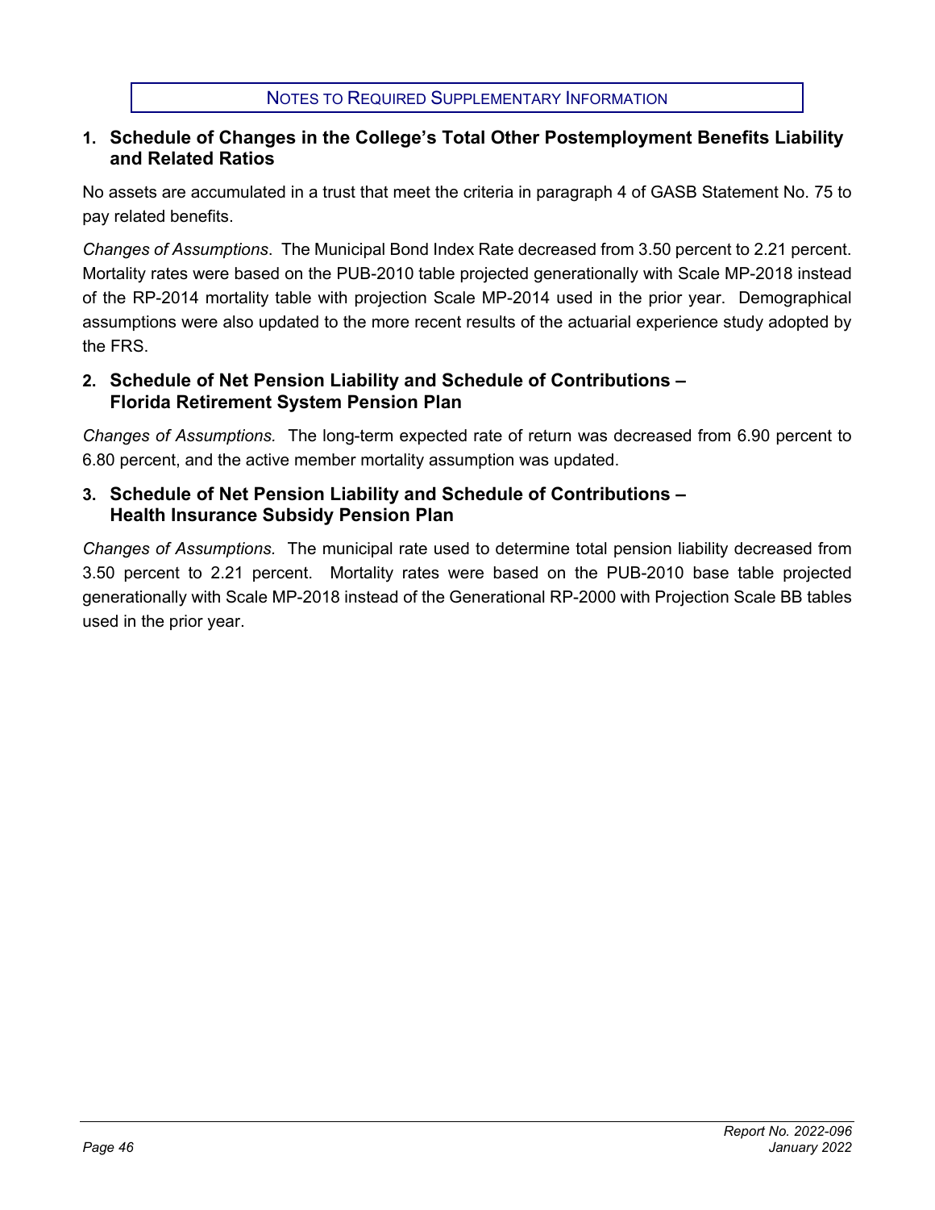# NOTES TO REQUIRED SUPPLEMENTARY INFORMATION

## 1. Schedule of Changes in the College's Total Other Postemployment Benefits Liability and Related Ratios

No assets are accumulated in a trust that meet the criteria in paragraph 4 of GASB Statement No. 75 to pay related benefits.

*Changes of Assumptions*. The Municipal Bond Index Rate decreased from 3.50 percent to 2.21 percent. Mortality rates were based on the PUB-2010 table projected generationally with Scale MP-2018 instead of the RP-2014 mortality table with projection Scale MP-2014 used in the prior year. Demographical assumptions were also updated to the more recent results of the actuarial experience study adopted by the FRS.

## 2. Schedule of Net Pension Liability and Schedule of Contributions – Florida Retirement System Pension Plan

*Changes of Assumptions.* The long-term expected rate of return was decreased from 6.90 percent to 6.80 percent, and the active member mortality assumption was updated.

## 3. Schedule of Net Pension Liability and Schedule of Contributions – Health Insurance Subsidy Pension Plan

*Changes of Assumptions.* The municipal rate used to determine total pension liability decreased from 3.50 percent to 2.21 percent. Mortality rates were based on the PUB-2010 base table projected generationally with Scale MP-2018 instead of the Generational RP-2000 with Projection Scale BB tables used in the prior year.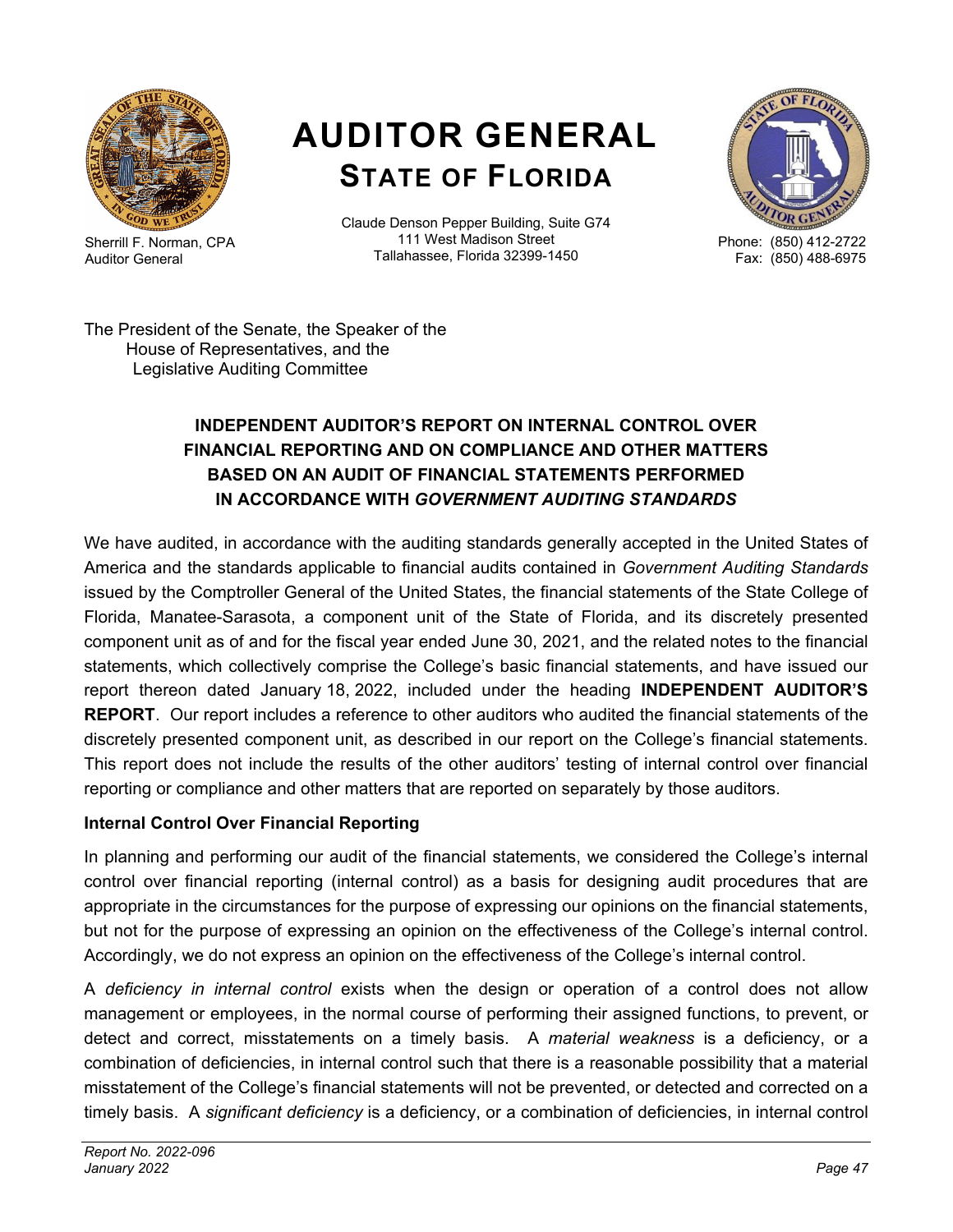# AUDITOR GENERAL
## STATE OF FLORIDA

Sherrill F. Norman, CPA
Auditor General

Claude Denson Pepper Building, Suite G74
111 West Madison Street
Tallahassee, Florida 32399-1450

Phone: (850) 412-2722
Fax: (850) 488-6975

The President of the Senate, the Speaker of the House of Representatives, and the Legislative Auditing Committee

### INDEPENDENT AUDITOR'S REPORT ON INTERNAL CONTROL OVER FINANCIAL REPORTING AND ON COMPLIANCE AND OTHER MATTERS BASED ON AN AUDIT OF FINANCIAL STATEMENTS PERFORMED IN ACCORDANCE WITH *GOVERNMENT AUDITING STANDARDS*

We have audited, in accordance with the auditing standards generally accepted in the United States of America and the standards applicable to financial audits contained in *Government Auditing Standards* issued by the Comptroller General of the United States, the financial statements of the State College of Florida, Manatee-Sarasota, a component unit of the State of Florida, and its discretely presented component unit as of and for the fiscal year ended June 30, 2021, and the related notes to the financial statements, which collectively comprise the College's basic financial statements, and have issued our report thereon dated January 18, 2022, included under the heading **INDEPENDENT AUDITOR'S REPORT**. Our report includes a reference to other auditors who audited the financial statements of the discretely presented component unit, as described in our report on the College's financial statements. This report does not include the results of the other auditors' testing of internal control over financial reporting or compliance and other matters that are reported on separately by those auditors.

#### Internal Control Over Financial Reporting

In planning and performing our audit of the financial statements, we considered the College's internal control over financial reporting (internal control) as a basis for designing audit procedures that are appropriate in the circumstances for the purpose of expressing our opinions on the financial statements, but not for the purpose of expressing an opinion on the effectiveness of the College's internal control. Accordingly, we do not express an opinion on the effectiveness of the College's internal control.

A *deficiency in internal control* exists when the design or operation of a control does not allow management or employees, in the normal course of performing their assigned functions, to prevent, or detect and correct, misstatements on a timely basis. A *material weakness* is a deficiency, or a combination of deficiencies, in internal control such that there is a reasonable possibility that a material misstatement of the College's financial statements will not be prevented, or detected and corrected on a timely basis. A *significant deficiency* is a deficiency, or a combination of deficiencies, in internal control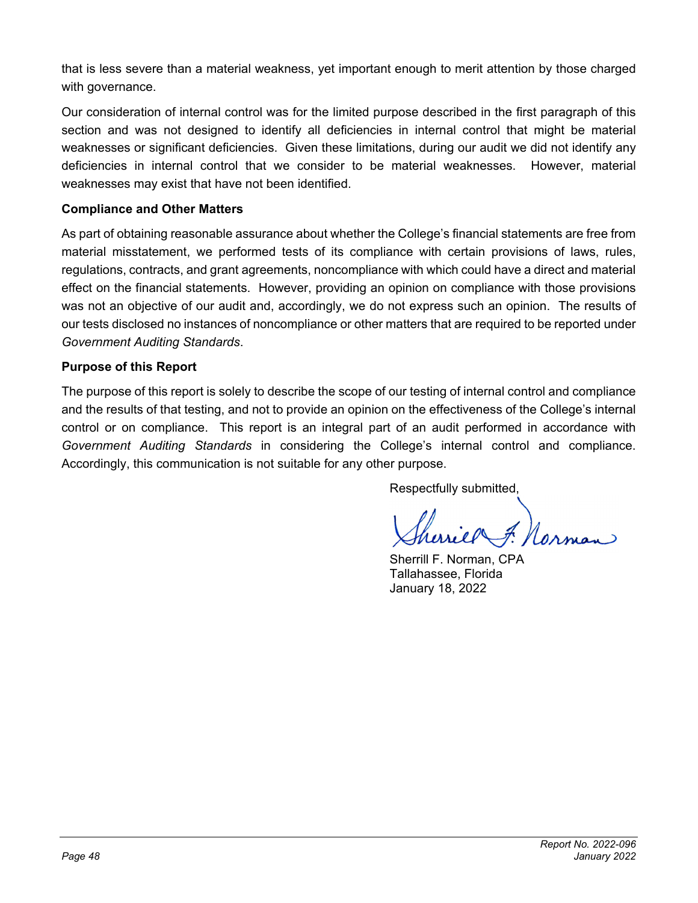that is less severe than a material weakness, yet important enough to merit attention by those charged with governance.

Our consideration of internal control was for the limited purpose described in the first paragraph of this section and was not designed to identify all deficiencies in internal control that might be material weaknesses or significant deficiencies. Given these limitations, during our audit we did not identify any deficiencies in internal control that we consider to be material weaknesses. However, material weaknesses may exist that have not been identified.

**Compliance and Other Matters**

As part of obtaining reasonable assurance about whether the College's financial statements are free from material misstatement, we performed tests of its compliance with certain provisions of laws, rules, regulations, contracts, and grant agreements, noncompliance with which could have a direct and material effect on the financial statements. However, providing an opinion on compliance with those provisions was not an objective of our audit and, accordingly, we do not express such an opinion. The results of our tests disclosed no instances of noncompliance or other matters that are required to be reported under *Government Auditing Standards*.

**Purpose of this Report**

The purpose of this report is solely to describe the scope of our testing of internal control and compliance and the results of that testing, and not to provide an opinion on the effectiveness of the College's internal control or on compliance. This report is an integral part of an audit performed in accordance with *Government Auditing Standards* in considering the College's internal control and compliance. Accordingly, this communication is not suitable for any other purpose.

Respectfully submitted,

Sherrill F. Norman, CPA
Tallahassee, Florida
January 18, 2022